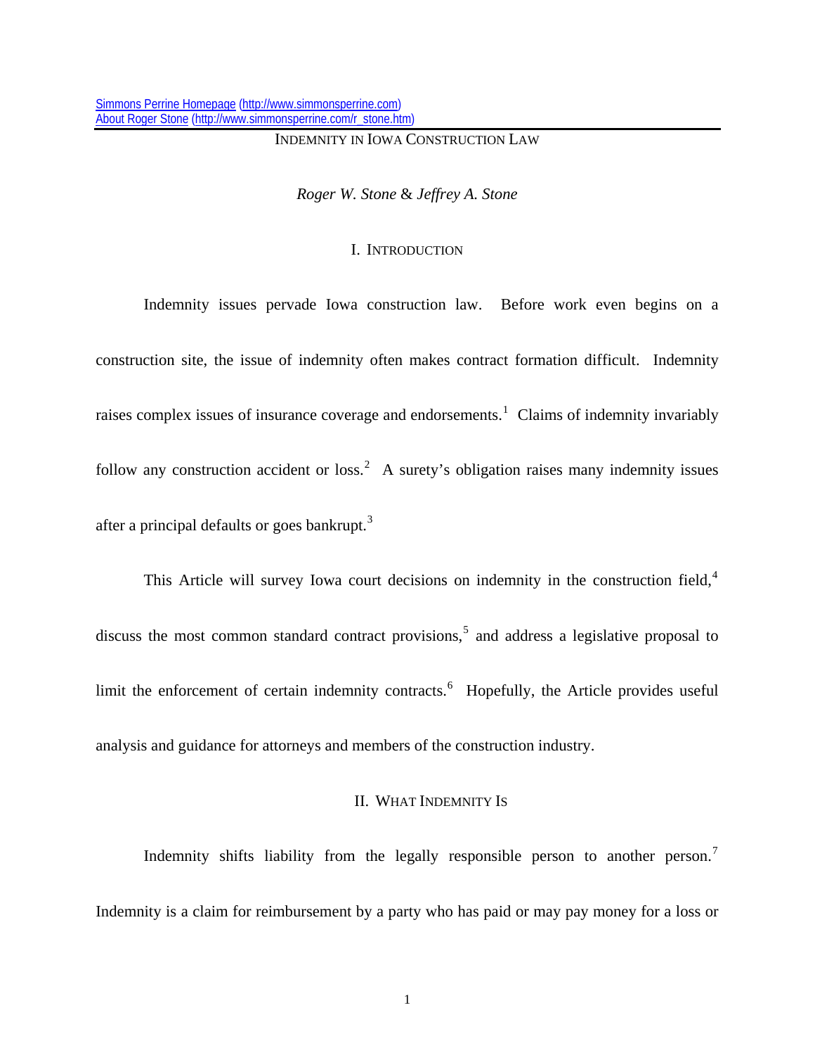[Simmons Perrine Homepage](http://www.simmonsperrine.com) (http://www.simmonsperrine.com)
[About Roger Stone](http://www.simmonsperrine.com/r_stone.htm) (http://www.simmonsperrine.com/r_stone.htm)

# INDEMNITY IN IOWA CONSTRUCTION LAW

*Roger W. Stone* & *Jeffrey A. Stone*

## I. INTRODUCTION

Indemnity issues pervade Iowa construction law. Before work even begins on a construction site, the issue of indemnity often makes contract formation difficult. Indemnity raises complex issues of insurance coverage and endorsements.[1] Claims of indemnity invariably follow any construction accident or loss.[2] A surety's obligation raises many indemnity issues after a principal defaults or goes bankrupt.[3]

This Article will survey Iowa court decisions on indemnity in the construction field,[4] discuss the most common standard contract provisions,[5] and address a legislative proposal to limit the enforcement of certain indemnity contracts.[6] Hopefully, the Article provides useful analysis and guidance for attorneys and members of the construction industry.

## II. WHAT INDEMNITY IS

Indemnity shifts liability from the legally responsible person to another person.[7] Indemnity is a claim for reimbursement by a party who has paid or may pay money for a loss or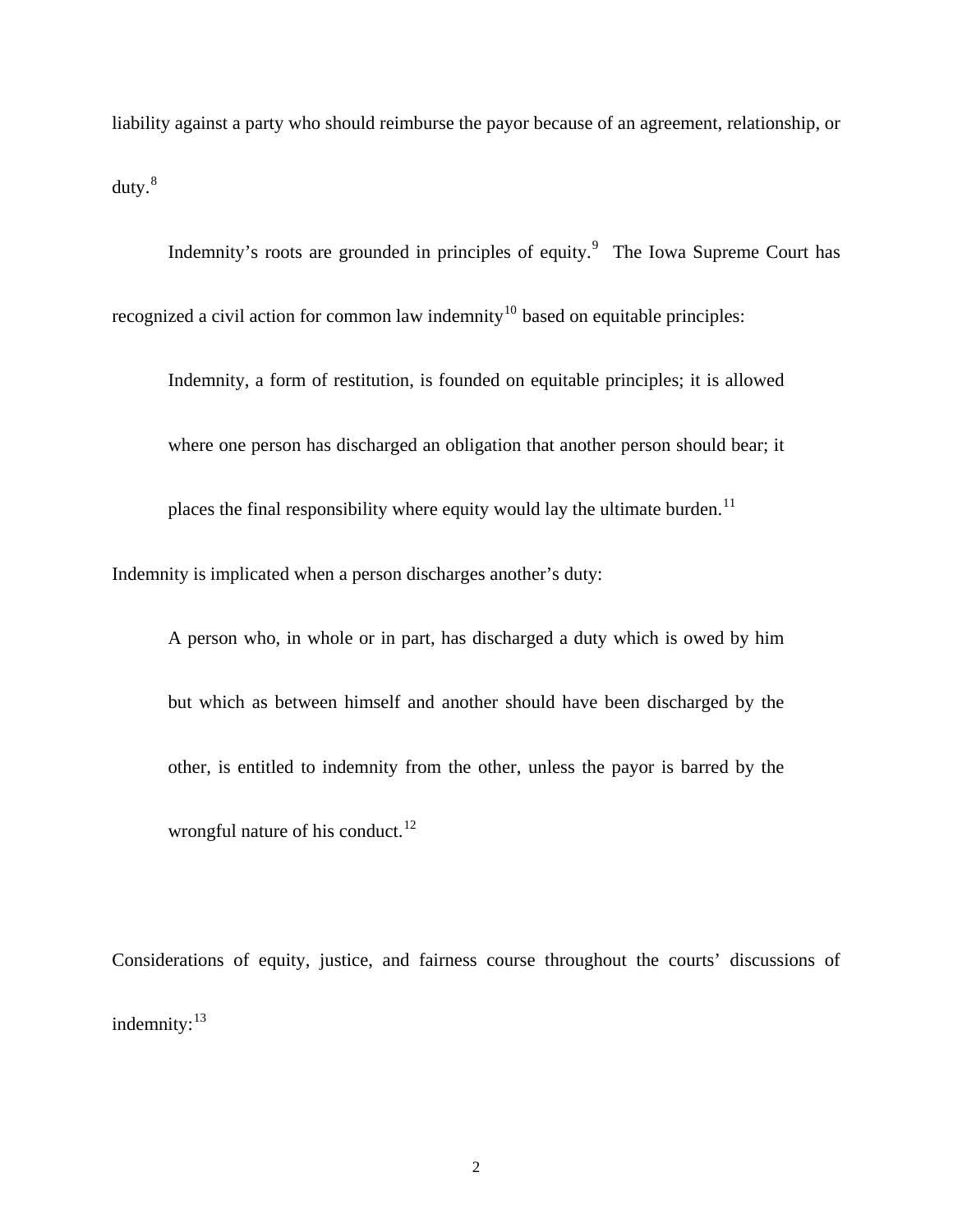liability against a party who should reimburse the payor because of an agreement, relationship, or duty.[8]

Indemnity's roots are grounded in principles of equity.[9] The Iowa Supreme Court has recognized a civil action for common law indemnity[10] based on equitable principles:

> Indemnity, a form of restitution, is founded on equitable principles; it is allowed where one person has discharged an obligation that another person should bear; it places the final responsibility where equity would lay the ultimate burden.[11]

Indemnity is implicated when a person discharges another's duty:

> A person who, in whole or in part, has discharged a duty which is owed by him but which as between himself and another should have been discharged by the other, is entitled to indemnity from the other, unless the payor is barred by the wrongful nature of his conduct.[12]

Considerations of equity, justice, and fairness course throughout the courts' discussions of indemnity:[13]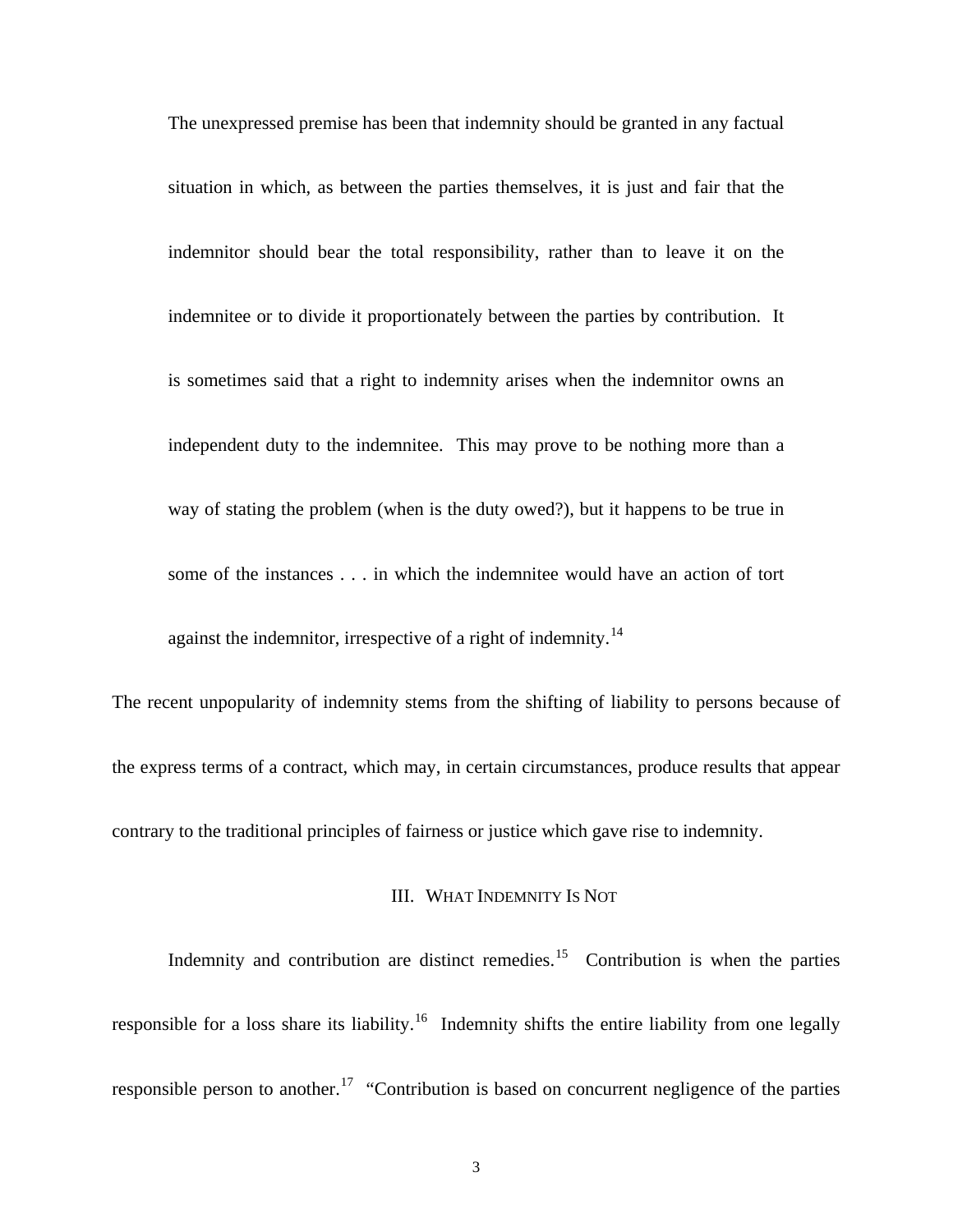> The unexpressed premise has been that indemnity should be granted in any factual situation in which, as between the parties themselves, it is just and fair that the indemnitor should bear the total responsibility, rather than to leave it on the indemnitee or to divide it proportionately between the parties by contribution. It is sometimes said that a right to indemnity arises when the indemnitor owns an independent duty to the indemnitee. This may prove to be nothing more than a way of stating the problem (when is the duty owed?), but it happens to be true in some of the instances . . . in which the indemnitee would have an action of tort against the indemnitor, irrespective of a right of indemnity.[14]

The recent unpopularity of indemnity stems from the shifting of liability to persons because of the express terms of a contract, which may, in certain circumstances, produce results that appear contrary to the traditional principles of fairness or justice which gave rise to indemnity.

## III. What Indemnity Is Not

Indemnity and contribution are distinct remedies.[15] Contribution is when the parties responsible for a loss share its liability.[16] Indemnity shifts the entire liability from one legally responsible person to another.[17] "Contribution is based on concurrent negligence of the parties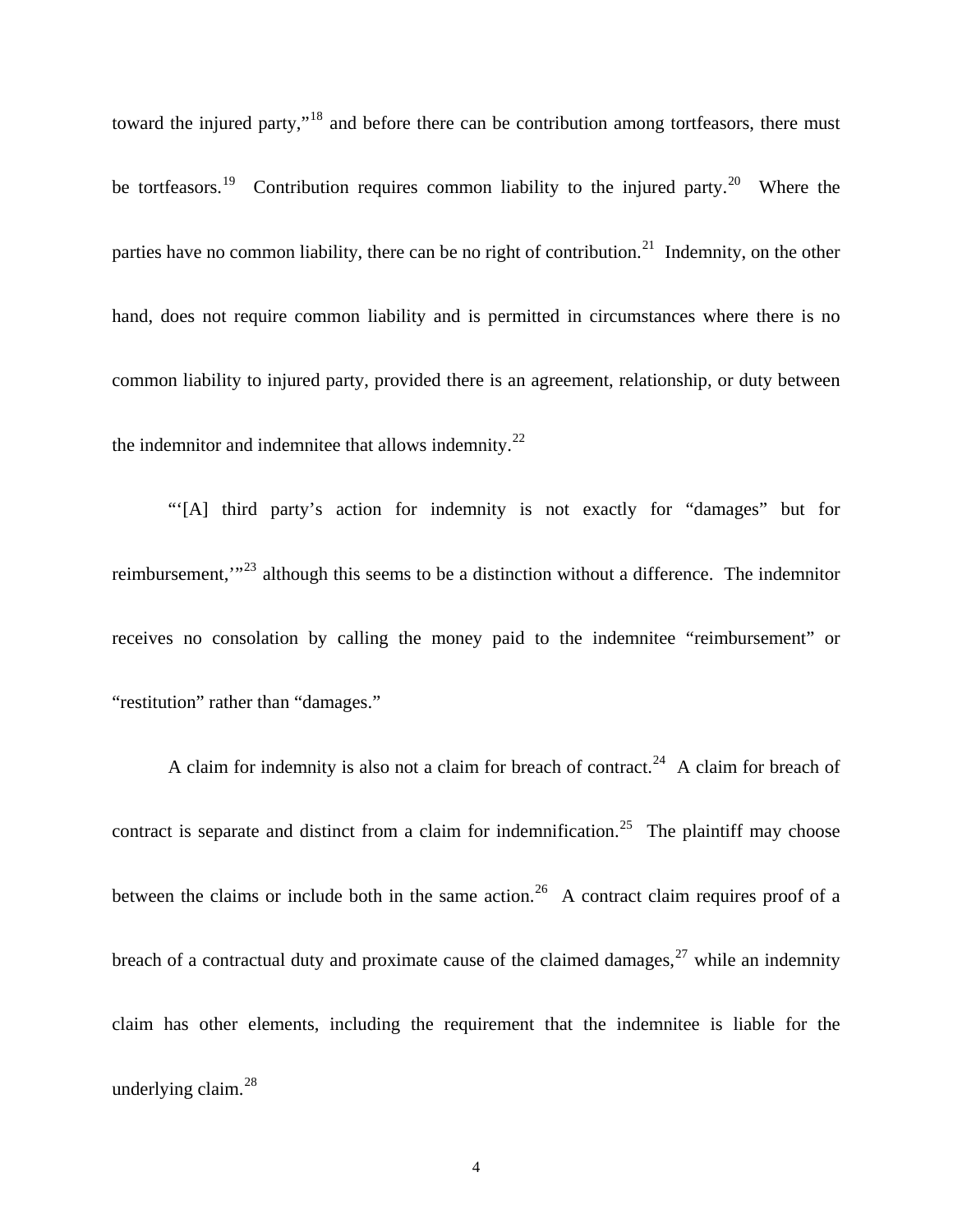toward the injured party,"[18] and before there can be contribution among tortfeasors, there must be tortfeasors.[19] Contribution requires common liability to the injured party.[20] Where the parties have no common liability, there can be no right of contribution.[21] Indemnity, on the other hand, does not require common liability and is permitted in circumstances where there is no common liability to injured party, provided there is an agreement, relationship, or duty between the indemnitor and indemnitee that allows indemnity.[22]

"'[A] third party's action for indemnity is not exactly for "damages" but for reimbursement,'"[23] although this seems to be a distinction without a difference. The indemnitor receives no consolation by calling the money paid to the indemnitee "reimbursement" or "restitution" rather than "damages."

A claim for indemnity is also not a claim for breach of contract.[24] A claim for breach of contract is separate and distinct from a claim for indemnification.[25] The plaintiff may choose between the claims or include both in the same action.[26] A contract claim requires proof of a breach of a contractual duty and proximate cause of the claimed damages,[27] while an indemnity claim has other elements, including the requirement that the indemnitee is liable for the underlying claim.[28]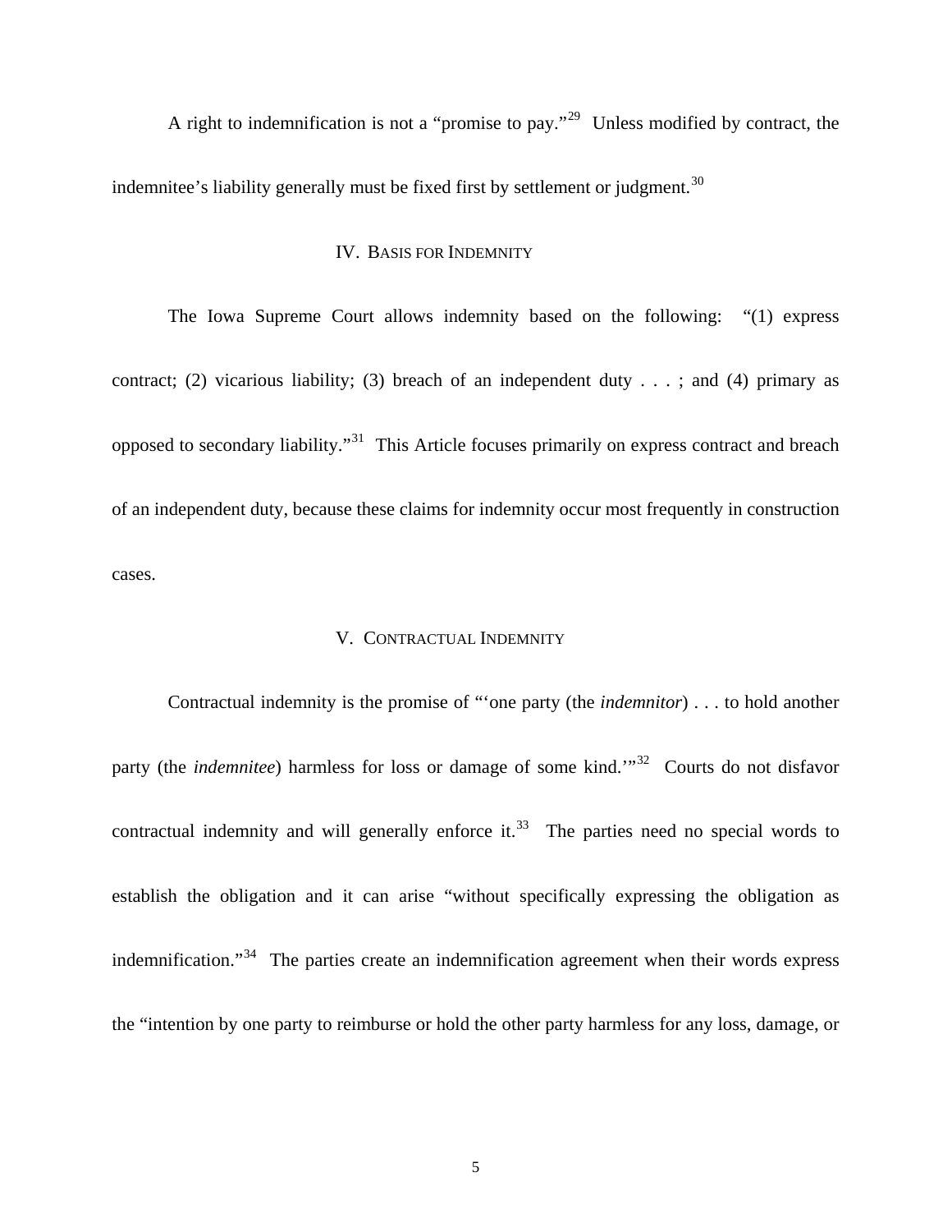A right to indemnification is not a "promise to pay."[29] Unless modified by contract, the indemnitee's liability generally must be fixed first by settlement or judgment.[30]

## IV. Basis for Indemnity

The Iowa Supreme Court allows indemnity based on the following: "(1) express contract; (2) vicarious liability; (3) breach of an independent duty . . . ; and (4) primary as opposed to secondary liability."[31] This Article focuses primarily on express contract and breach of an independent duty, because these claims for indemnity occur most frequently in construction cases.

## V. Contractual Indemnity

Contractual indemnity is the promise of "'one party (the *indemnitor*) . . . to hold another party (the *indemnitee*) harmless for loss or damage of some kind.'"[32] Courts do not disfavor contractual indemnity and will generally enforce it.[33] The parties need no special words to establish the obligation and it can arise "without specifically expressing the obligation as indemnification."[34] The parties create an indemnification agreement when their words express the "intention by one party to reimburse or hold the other party harmless for any loss, damage, or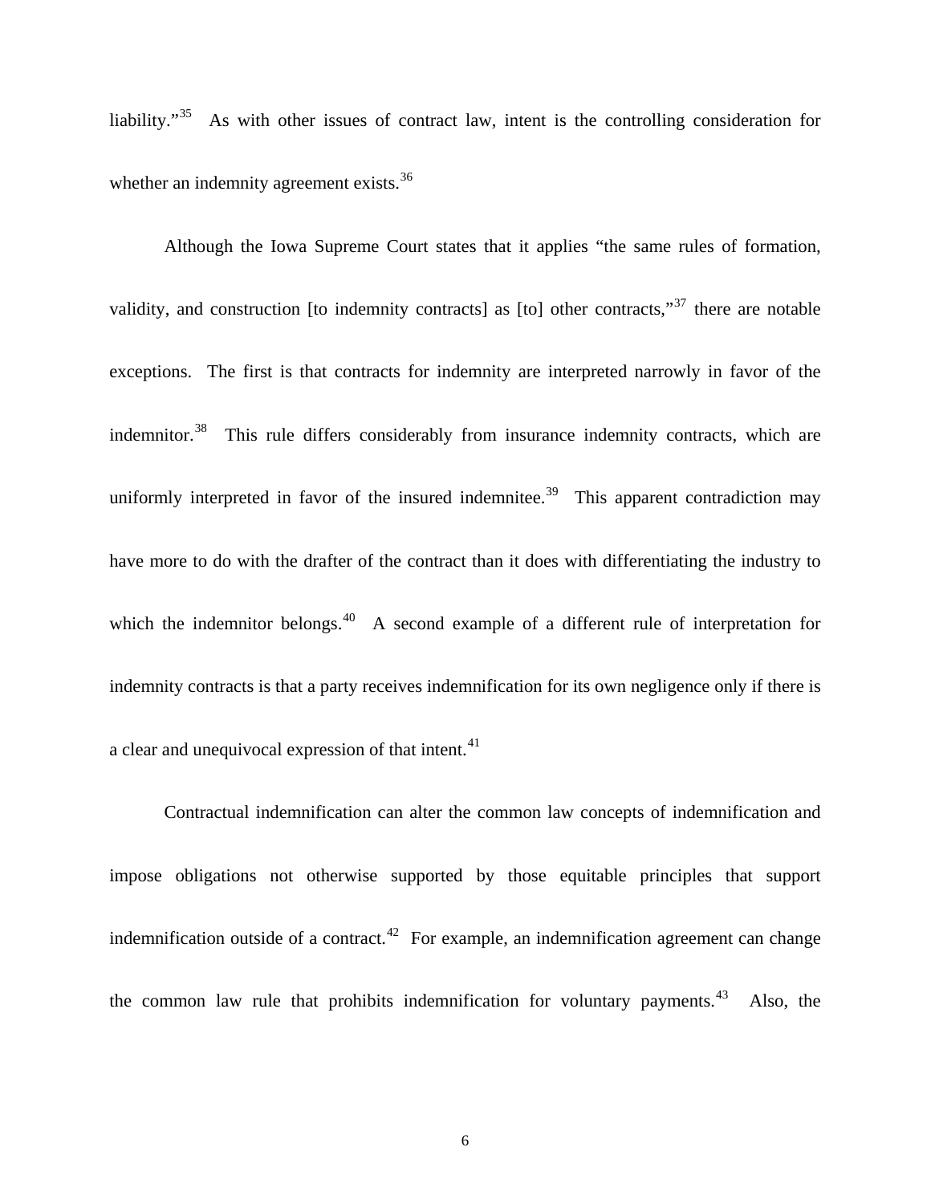liability."[35] As with other issues of contract law, intent is the controlling consideration for whether an indemnity agreement exists.[36]

Although the Iowa Supreme Court states that it applies "the same rules of formation, validity, and construction [to indemnity contracts] as [to] other contracts,"[37] there are notable exceptions. The first is that contracts for indemnity are interpreted narrowly in favor of the indemnitor.[38] This rule differs considerably from insurance indemnity contracts, which are uniformly interpreted in favor of the insured indemnitee.[39] This apparent contradiction may have more to do with the drafter of the contract than it does with differentiating the industry to which the indemnitor belongs.[40] A second example of a different rule of interpretation for indemnity contracts is that a party receives indemnification for its own negligence only if there is a clear and unequivocal expression of that intent.[41]

Contractual indemnification can alter the common law concepts of indemnification and impose obligations not otherwise supported by those equitable principles that support indemnification outside of a contract.[42] For example, an indemnification agreement can change the common law rule that prohibits indemnification for voluntary payments.[43] Also, the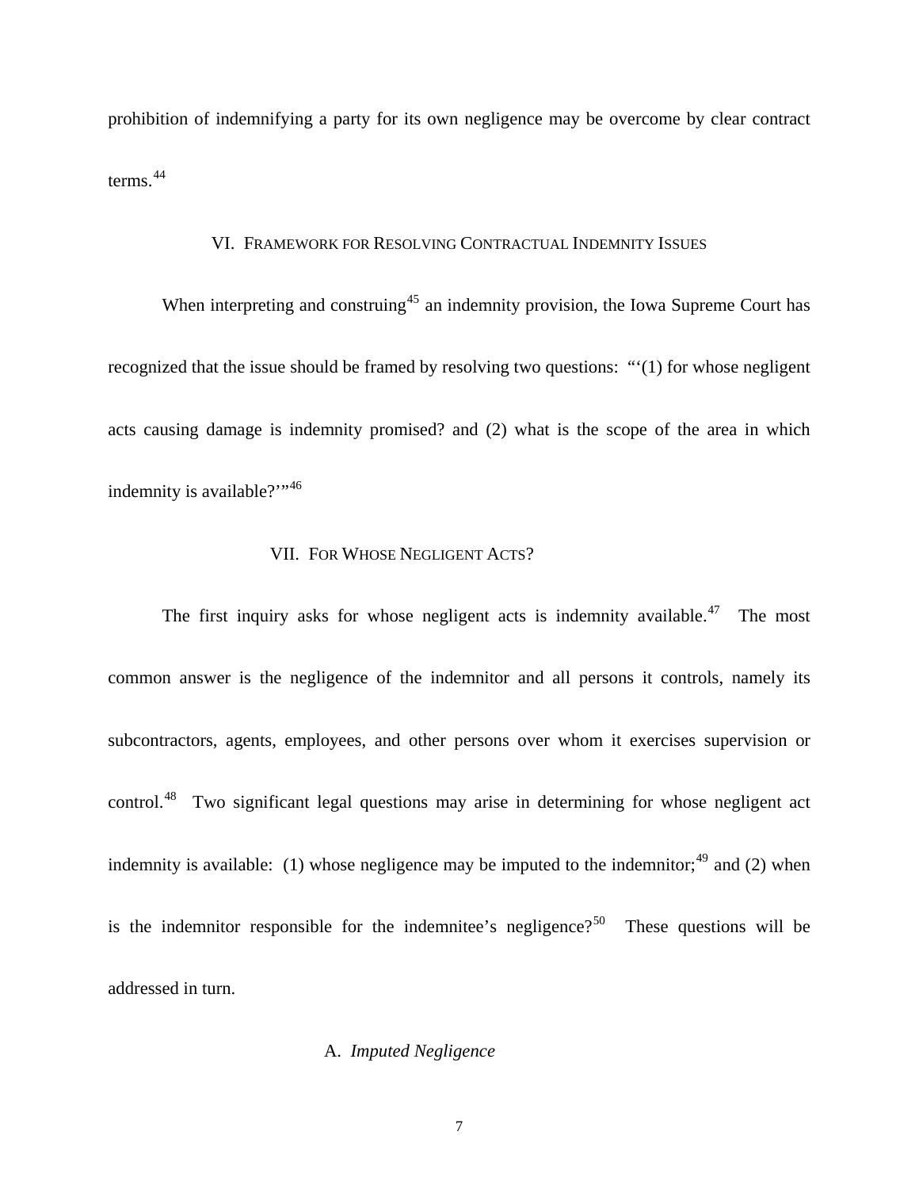prohibition of indemnifying a party for its own negligence may be overcome by clear contract terms.[44]

## VI. Framework for Resolving Contractual Indemnity Issues

When interpreting and construing[45] an indemnity provision, the Iowa Supreme Court has recognized that the issue should be framed by resolving two questions: "'(1) for whose negligent acts causing damage is indemnity promised? and (2) what is the scope of the area in which indemnity is available?'"[46]

## VII. For Whose Negligent Acts?

The first inquiry asks for whose negligent acts is indemnity available.[47] The most common answer is the negligence of the indemnitor and all persons it controls, namely its subcontractors, agents, employees, and other persons over whom it exercises supervision or control.[48] Two significant legal questions may arise in determining for whose negligent act indemnity is available: (1) whose negligence may be imputed to the indemnitor;[49] and (2) when is the indemnitor responsible for the indemnitee's negligence?[50] These questions will be addressed in turn.

### A. *Imputed Negligence*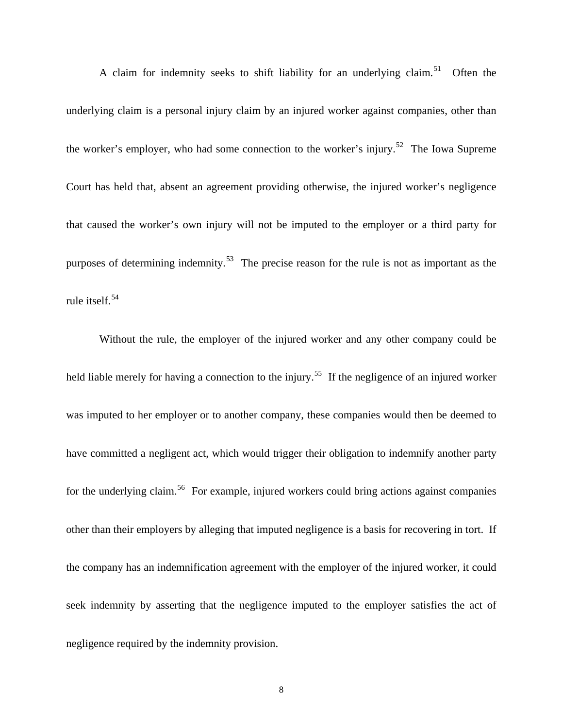A claim for indemnity seeks to shift liability for an underlying claim.[51] Often the underlying claim is a personal injury claim by an injured worker against companies, other than the worker's employer, who had some connection to the worker's injury.[52] The Iowa Supreme Court has held that, absent an agreement providing otherwise, the injured worker's negligence that caused the worker's own injury will not be imputed to the employer or a third party for purposes of determining indemnity.[53] The precise reason for the rule is not as important as the rule itself.[54]

Without the rule, the employer of the injured worker and any other company could be held liable merely for having a connection to the injury.[55] If the negligence of an injured worker was imputed to her employer or to another company, these companies would then be deemed to have committed a negligent act, which would trigger their obligation to indemnify another party for the underlying claim.[56] For example, injured workers could bring actions against companies other than their employers by alleging that imputed negligence is a basis for recovering in tort. If the company has an indemnification agreement with the employer of the injured worker, it could seek indemnity by asserting that the negligence imputed to the employer satisfies the act of negligence required by the indemnity provision.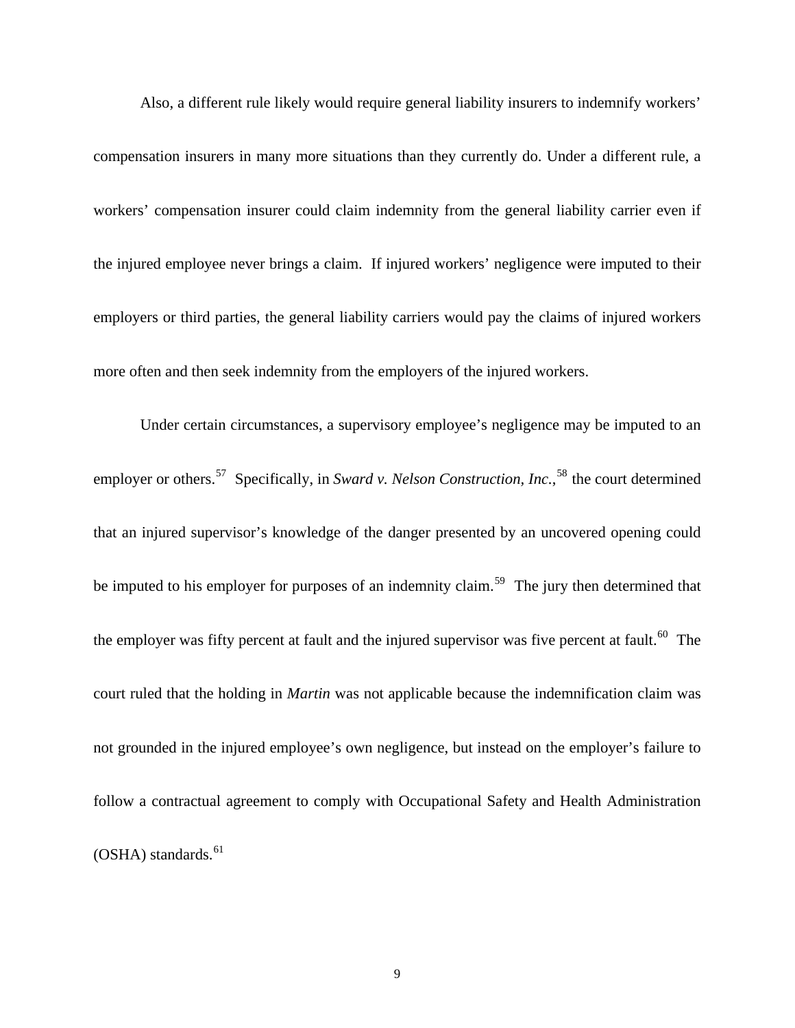Also, a different rule likely would require general liability insurers to indemnify workers' compensation insurers in many more situations than they currently do. Under a different rule, a workers' compensation insurer could claim indemnity from the general liability carrier even if the injured employee never brings a claim. If injured workers' negligence were imputed to their employers or third parties, the general liability carriers would pay the claims of injured workers more often and then seek indemnity from the employers of the injured workers.

Under certain circumstances, a supervisory employee's negligence may be imputed to an employer or others.[57] Specifically, in *Sward v. Nelson Construction, Inc.*,[58] the court determined that an injured supervisor's knowledge of the danger presented by an uncovered opening could be imputed to his employer for purposes of an indemnity claim.[59] The jury then determined that the employer was fifty percent at fault and the injured supervisor was five percent at fault.[60] The court ruled that the holding in *Martin* was not applicable because the indemnification claim was not grounded in the injured employee's own negligence, but instead on the employer's failure to follow a contractual agreement to comply with Occupational Safety and Health Administration (OSHA) standards.[61]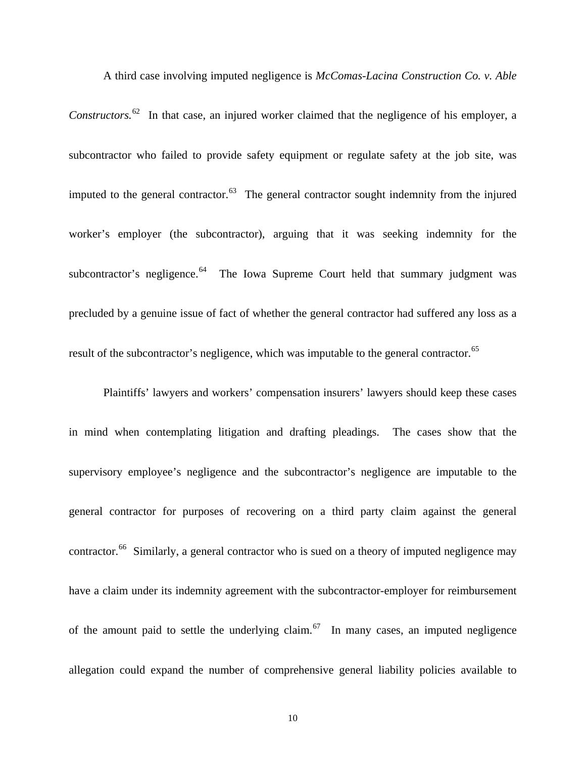A third case involving imputed negligence is *McComas-Lacina Construction Co. v. Able Constructors.*[62] In that case, an injured worker claimed that the negligence of his employer, a subcontractor who failed to provide safety equipment or regulate safety at the job site, was imputed to the general contractor.[63] The general contractor sought indemnity from the injured worker's employer (the subcontractor), arguing that it was seeking indemnity for the subcontractor's negligence.[64] The Iowa Supreme Court held that summary judgment was precluded by a genuine issue of fact of whether the general contractor had suffered any loss as a result of the subcontractor's negligence, which was imputable to the general contractor.[65]

Plaintiffs' lawyers and workers' compensation insurers' lawyers should keep these cases in mind when contemplating litigation and drafting pleadings. The cases show that the supervisory employee's negligence and the subcontractor's negligence are imputable to the general contractor for purposes of recovering on a third party claim against the general contractor.[66] Similarly, a general contractor who is sued on a theory of imputed negligence may have a claim under its indemnity agreement with the subcontractor-employer for reimbursement of the amount paid to settle the underlying claim.[67] In many cases, an imputed negligence allegation could expand the number of comprehensive general liability policies available to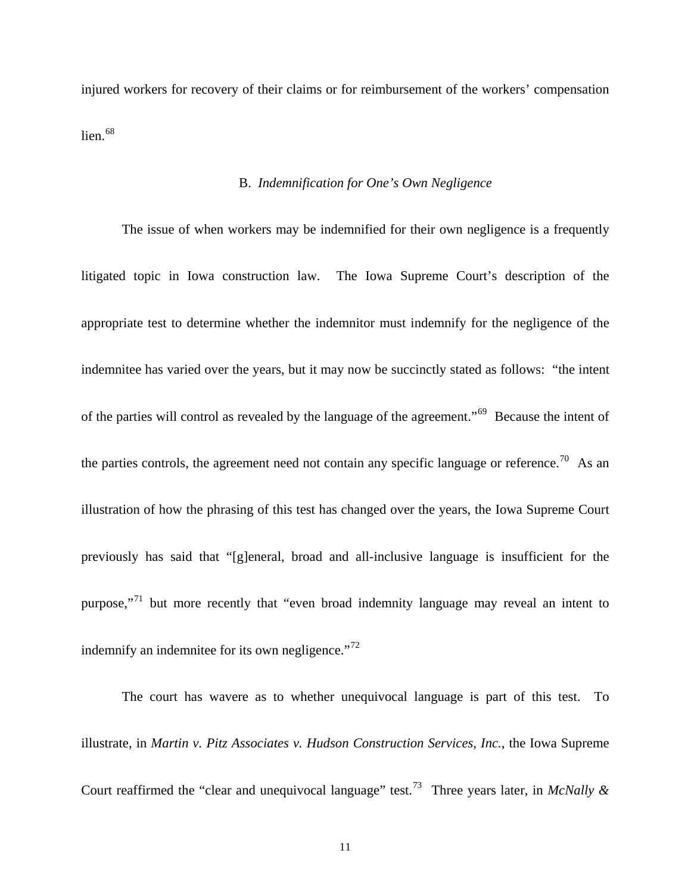injured workers for recovery of their claims or for reimbursement of the workers' compensation lien.[68]

### B. *Indemnification for One's Own Negligence*

The issue of when workers may be indemnified for their own negligence is a frequently litigated topic in Iowa construction law. The Iowa Supreme Court's description of the appropriate test to determine whether the indemnitor must indemnify for the negligence of the indemnitee has varied over the years, but it may now be succinctly stated as follows: "the intent of the parties will control as revealed by the language of the agreement."[69] Because the intent of the parties controls, the agreement need not contain any specific language or reference.[70] As an illustration of how the phrasing of this test has changed over the years, the Iowa Supreme Court previously has said that "[g]eneral, broad and all-inclusive language is insufficient for the purpose,"[71] but more recently that "even broad indemnity language may reveal an intent to indemnify an indemnitee for its own negligence."[72]

The court has wavere as to whether unequivocal language is part of this test. To illustrate, in *Martin v. Pitz Associates v. Hudson Construction Services, Inc.*, the Iowa Supreme Court reaffirmed the "clear and unequivocal language" test.[73] Three years later, in *McNally &*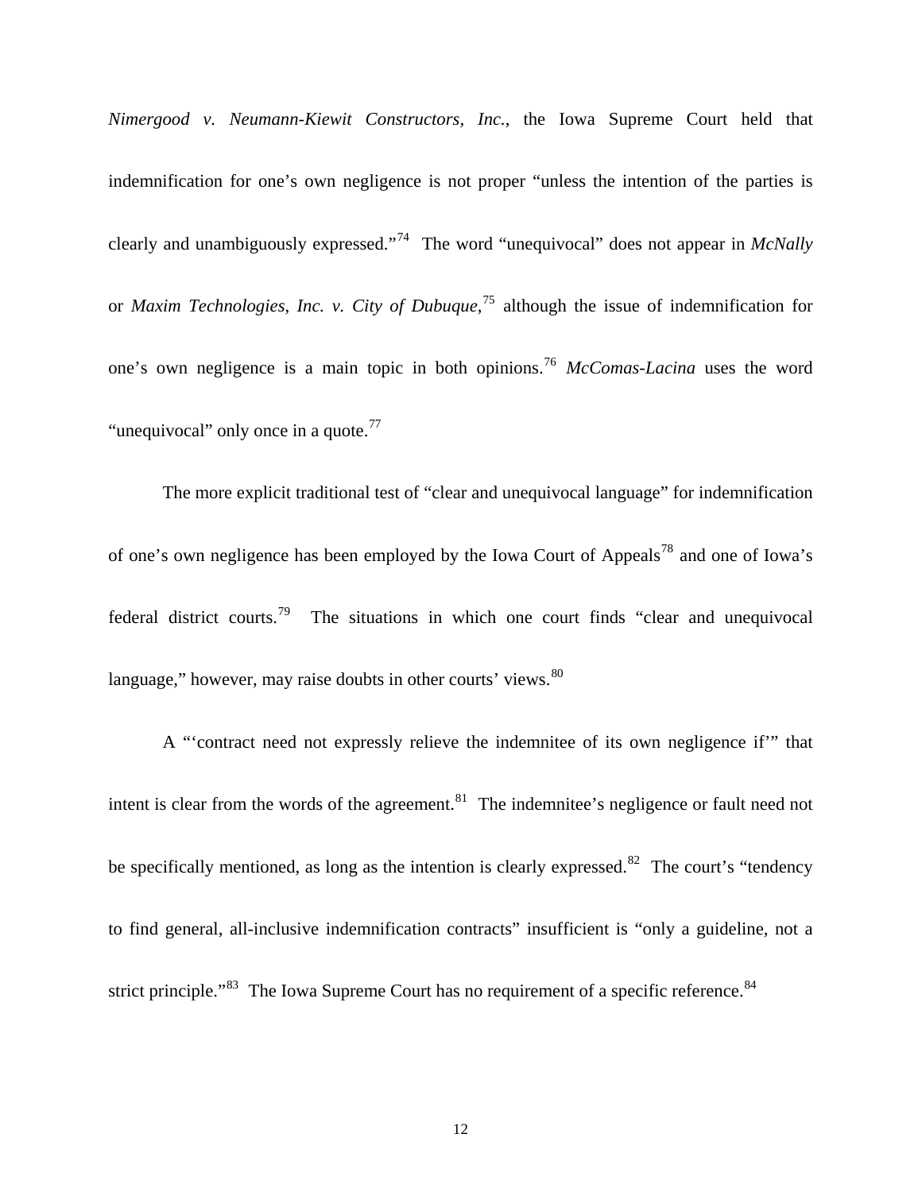*Nimergood v. Neumann-Kiewit Constructors, Inc.*, the Iowa Supreme Court held that indemnification for one's own negligence is not proper "unless the intention of the parties is clearly and unambiguously expressed."[74] The word "unequivocal" does not appear in *McNally* or *Maxim Technologies, Inc. v. City of Dubuque*,[75] although the issue of indemnification for one's own negligence is a main topic in both opinions.[76] *McComas-Lacina* uses the word "unequivocal" only once in a quote.[77]

The more explicit traditional test of "clear and unequivocal language" for indemnification of one's own negligence has been employed by the Iowa Court of Appeals[78] and one of Iowa's federal district courts.[79] The situations in which one court finds "clear and unequivocal language," however, may raise doubts in other courts' views.[80]

A "'contract need not expressly relieve the indemnitee of its own negligence if'" that intent is clear from the words of the agreement.[81] The indemnitee's negligence or fault need not be specifically mentioned, as long as the intention is clearly expressed.[82] The court's "tendency to find general, all-inclusive indemnification contracts" insufficient is "only a guideline, not a strict principle."[83] The Iowa Supreme Court has no requirement of a specific reference.[84]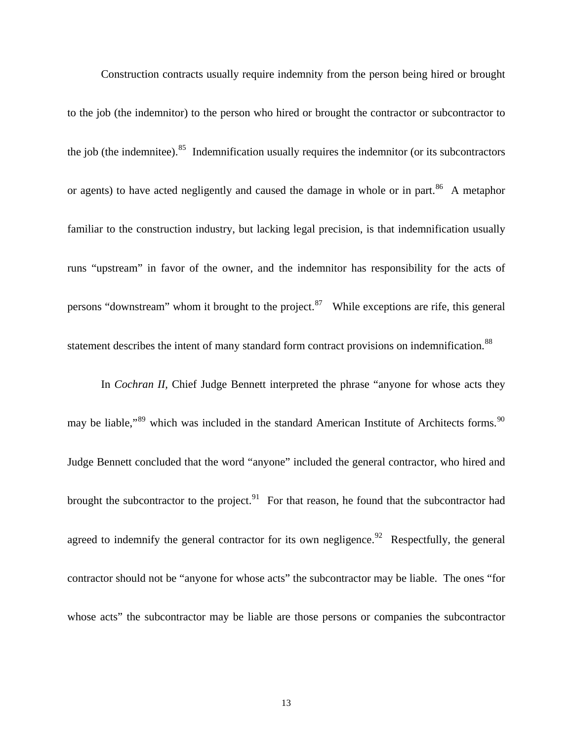Construction contracts usually require indemnity from the person being hired or brought to the job (the indemnitor) to the person who hired or brought the contractor or subcontractor to the job (the indemnitee).[85] Indemnification usually requires the indemnitor (or its subcontractors or agents) to have acted negligently and caused the damage in whole or in part.[86] A metaphor familiar to the construction industry, but lacking legal precision, is that indemnification usually runs "upstream" in favor of the owner, and the indemnitor has responsibility for the acts of persons "downstream" whom it brought to the project.[87] While exceptions are rife, this general statement describes the intent of many standard form contract provisions on indemnification.[88]

In *Cochran II*, Chief Judge Bennett interpreted the phrase "anyone for whose acts they may be liable,"[89] which was included in the standard American Institute of Architects forms.[90] Judge Bennett concluded that the word "anyone" included the general contractor, who hired and brought the subcontractor to the project.[91] For that reason, he found that the subcontractor had agreed to indemnify the general contractor for its own negligence.[92] Respectfully, the general contractor should not be "anyone for whose acts" the subcontractor may be liable. The ones "for whose acts" the subcontractor may be liable are those persons or companies the subcontractor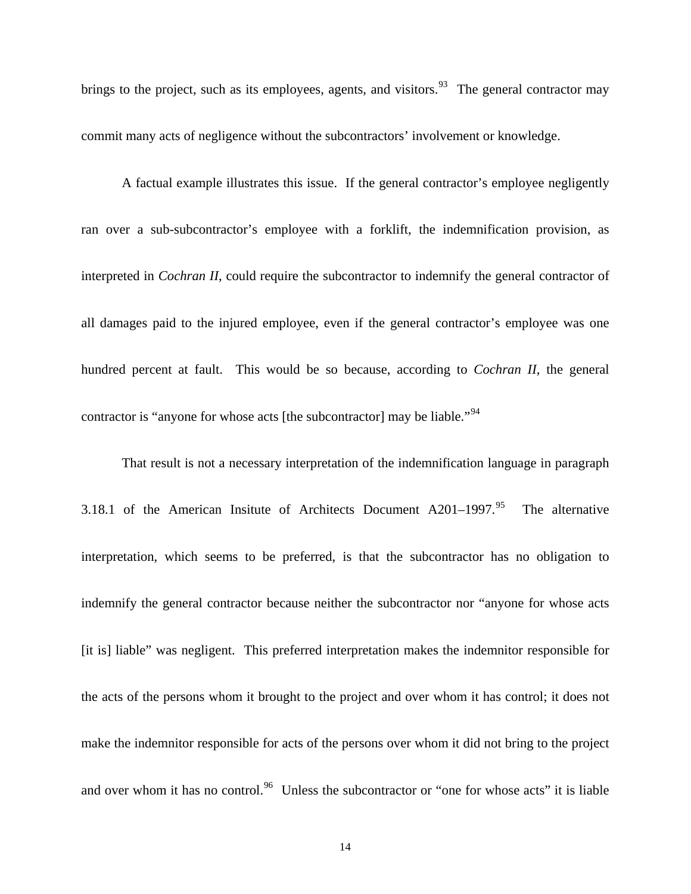brings to the project, such as its employees, agents, and visitors.[93] The general contractor may commit many acts of negligence without the subcontractors' involvement or knowledge.

A factual example illustrates this issue. If the general contractor's employee negligently ran over a sub-subcontractor's employee with a forklift, the indemnification provision, as interpreted in *Cochran II*, could require the subcontractor to indemnify the general contractor of all damages paid to the injured employee, even if the general contractor's employee was one hundred percent at fault. This would be so because, according to *Cochran II*, the general contractor is "anyone for whose acts [the subcontractor] may be liable."[94]

That result is not a necessary interpretation of the indemnification language in paragraph 3.18.1 of the American Insitute of Architects Document A201–1997.[95] The alternative interpretation, which seems to be preferred, is that the subcontractor has no obligation to indemnify the general contractor because neither the subcontractor nor "anyone for whose acts [it is] liable" was negligent. This preferred interpretation makes the indemnitor responsible for the acts of the persons whom it brought to the project and over whom it has control; it does not make the indemnitor responsible for acts of the persons over whom it did not bring to the project and over whom it has no control.[96] Unless the subcontractor or "one for whose acts" it is liable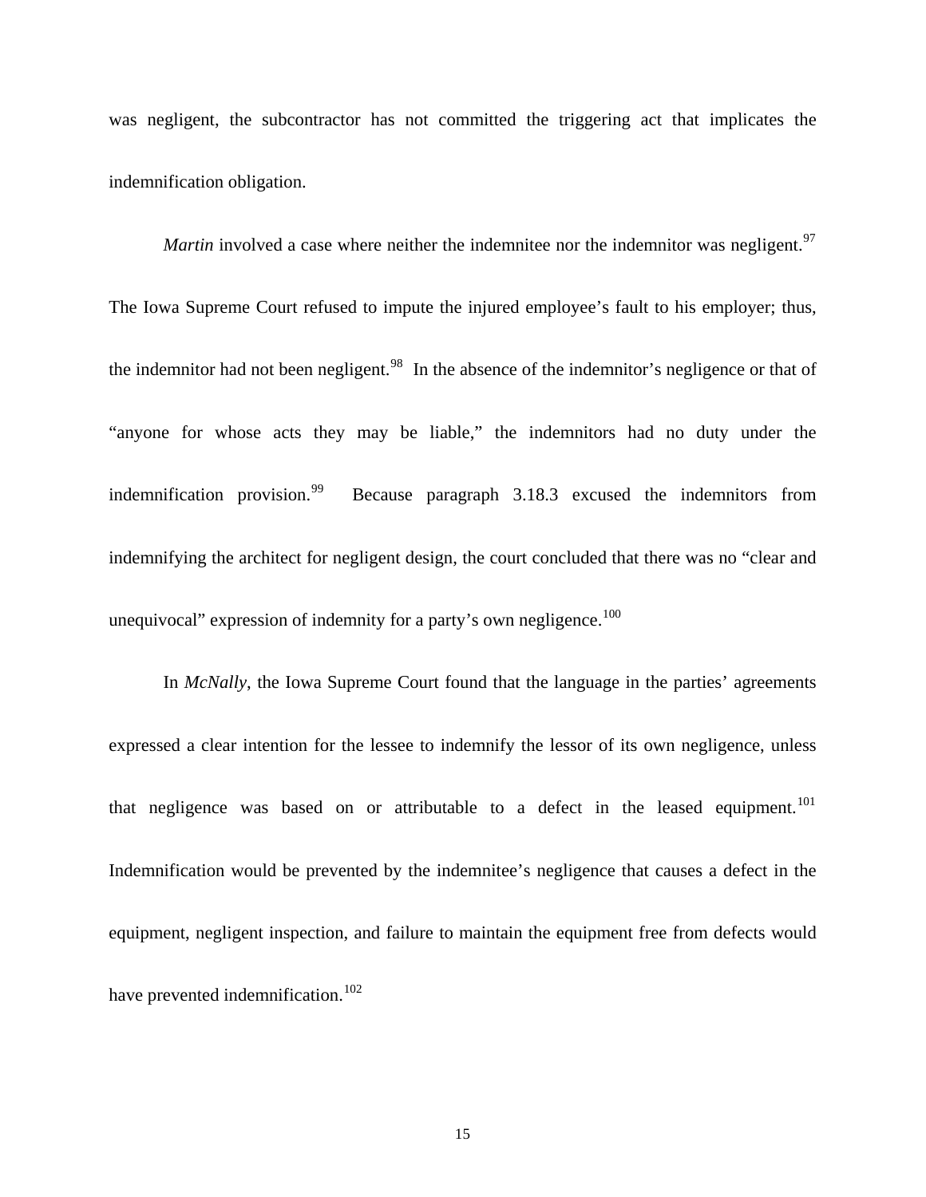was negligent, the subcontractor has not committed the triggering act that implicates the indemnification obligation.

*Martin* involved a case where neither the indemnitee nor the indemnitor was negligent.[97] The Iowa Supreme Court refused to impute the injured employee's fault to his employer; thus, the indemnitor had not been negligent.[98] In the absence of the indemnitor's negligence or that of "anyone for whose acts they may be liable," the indemnitors had no duty under the indemnification provision.[99] Because paragraph 3.18.3 excused the indemnitors from indemnifying the architect for negligent design, the court concluded that there was no "clear and unequivocal" expression of indemnity for a party's own negligence.[100]

In *McNally*, the Iowa Supreme Court found that the language in the parties' agreements expressed a clear intention for the lessee to indemnify the lessor of its own negligence, unless that negligence was based on or attributable to a defect in the leased equipment.[101] Indemnification would be prevented by the indemnitee's negligence that causes a defect in the equipment, negligent inspection, and failure to maintain the equipment free from defects would have prevented indemnification.[102]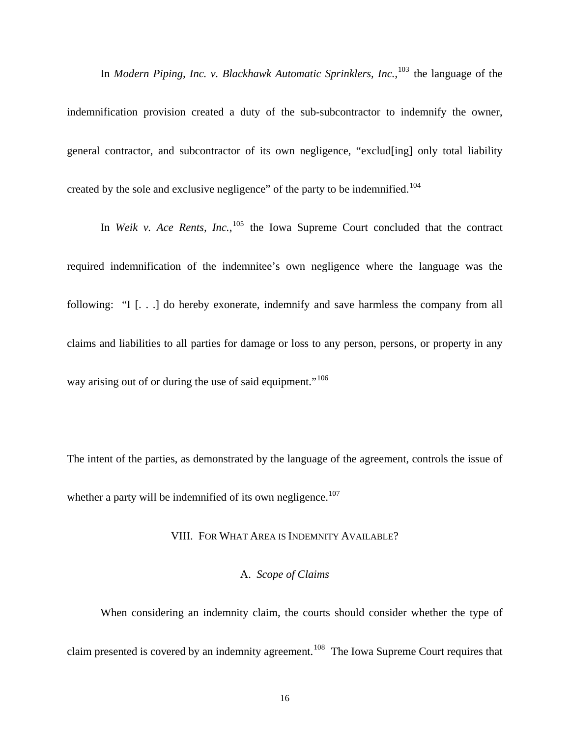In *Modern Piping, Inc. v. Blackhawk Automatic Sprinklers, Inc.*,[103] the language of the indemnification provision created a duty of the sub-subcontractor to indemnify the owner, general contractor, and subcontractor of its own negligence, "exclud[ing] only total liability created by the sole and exclusive negligence" of the party to be indemnified.[104]

In *Weik v. Ace Rents, Inc.*,[105] the Iowa Supreme Court concluded that the contract required indemnification of the indemnitee's own negligence where the language was the following: "I [. . .] do hereby exonerate, indemnify and save harmless the company from all claims and liabilities to all parties for damage or loss to any person, persons, or property in any way arising out of or during the use of said equipment."[106]

The intent of the parties, as demonstrated by the language of the agreement, controls the issue of whether a party will be indemnified of its own negligence.[107]

## VIII. FOR WHAT AREA IS INDEMNITY AVAILABLE?

### A. *Scope of Claims*

When considering an indemnity claim, the courts should consider whether the type of claim presented is covered by an indemnity agreement.[108] The Iowa Supreme Court requires that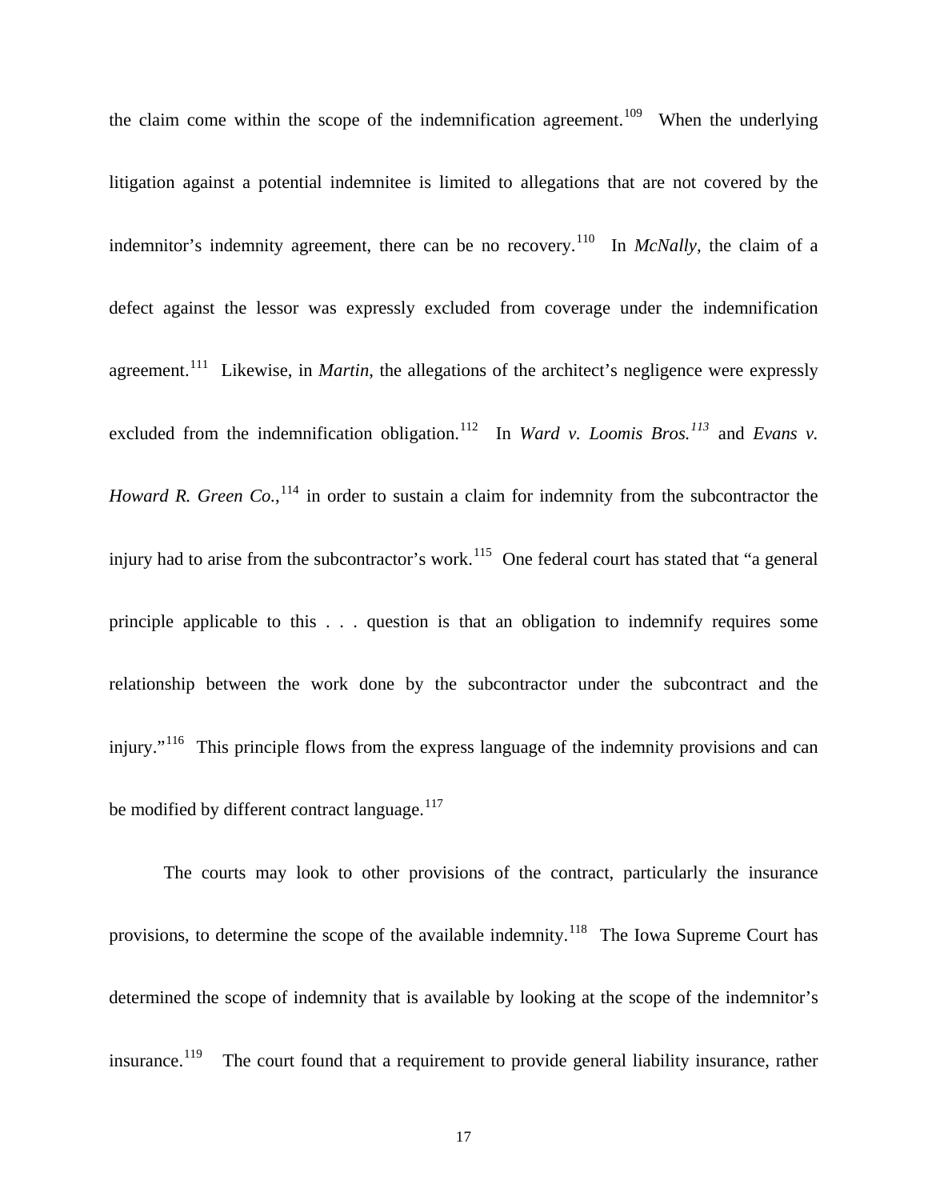the claim come within the scope of the indemnification agreement.[109] When the underlying litigation against a potential indemnitee is limited to allegations that are not covered by the indemnitor's indemnity agreement, there can be no recovery.[110] In *McNally,* the claim of a defect against the lessor was expressly excluded from coverage under the indemnification agreement.[111] Likewise, in *Martin*, the allegations of the architect's negligence were expressly excluded from the indemnification obligation.[112] In *Ward v. Loomis Bros.*[113] and *Evans v. Howard R. Green Co.*,[114] in order to sustain a claim for indemnity from the subcontractor the injury had to arise from the subcontractor's work.[115] One federal court has stated that "a general principle applicable to this . . . question is that an obligation to indemnify requires some relationship between the work done by the subcontractor under the subcontract and the injury."[116] This principle flows from the express language of the indemnity provisions and can be modified by different contract language.[117]

The courts may look to other provisions of the contract, particularly the insurance provisions, to determine the scope of the available indemnity.[118] The Iowa Supreme Court has determined the scope of indemnity that is available by looking at the scope of the indemnitor's insurance.[119] The court found that a requirement to provide general liability insurance, rather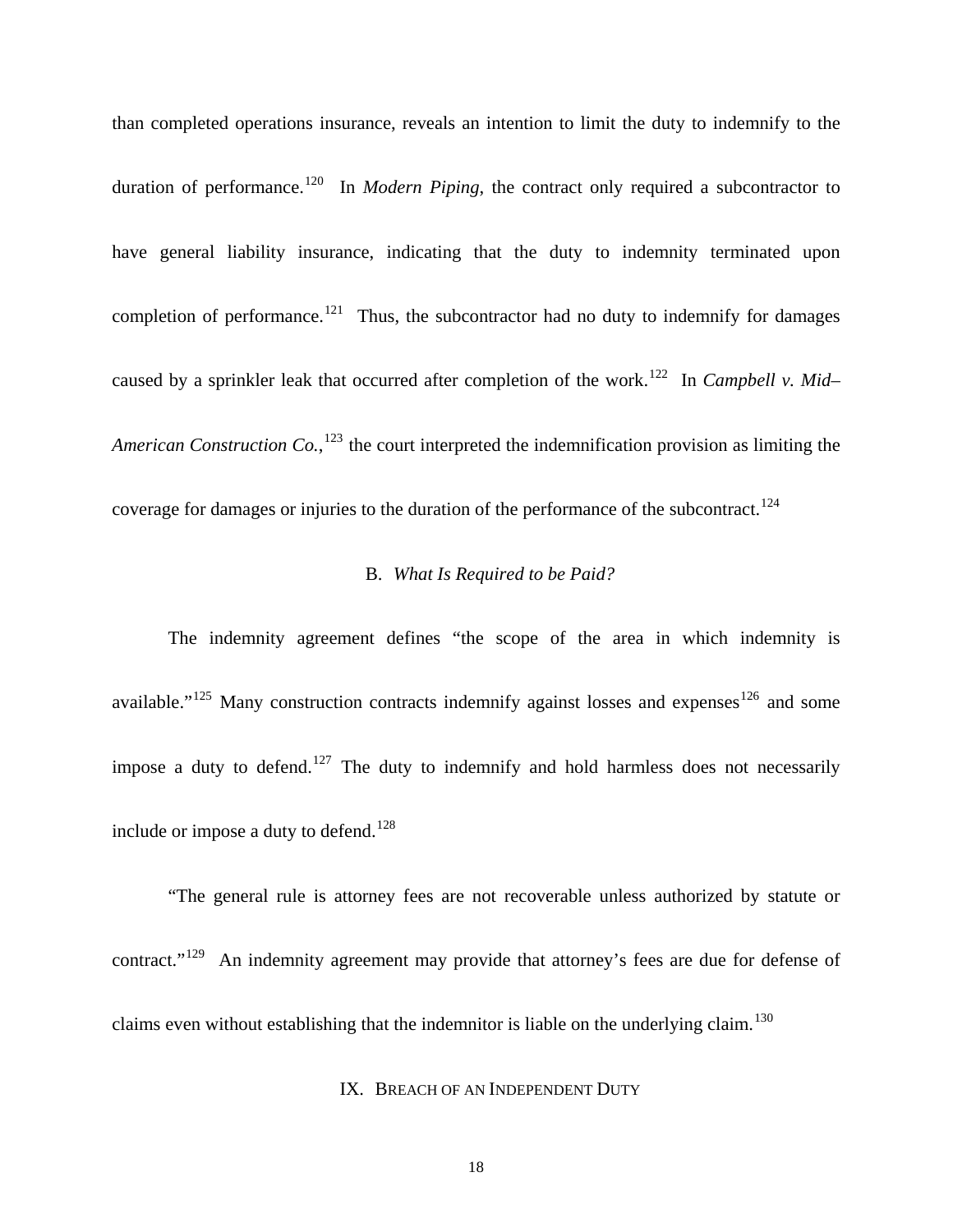than completed operations insurance, reveals an intention to limit the duty to indemnify to the duration of performance.[120] In *Modern Piping*, the contract only required a subcontractor to have general liability insurance, indicating that the duty to indemnity terminated upon completion of performance.[121] Thus, the subcontractor had no duty to indemnify for damages caused by a sprinkler leak that occurred after completion of the work.[122] In *Campbell v. Mid–American Construction Co.*,[123] the court interpreted the indemnification provision as limiting the coverage for damages or injuries to the duration of the performance of the subcontract.[124]

### B. *What Is Required to be Paid?*

The indemnity agreement defines "the scope of the area in which indemnity is available."[125] Many construction contracts indemnify against losses and expenses[126] and some impose a duty to defend.[127] The duty to indemnify and hold harmless does not necessarily include or impose a duty to defend.[128]

"The general rule is attorney fees are not recoverable unless authorized by statute or contract."[129] An indemnity agreement may provide that attorney's fees are due for defense of claims even without establishing that the indemnitor is liable on the underlying claim.[130]

## IX. BREACH OF AN INDEPENDENT DUTY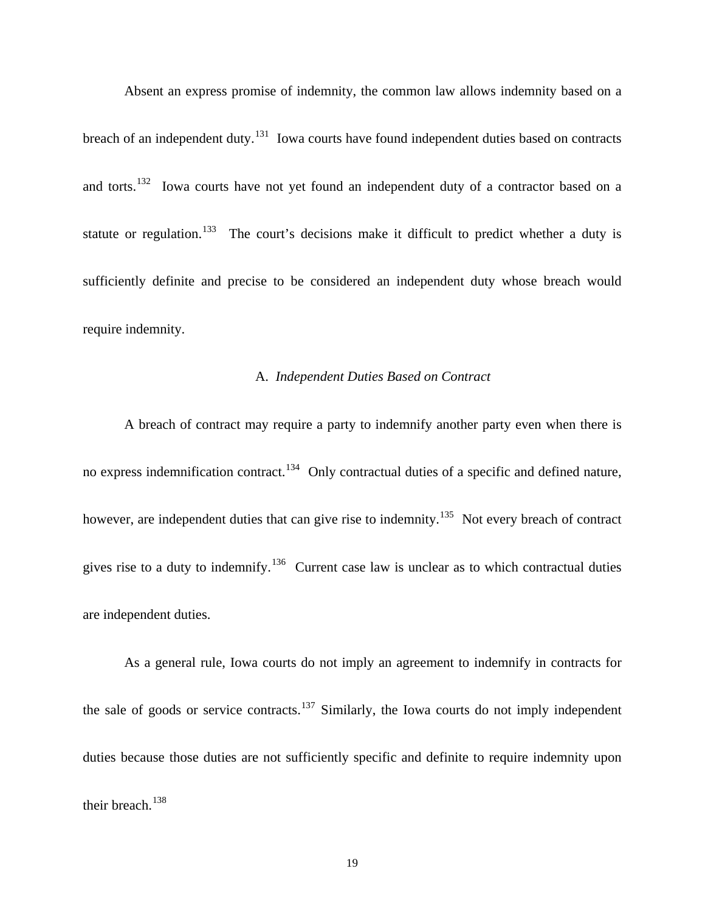Absent an express promise of indemnity, the common law allows indemnity based on a breach of an independent duty.[131] Iowa courts have found independent duties based on contracts and torts.[132] Iowa courts have not yet found an independent duty of a contractor based on a statute or regulation.[133] The court's decisions make it difficult to predict whether a duty is sufficiently definite and precise to be considered an independent duty whose breach would require indemnity.

## A. *Independent Duties Based on Contract*

A breach of contract may require a party to indemnify another party even when there is no express indemnification contract.[134] Only contractual duties of a specific and defined nature, however, are independent duties that can give rise to indemnity.[135] Not every breach of contract gives rise to a duty to indemnify.[136] Current case law is unclear as to which contractual duties are independent duties.

As a general rule, Iowa courts do not imply an agreement to indemnify in contracts for the sale of goods or service contracts.[137] Similarly, the Iowa courts do not imply independent duties because those duties are not sufficiently specific and definite to require indemnity upon their breach.[138]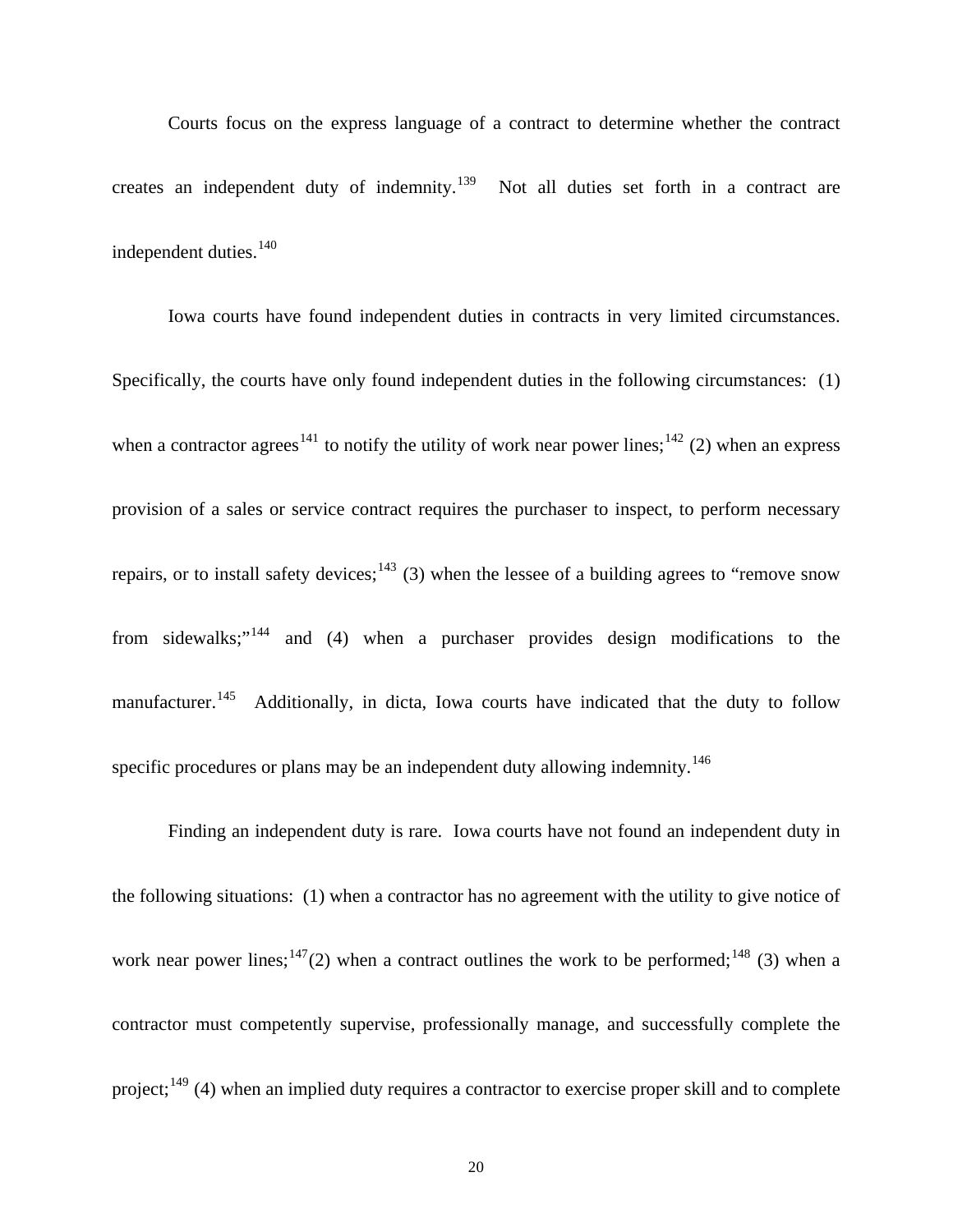Courts focus on the express language of a contract to determine whether the contract creates an independent duty of indemnity.[139] Not all duties set forth in a contract are independent duties.[140]

Iowa courts have found independent duties in contracts in very limited circumstances. Specifically, the courts have only found independent duties in the following circumstances: (1) when a contractor agrees[141] to notify the utility of work near power lines;[142] (2) when an express provision of a sales or service contract requires the purchaser to inspect, to perform necessary repairs, or to install safety devices;[143] (3) when the lessee of a building agrees to "remove snow from sidewalks;"[144] and (4) when a purchaser provides design modifications to the manufacturer.[145] Additionally, in dicta, Iowa courts have indicated that the duty to follow specific procedures or plans may be an independent duty allowing indemnity.[146]

Finding an independent duty is rare. Iowa courts have not found an independent duty in the following situations: (1) when a contractor has no agreement with the utility to give notice of work near power lines;[147](2) when a contract outlines the work to be performed;[148] (3) when a contractor must competently supervise, professionally manage, and successfully complete the project;[149] (4) when an implied duty requires a contractor to exercise proper skill and to complete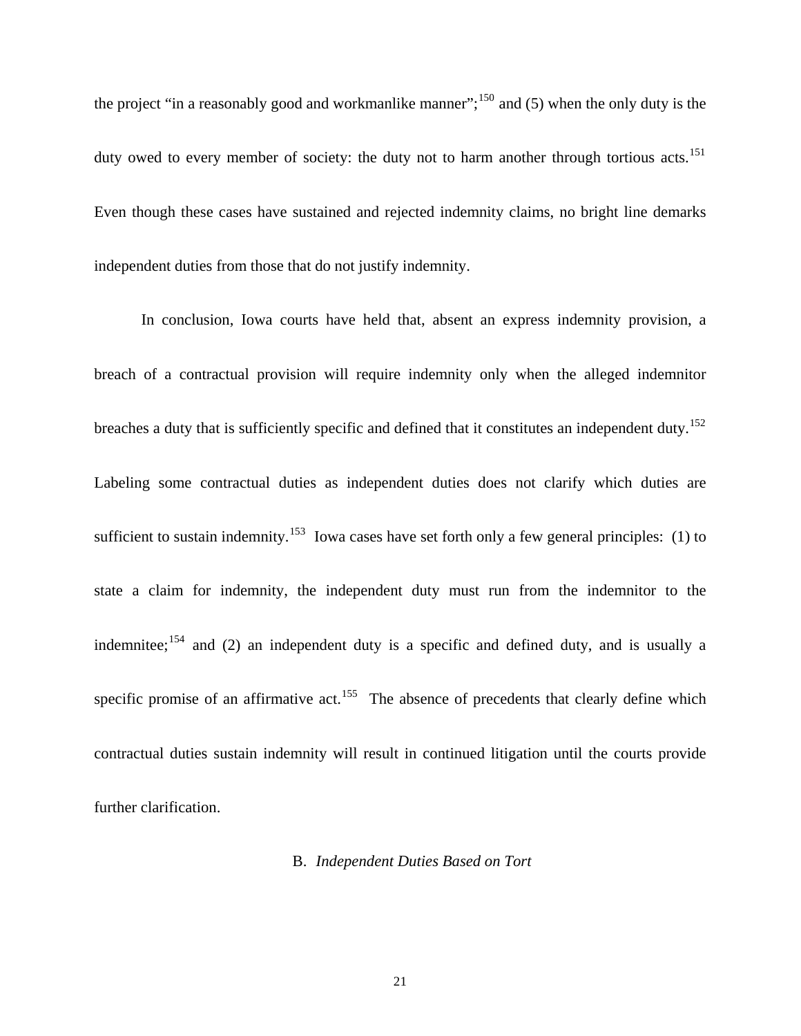the project "in a reasonably good and workmanlike manner";[150] and (5) when the only duty is the duty owed to every member of society: the duty not to harm another through tortious acts.[151] Even though these cases have sustained and rejected indemnity claims, no bright line demarks independent duties from those that do not justify indemnity.

In conclusion, Iowa courts have held that, absent an express indemnity provision, a breach of a contractual provision will require indemnity only when the alleged indemnitor breaches a duty that is sufficiently specific and defined that it constitutes an independent duty.[152] Labeling some contractual duties as independent duties does not clarify which duties are sufficient to sustain indemnity.[153] Iowa cases have set forth only a few general principles: (1) to state a claim for indemnity, the independent duty must run from the indemnitor to the indemnitee;[154] and (2) an independent duty is a specific and defined duty, and is usually a specific promise of an affirmative act.[155] The absence of precedents that clearly define which contractual duties sustain indemnity will result in continued litigation until the courts provide further clarification.

### B. *Independent Duties Based on Tort*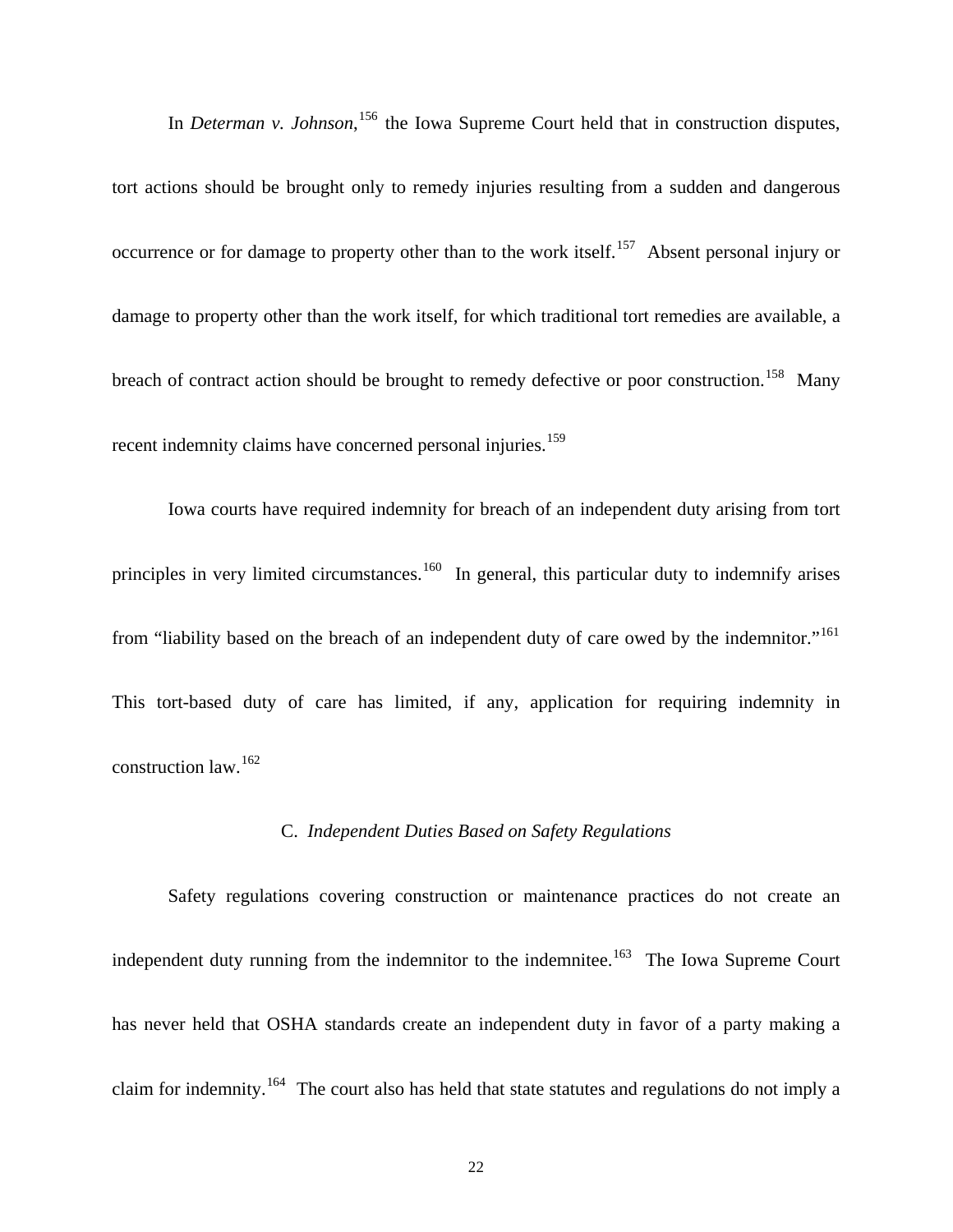In *Determan v. Johnson*,[156] the Iowa Supreme Court held that in construction disputes, tort actions should be brought only to remedy injuries resulting from a sudden and dangerous occurrence or for damage to property other than to the work itself.[157] Absent personal injury or damage to property other than the work itself, for which traditional tort remedies are available, a breach of contract action should be brought to remedy defective or poor construction.[158] Many recent indemnity claims have concerned personal injuries.[159]

Iowa courts have required indemnity for breach of an independent duty arising from tort principles in very limited circumstances.[160] In general, this particular duty to indemnify arises from "liability based on the breach of an independent duty of care owed by the indemnitor."[161] This tort-based duty of care has limited, if any, application for requiring indemnity in construction law.[162]

### C. *Independent Duties Based on Safety Regulations*

Safety regulations covering construction or maintenance practices do not create an independent duty running from the indemnitor to the indemnitee.[163] The Iowa Supreme Court has never held that OSHA standards create an independent duty in favor of a party making a claim for indemnity.[164] The court also has held that state statutes and regulations do not imply a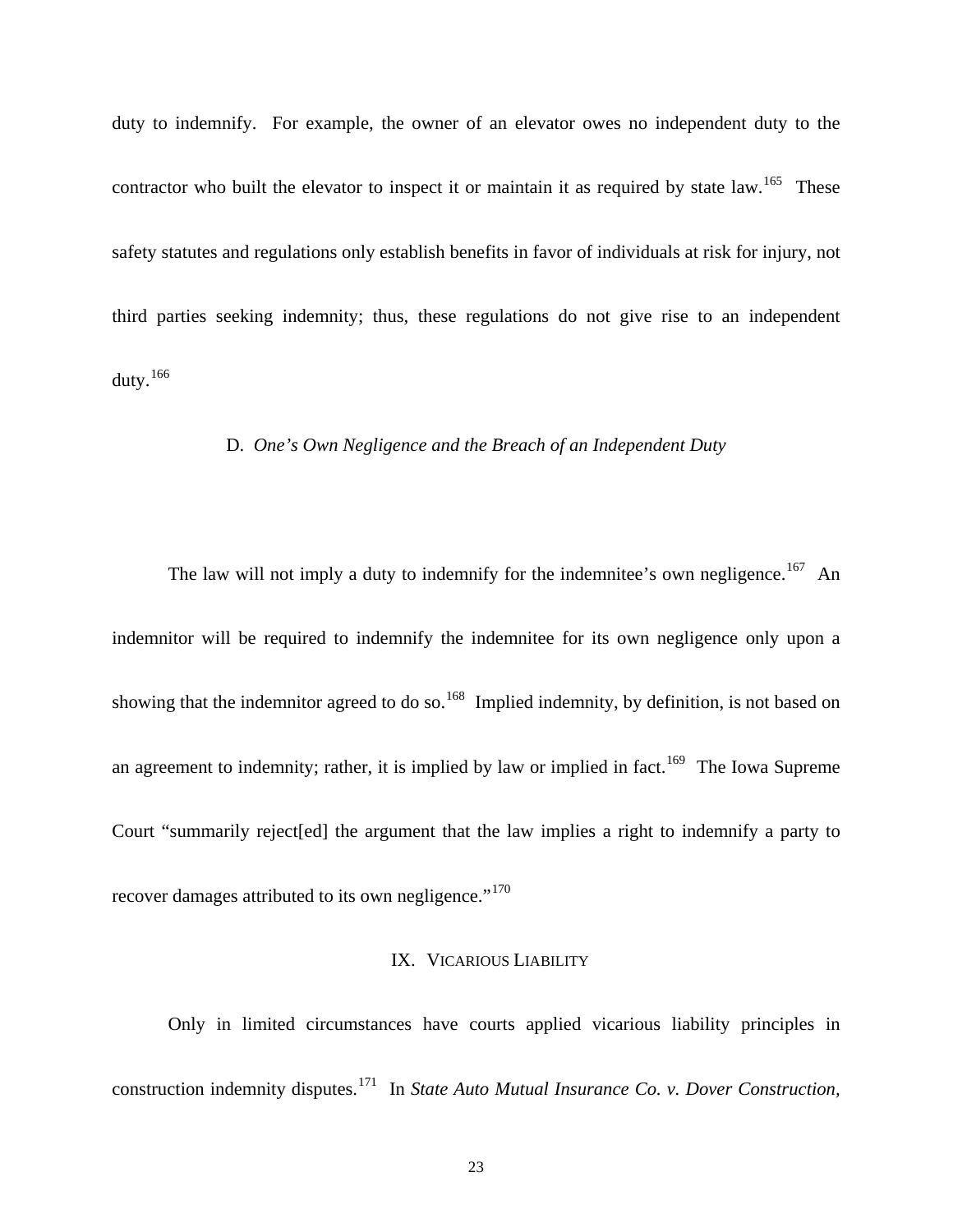duty to indemnify. For example, the owner of an elevator owes no independent duty to the contractor who built the elevator to inspect it or maintain it as required by state law.[165] These safety statutes and regulations only establish benefits in favor of individuals at risk for injury, not third parties seeking indemnity; thus, these regulations do not give rise to an independent duty.[166]

### D. *One's Own Negligence and the Breach of an Independent Duty*

The law will not imply a duty to indemnify for the indemnitee's own negligence.[167] An indemnitor will be required to indemnify the indemnitee for its own negligence only upon a showing that the indemnitor agreed to do so.[168] Implied indemnity, by definition, is not based on an agreement to indemnity; rather, it is implied by law or implied in fact.[169] The Iowa Supreme Court "summarily reject[ed] the argument that the law implies a right to indemnify a party to recover damages attributed to its own negligence."[170]

## IX. VICARIOUS LIABILITY

Only in limited circumstances have courts applied vicarious liability principles in construction indemnity disputes.[171] In *State Auto Mutual Insurance Co. v. Dover Construction,*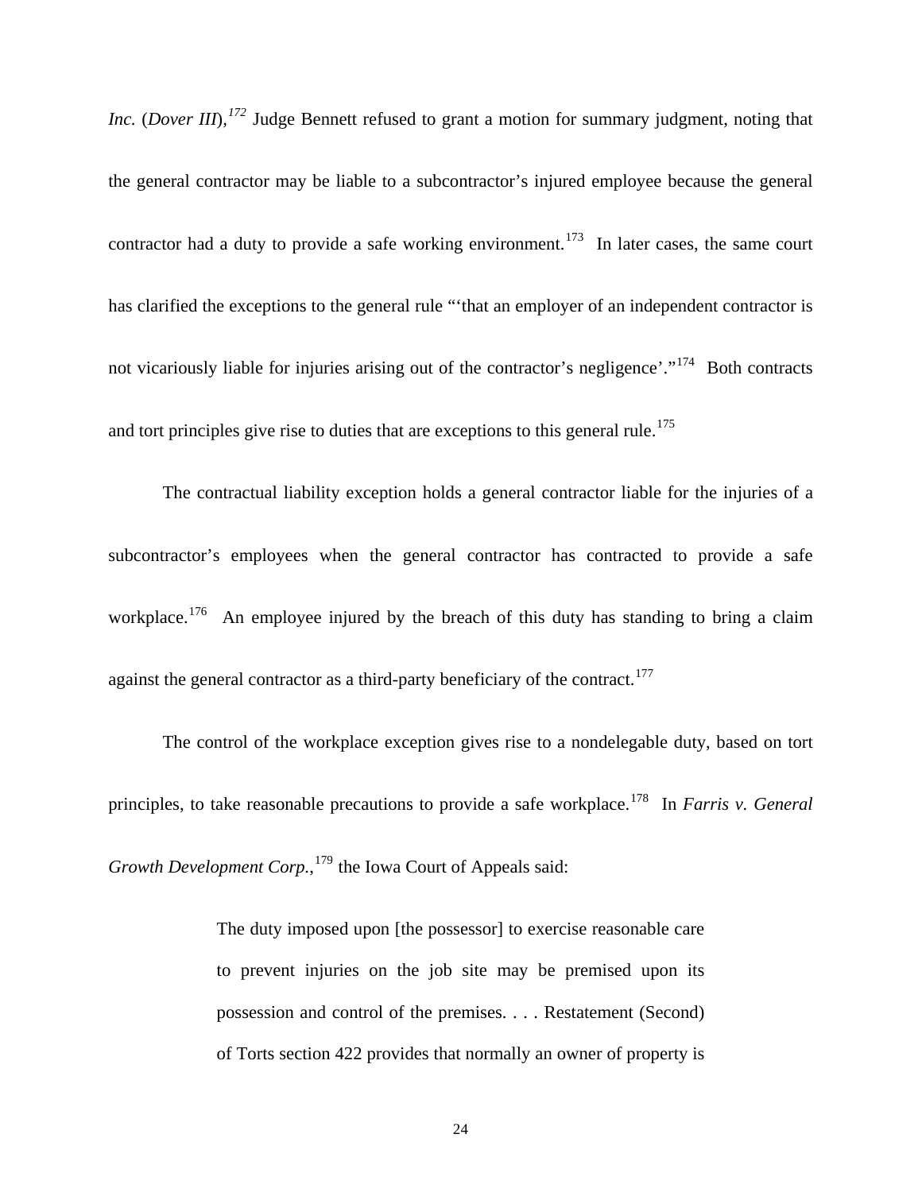*Inc.* (*Dover III*),[172] Judge Bennett refused to grant a motion for summary judgment, noting that the general contractor may be liable to a subcontractor's injured employee because the general contractor had a duty to provide a safe working environment.[173] In later cases, the same court has clarified the exceptions to the general rule "'that an employer of an independent contractor is not vicariously liable for injuries arising out of the contractor's negligence'."[174] Both contracts and tort principles give rise to duties that are exceptions to this general rule.[175]

The contractual liability exception holds a general contractor liable for the injuries of a subcontractor's employees when the general contractor has contracted to provide a safe workplace.[176] An employee injured by the breach of this duty has standing to bring a claim against the general contractor as a third-party beneficiary of the contract.[177]

The control of the workplace exception gives rise to a nondelegable duty, based on tort principles, to take reasonable precautions to provide a safe workplace.[178] In *Farris v. General Growth Development Corp.*,[179] the Iowa Court of Appeals said:

> The duty imposed upon [the possessor] to exercise reasonable care to prevent injuries on the job site may be premised upon its possession and control of the premises. . . . Restatement (Second) of Torts section 422 provides that normally an owner of property is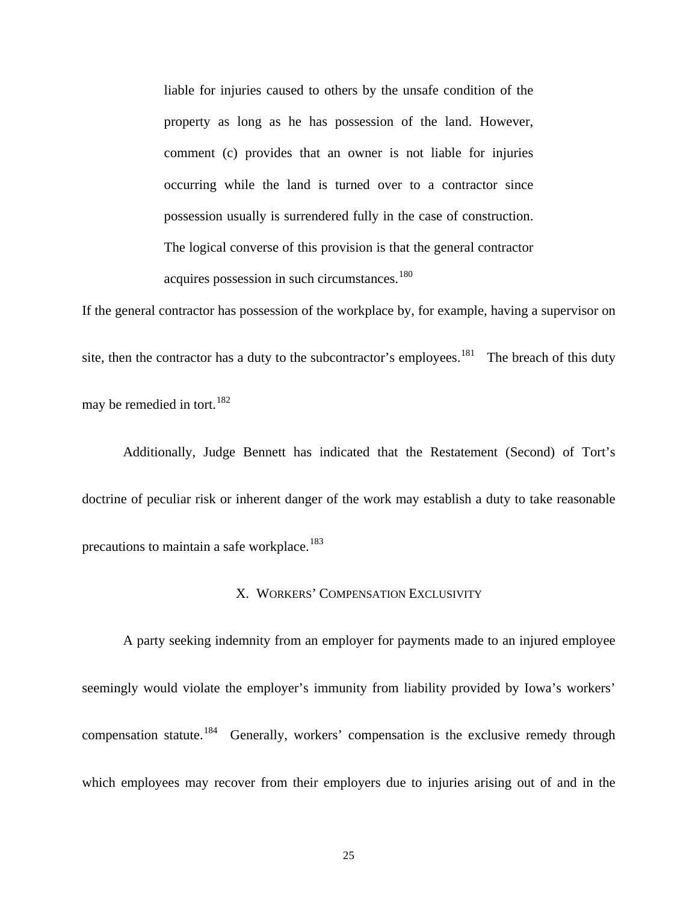> liable for injuries caused to others by the unsafe condition of the property as long as he has possession of the land. However, comment (c) provides that an owner is not liable for injuries occurring while the land is turned over to a contractor since possession usually is surrendered fully in the case of construction. The logical converse of this provision is that the general contractor acquires possession in such circumstances.[180]

If the general contractor has possession of the workplace by, for example, having a supervisor on site, then the contractor has a duty to the subcontractor's employees.[181] The breach of this duty may be remedied in tort.[182]

Additionally, Judge Bennett has indicated that the Restatement (Second) of Tort's doctrine of peculiar risk or inherent danger of the work may establish a duty to take reasonable precautions to maintain a safe workplace.[183]

## X. Workers' Compensation Exclusivity

A party seeking indemnity from an employer for payments made to an injured employee seemingly would violate the employer's immunity from liability provided by Iowa's workers' compensation statute.[184] Generally, workers' compensation is the exclusive remedy through which employees may recover from their employers due to injuries arising out of and in the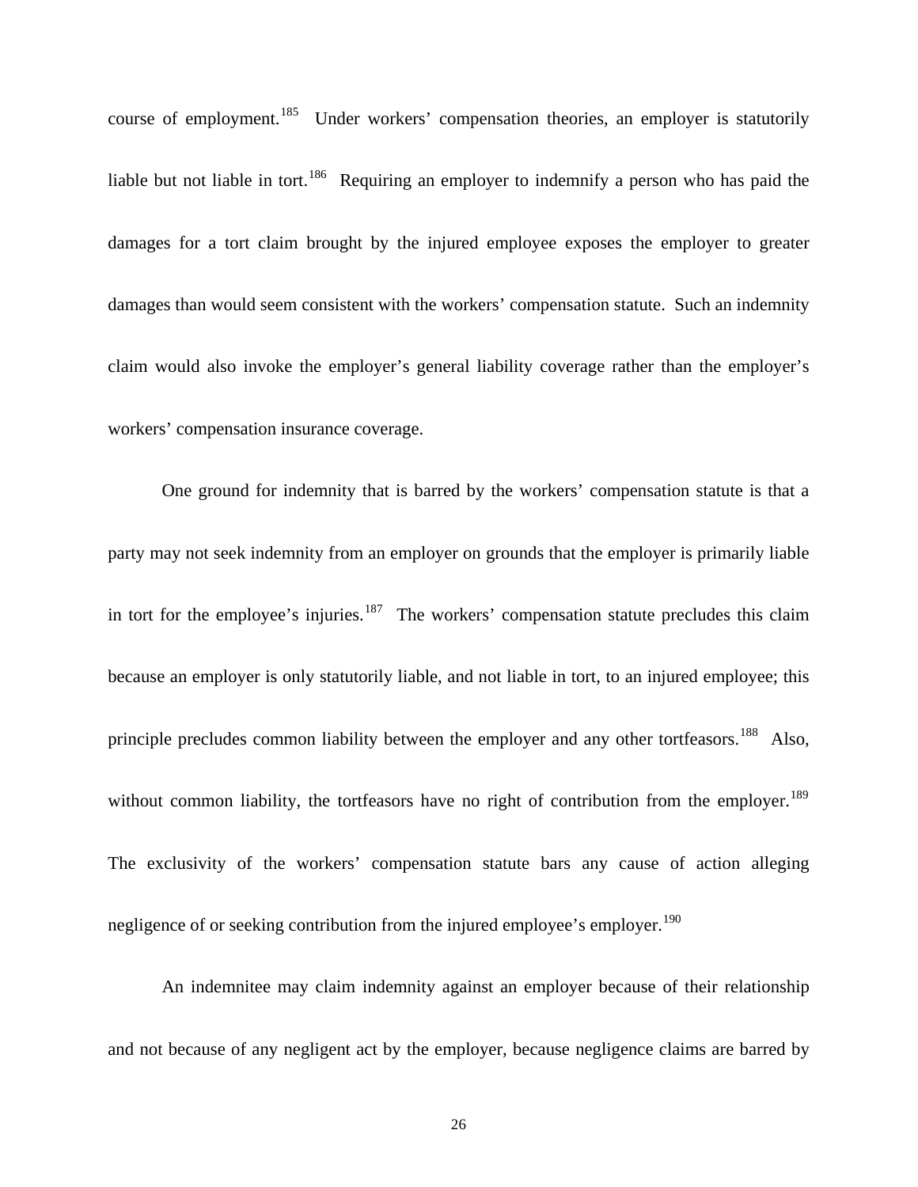course of employment.[185] Under workers' compensation theories, an employer is statutorily liable but not liable in tort.[186] Requiring an employer to indemnify a person who has paid the damages for a tort claim brought by the injured employee exposes the employer to greater damages than would seem consistent with the workers' compensation statute. Such an indemnity claim would also invoke the employer's general liability coverage rather than the employer's workers' compensation insurance coverage.

One ground for indemnity that is barred by the workers' compensation statute is that a party may not seek indemnity from an employer on grounds that the employer is primarily liable in tort for the employee's injuries.[187] The workers' compensation statute precludes this claim because an employer is only statutorily liable, and not liable in tort, to an injured employee; this principle precludes common liability between the employer and any other tortfeasors.[188] Also, without common liability, the tortfeasors have no right of contribution from the employer.[189] The exclusivity of the workers' compensation statute bars any cause of action alleging negligence of or seeking contribution from the injured employee's employer.[190]

An indemnitee may claim indemnity against an employer because of their relationship and not because of any negligent act by the employer, because negligence claims are barred by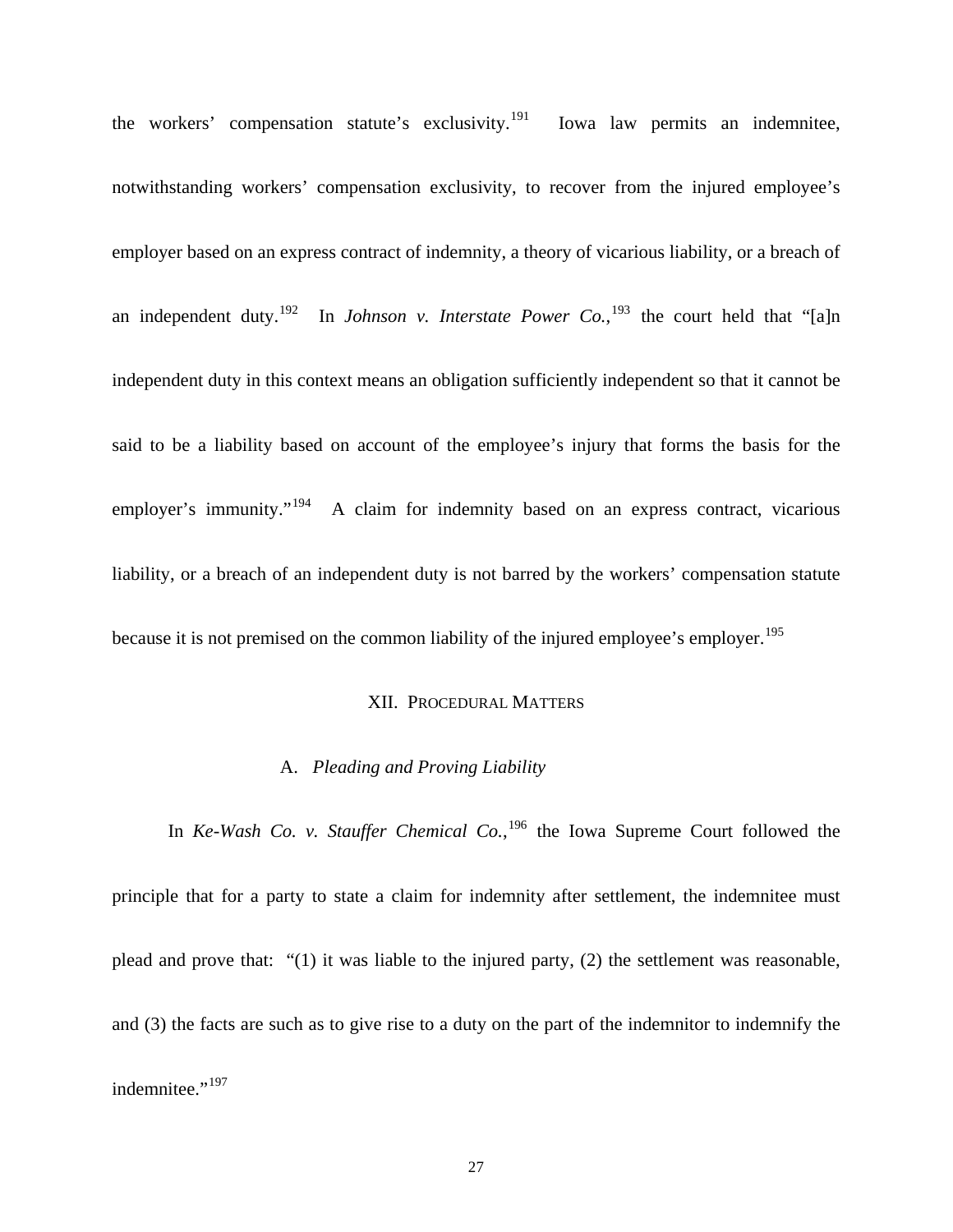the workers' compensation statute's exclusivity.[191] Iowa law permits an indemnitee, notwithstanding workers' compensation exclusivity, to recover from the injured employee's employer based on an express contract of indemnity, a theory of vicarious liability, or a breach of an independent duty.[192] In *Johnson v. Interstate Power Co.*,[193] the court held that "[a]n independent duty in this context means an obligation sufficiently independent so that it cannot be said to be a liability based on account of the employee's injury that forms the basis for the employer's immunity."[194] A claim for indemnity based on an express contract, vicarious liability, or a breach of an independent duty is not barred by the workers' compensation statute because it is not premised on the common liability of the injured employee's employer.[195]

## XII. Procedural Matters

### A. *Pleading and Proving Liability*

In *Ke-Wash Co. v. Stauffer Chemical Co.*,[196] the Iowa Supreme Court followed the principle that for a party to state a claim for indemnity after settlement, the indemnitee must plead and prove that: "(1) it was liable to the injured party, (2) the settlement was reasonable, and (3) the facts are such as to give rise to a duty on the part of the indemnitor to indemnify the indemnitee."[197]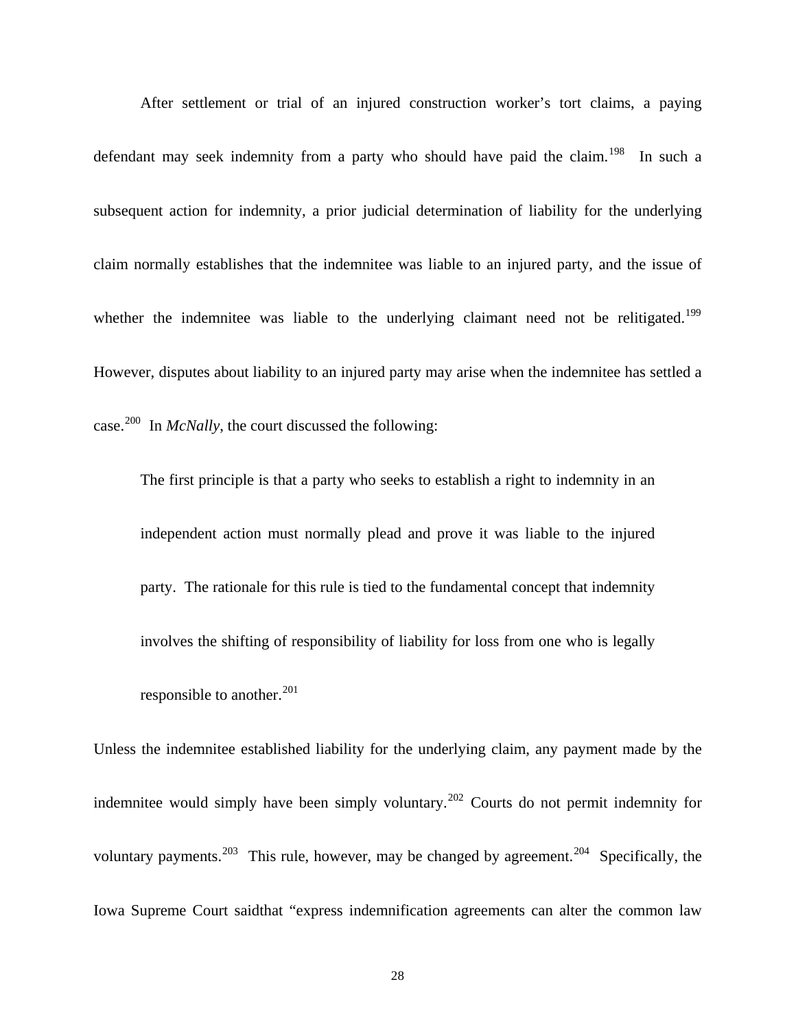After settlement or trial of an injured construction worker's tort claims, a paying defendant may seek indemnity from a party who should have paid the claim.[198] In such a subsequent action for indemnity, a prior judicial determination of liability for the underlying claim normally establishes that the indemnitee was liable to an injured party, and the issue of whether the indemnitee was liable to the underlying claimant need not be relitigated.[199] However, disputes about liability to an injured party may arise when the indemnitee has settled a case.[200] In *McNally*, the court discussed the following:

> The first principle is that a party who seeks to establish a right to indemnity in an independent action must normally plead and prove it was liable to the injured party. The rationale for this rule is tied to the fundamental concept that indemnity involves the shifting of responsibility of liability for loss from one who is legally responsible to another.[201]

Unless the indemnitee established liability for the underlying claim, any payment made by the indemnitee would simply have been simply voluntary.[202] Courts do not permit indemnity for voluntary payments.[203] This rule, however, may be changed by agreement.[204] Specifically, the Iowa Supreme Court saidthat "express indemnification agreements can alter the common law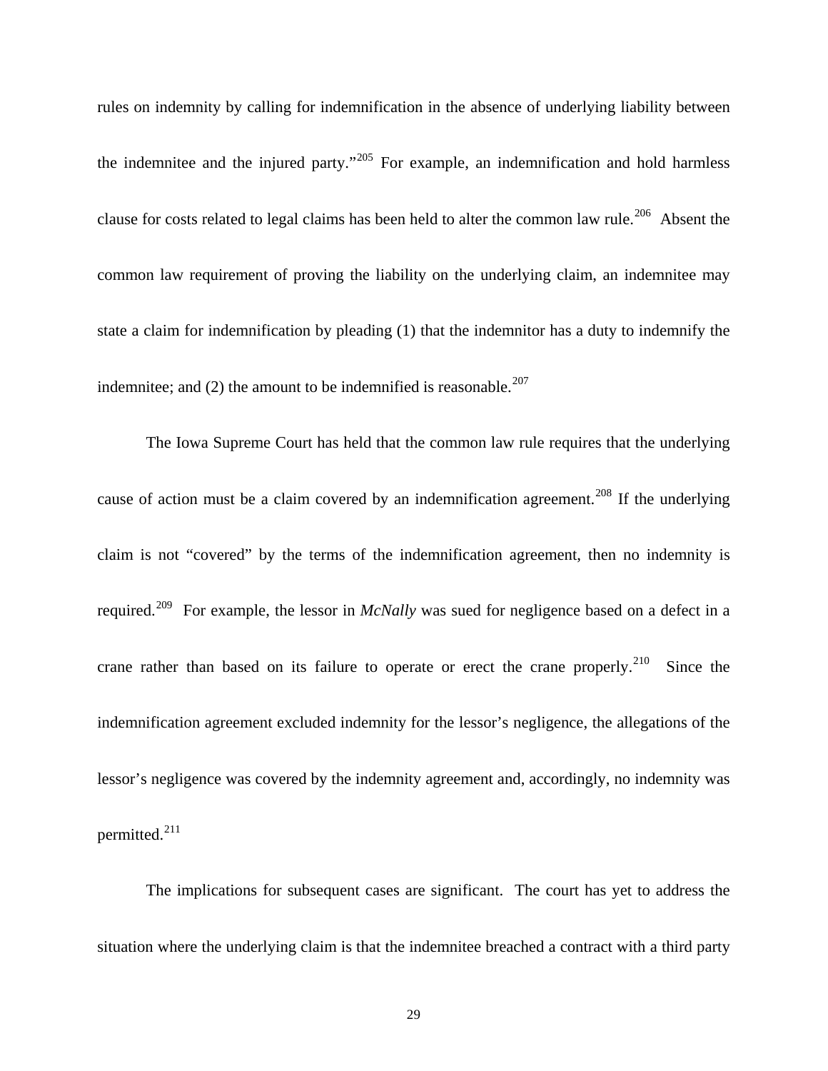rules on indemnity by calling for indemnification in the absence of underlying liability between the indemnitee and the injured party."[205] For example, an indemnification and hold harmless clause for costs related to legal claims has been held to alter the common law rule.[206] Absent the common law requirement of proving the liability on the underlying claim, an indemnitee may state a claim for indemnification by pleading (1) that the indemnitor has a duty to indemnify the indemnitee; and (2) the amount to be indemnified is reasonable.[207]

The Iowa Supreme Court has held that the common law rule requires that the underlying cause of action must be a claim covered by an indemnification agreement.[208] If the underlying claim is not "covered" by the terms of the indemnification agreement, then no indemnity is required.[209] For example, the lessor in *McNally* was sued for negligence based on a defect in a crane rather than based on its failure to operate or erect the crane properly.[210] Since the indemnification agreement excluded indemnity for the lessor's negligence, the allegations of the lessor's negligence was covered by the indemnity agreement and, accordingly, no indemnity was permitted.[211]

The implications for subsequent cases are significant. The court has yet to address the situation where the underlying claim is that the indemnitee breached a contract with a third party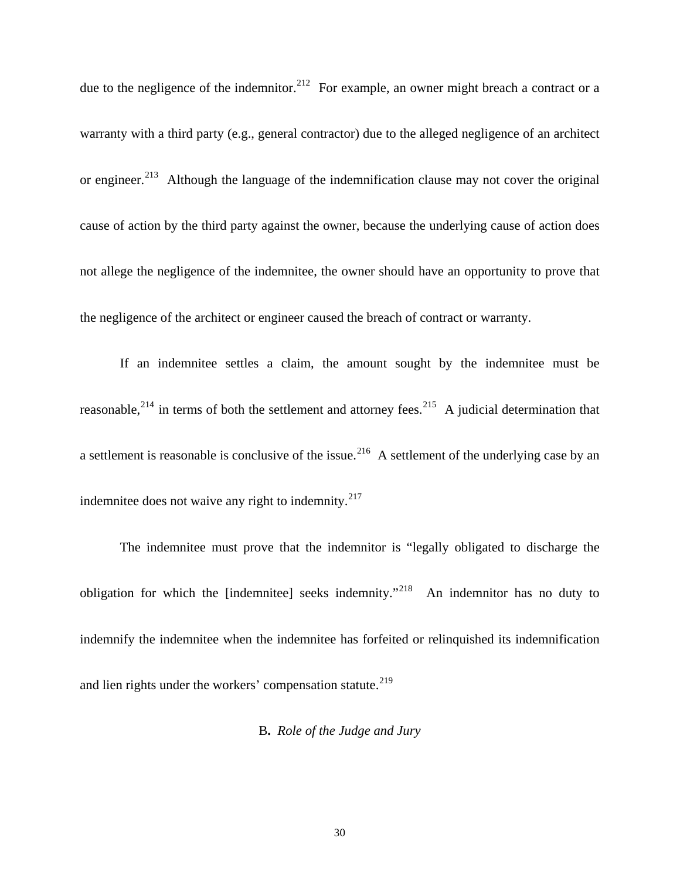due to the negligence of the indemnitor.[212] For example, an owner might breach a contract or a warranty with a third party (e.g., general contractor) due to the alleged negligence of an architect or engineer.[213] Although the language of the indemnification clause may not cover the original cause of action by the third party against the owner, because the underlying cause of action does not allege the negligence of the indemnitee, the owner should have an opportunity to prove that the negligence of the architect or engineer caused the breach of contract or warranty.

If an indemnitee settles a claim, the amount sought by the indemnitee must be reasonable,[214] in terms of both the settlement and attorney fees.[215] A judicial determination that a settlement is reasonable is conclusive of the issue.[216] A settlement of the underlying case by an indemnitee does not waive any right to indemnity.[217]

The indemnitee must prove that the indemnitor is "legally obligated to discharge the obligation for which the [indemnitee] seeks indemnity."[218] An indemnitor has no duty to indemnify the indemnitee when the indemnitee has forfeited or relinquished its indemnification and lien rights under the workers' compensation statute.[219]

### B. *Role of the Judge and Jury*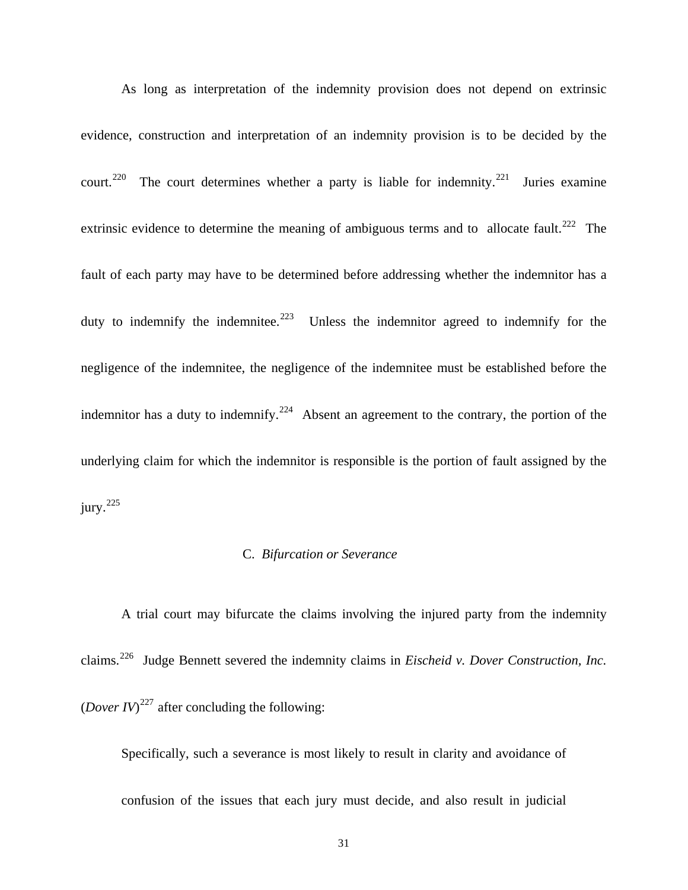As long as interpretation of the indemnity provision does not depend on extrinsic evidence, construction and interpretation of an indemnity provision is to be decided by the court.[220] The court determines whether a party is liable for indemnity.[221] Juries examine extrinsic evidence to determine the meaning of ambiguous terms and to allocate fault.[222] The fault of each party may have to be determined before addressing whether the indemnitor has a duty to indemnify the indemnitee.[223] Unless the indemnitor agreed to indemnify for the negligence of the indemnitee, the negligence of the indemnitee must be established before the indemnitor has a duty to indemnify.[224] Absent an agreement to the contrary, the portion of the underlying claim for which the indemnitor is responsible is the portion of fault assigned by the jury.[225]

### C. *Bifurcation or Severance*

A trial court may bifurcate the claims involving the injured party from the indemnity claims.[226] Judge Bennett severed the indemnity claims in *Eischeid v. Dover Construction, Inc.* (*Dover IV*)[227] after concluding the following:

> Specifically, such a severance is most likely to result in clarity and avoidance of confusion of the issues that each jury must decide, and also result in judicial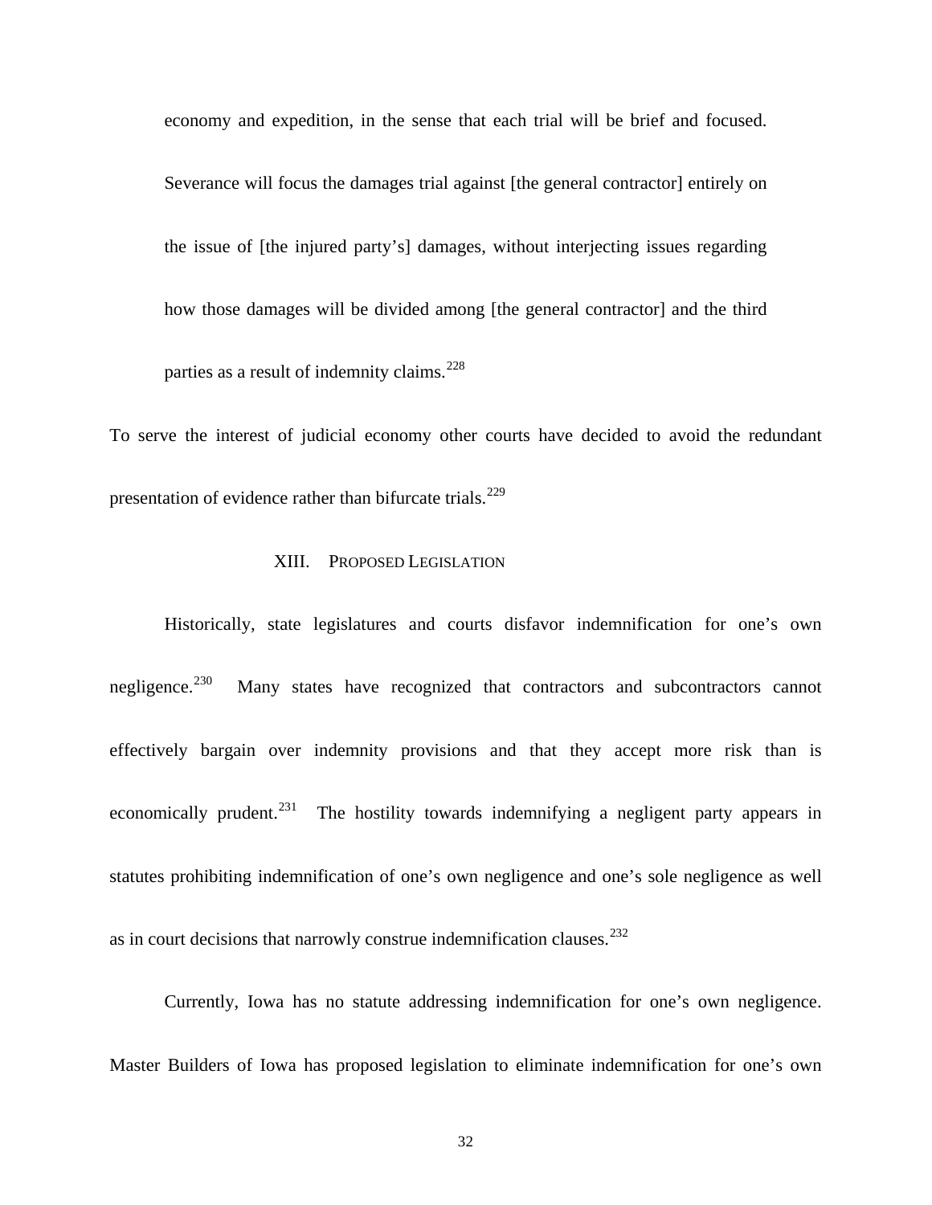> economy and expedition, in the sense that each trial will be brief and focused. Severance will focus the damages trial against [the general contractor] entirely on the issue of [the injured party's] damages, without interjecting issues regarding how those damages will be divided among [the general contractor] and the third parties as a result of indemnity claims.[228]

To serve the interest of judicial economy other courts have decided to avoid the redundant presentation of evidence rather than bifurcate trials.[229]

## XIII. PROPOSED LEGISLATION

Historically, state legislatures and courts disfavor indemnification for one's own negligence.[230] Many states have recognized that contractors and subcontractors cannot effectively bargain over indemnity provisions and that they accept more risk than is economically prudent.[231] The hostility towards indemnifying a negligent party appears in statutes prohibiting indemnification of one's own negligence and one's sole negligence as well as in court decisions that narrowly construe indemnification clauses.[232]

Currently, Iowa has no statute addressing indemnification for one's own negligence. Master Builders of Iowa has proposed legislation to eliminate indemnification for one's own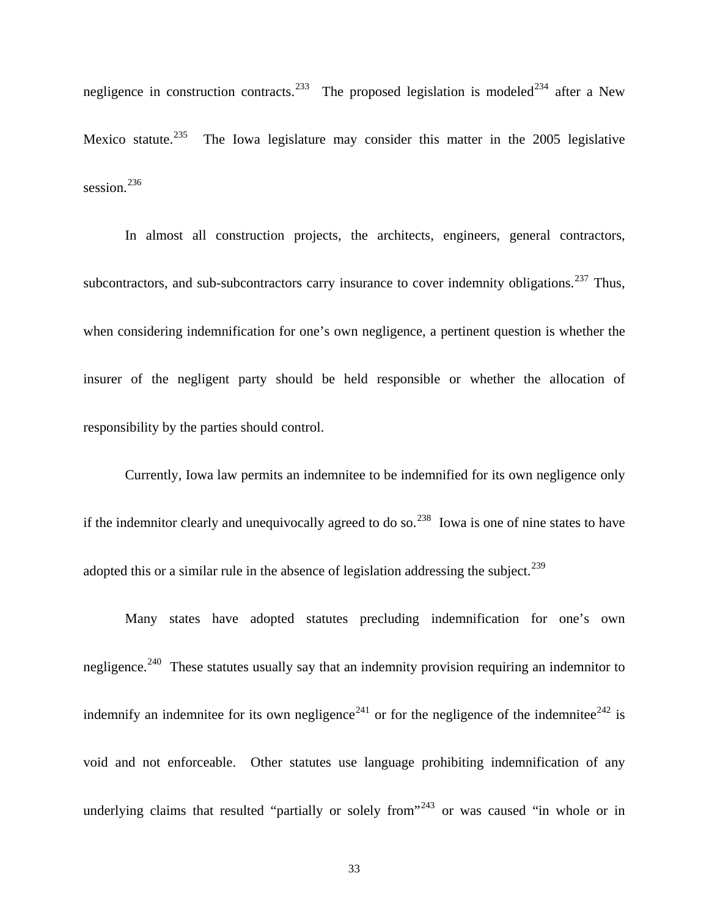negligence in construction contracts.[233] The proposed legislation is modeled[234] after a New Mexico statute.[235] The Iowa legislature may consider this matter in the 2005 legislative session.[236]

In almost all construction projects, the architects, engineers, general contractors, subcontractors, and sub-subcontractors carry insurance to cover indemnity obligations.[237] Thus, when considering indemnification for one's own negligence, a pertinent question is whether the insurer of the negligent party should be held responsible or whether the allocation of responsibility by the parties should control.

Currently, Iowa law permits an indemnitee to be indemnified for its own negligence only if the indemnitor clearly and unequivocally agreed to do so.[238] Iowa is one of nine states to have adopted this or a similar rule in the absence of legislation addressing the subject.[239]

Many states have adopted statutes precluding indemnification for one's own negligence.[240] These statutes usually say that an indemnity provision requiring an indemnitor to indemnify an indemnitee for its own negligence[241] or for the negligence of the indemnitee[242] is void and not enforceable. Other statutes use language prohibiting indemnification of any underlying claims that resulted "partially or solely from"[243] or was caused "in whole or in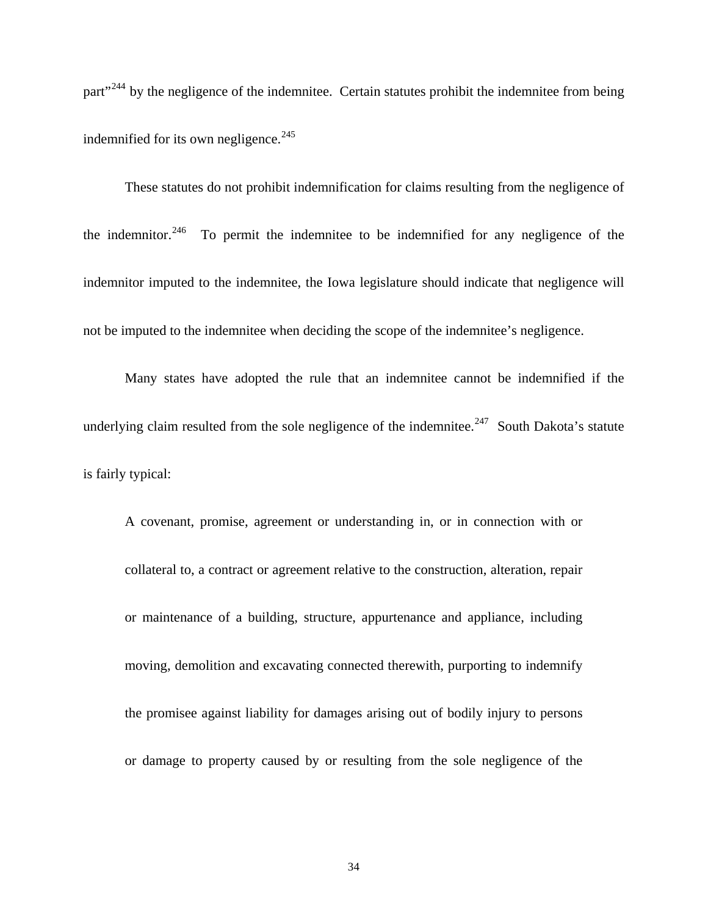part"[244] by the negligence of the indemnitee. Certain statutes prohibit the indemnitee from being indemnified for its own negligence.[245]

These statutes do not prohibit indemnification for claims resulting from the negligence of the indemnitor.[246] To permit the indemnitee to be indemnified for any negligence of the indemnitor imputed to the indemnitee, the Iowa legislature should indicate that negligence will not be imputed to the indemnitee when deciding the scope of the indemnitee's negligence.

Many states have adopted the rule that an indemnitee cannot be indemnified if the underlying claim resulted from the sole negligence of the indemnitee.[247] South Dakota's statute is fairly typical:

> A covenant, promise, agreement or understanding in, or in connection with or collateral to, a contract or agreement relative to the construction, alteration, repair or maintenance of a building, structure, appurtenance and appliance, including moving, demolition and excavating connected therewith, purporting to indemnify the promisee against liability for damages arising out of bodily injury to persons or damage to property caused by or resulting from the sole negligence of the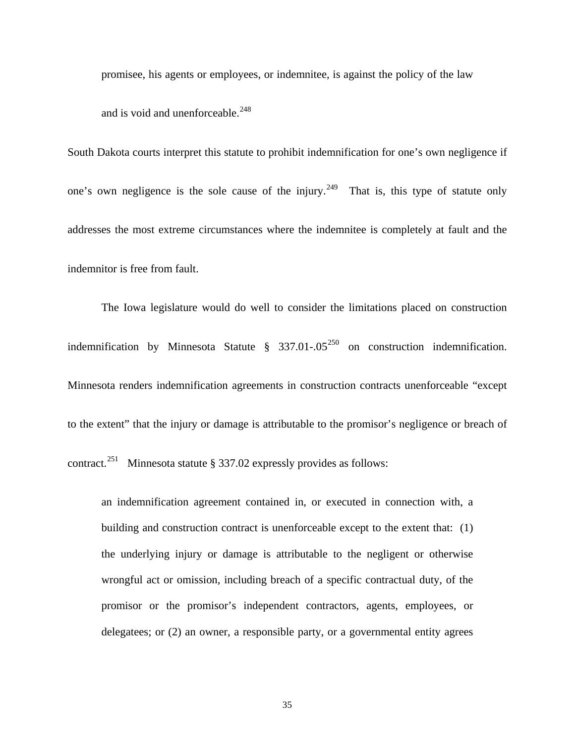> promisee, his agents or employees, or indemnitee, is against the policy of the law and is void and unenforceable.[248]

South Dakota courts interpret this statute to prohibit indemnification for one's own negligence if one's own negligence is the sole cause of the injury.[249] That is, this type of statute only addresses the most extreme circumstances where the indemnitee is completely at fault and the indemnitor is free from fault.

The Iowa legislature would do well to consider the limitations placed on construction indemnification by Minnesota Statute § 337.01-.05[250] on construction indemnification. Minnesota renders indemnification agreements in construction contracts unenforceable "except to the extent" that the injury or damage is attributable to the promisor's negligence or breach of contract.[251] Minnesota statute § 337.02 expressly provides as follows:

> an indemnification agreement contained in, or executed in connection with, a building and construction contract is unenforceable except to the extent that: (1) the underlying injury or damage is attributable to the negligent or otherwise wrongful act or omission, including breach of a specific contractual duty, of the promisor or the promisor's independent contractors, agents, employees, or delegatees; or (2) an owner, a responsible party, or a governmental entity agrees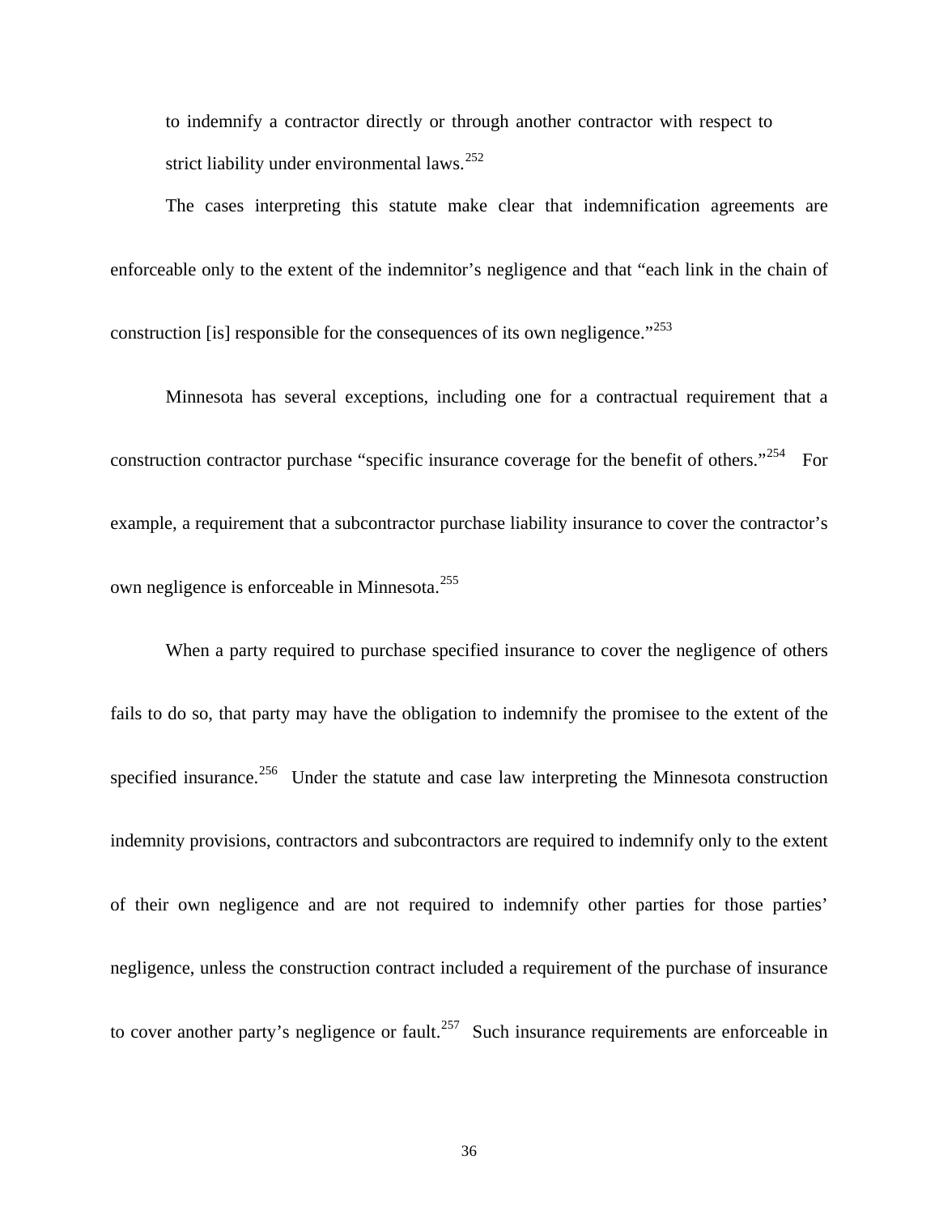> to indemnify a contractor directly or through another contractor with respect to strict liability under environmental laws.[252]

The cases interpreting this statute make clear that indemnification agreements are enforceable only to the extent of the indemnitor's negligence and that "each link in the chain of construction [is] responsible for the consequences of its own negligence."[253]

Minnesota has several exceptions, including one for a contractual requirement that a construction contractor purchase "specific insurance coverage for the benefit of others."[254] For example, a requirement that a subcontractor purchase liability insurance to cover the contractor's own negligence is enforceable in Minnesota.[255]

When a party required to purchase specified insurance to cover the negligence of others fails to do so, that party may have the obligation to indemnify the promisee to the extent of the specified insurance.[256] Under the statute and case law interpreting the Minnesota construction indemnity provisions, contractors and subcontractors are required to indemnify only to the extent of their own negligence and are not required to indemnify other parties for those parties' negligence, unless the construction contract included a requirement of the purchase of insurance to cover another party's negligence or fault.[257] Such insurance requirements are enforceable in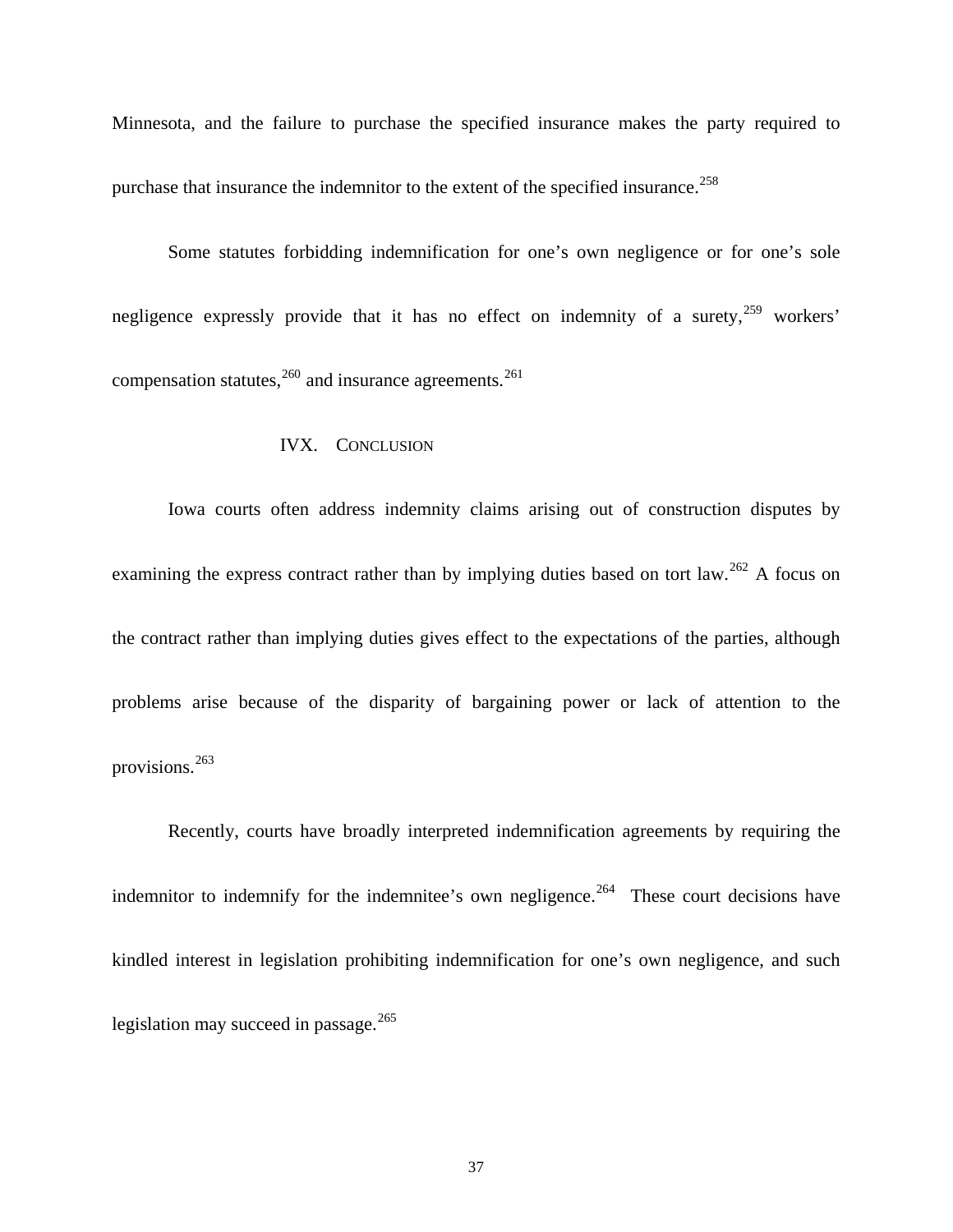Minnesota, and the failure to purchase the specified insurance makes the party required to purchase that insurance the indemnitor to the extent of the specified insurance.[258]

Some statutes forbidding indemnification for one's own negligence or for one's sole negligence expressly provide that it has no effect on indemnity of a surety,[259] workers' compensation statutes,[260] and insurance agreements.[261]

## IVX. CONCLUSION

Iowa courts often address indemnity claims arising out of construction disputes by examining the express contract rather than by implying duties based on tort law.[262] A focus on the contract rather than implying duties gives effect to the expectations of the parties, although problems arise because of the disparity of bargaining power or lack of attention to the provisions.[263]

Recently, courts have broadly interpreted indemnification agreements by requiring the indemnitor to indemnify for the indemnitee's own negligence.[264] These court decisions have kindled interest in legislation prohibiting indemnification for one's own negligence, and such legislation may succeed in passage.[265]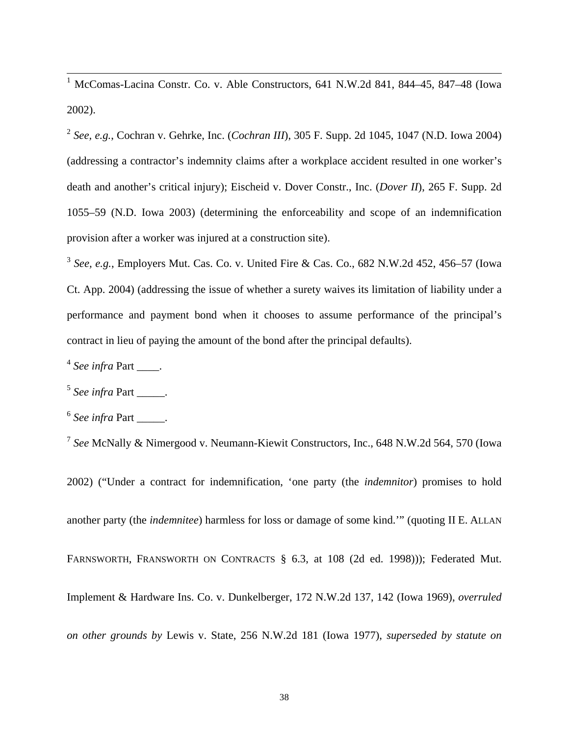[1] McComas-Lacina Constr. Co. v. Able Constructors, 641 N.W.2d 841, 844–45, 847–48 (Iowa 2002).

[2] *See, e.g.*, Cochran v. Gehrke, Inc. (*Cochran III*), 305 F. Supp. 2d 1045, 1047 (N.D. Iowa 2004) (addressing a contractor's indemnity claims after a workplace accident resulted in one worker's death and another's critical injury); Eischeid v. Dover Constr., Inc. (*Dover II*), 265 F. Supp. 2d 1055–59 (N.D. Iowa 2003) (determining the enforceability and scope of an indemnification provision after a worker was injured at a construction site).

[3] *See, e.g.*, Employers Mut. Cas. Co. v. United Fire & Cas. Co., 682 N.W.2d 452, 456–57 (Iowa Ct. App. 2004) (addressing the issue of whether a surety waives its limitation of liability under a performance and payment bond when it chooses to assume performance of the principal's contract in lieu of paying the amount of the bond after the principal defaults).

[4] *See infra* Part ____.

[5] *See infra* Part _____.

[6] *See infra* Part _____.

[7] *See* McNally & Nimergood v. Neumann-Kiewit Constructors, Inc., 648 N.W.2d 564, 570 (Iowa 2002) ("Under a contract for indemnification, 'one party (the *indemnitor*) promises to hold another party (the *indemnitee*) harmless for loss or damage of some kind.'" (quoting II E. ALLAN FARNSWORTH, FRANSWORTH ON CONTRACTS § 6.3, at 108 (2d ed. 1998))); Federated Mut. Implement & Hardware Ins. Co. v. Dunkelberger, 172 N.W.2d 137, 142 (Iowa 1969), *overruled on other grounds by* Lewis v. State, 256 N.W.2d 181 (Iowa 1977), *superseded by statute on*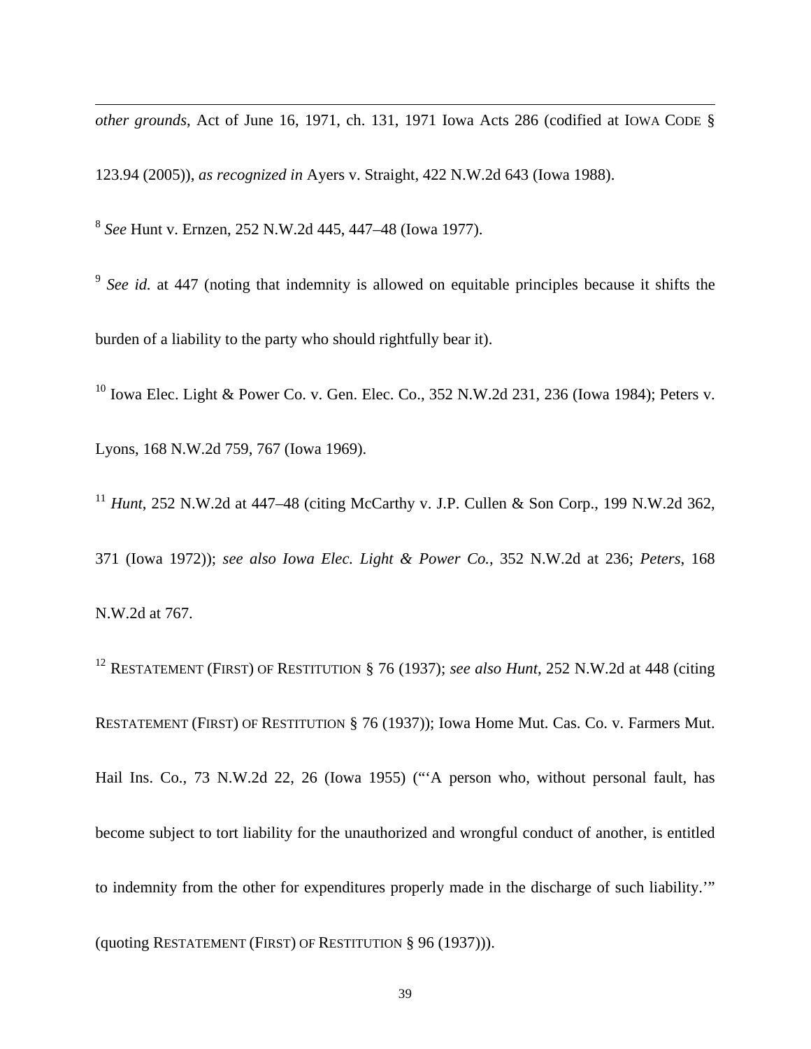*other grounds*, Act of June 16, 1971, ch. 131, 1971 Iowa Acts 286 (codified at IOWA CODE § 123.94 (2005)), *as recognized in* Ayers v. Straight, 422 N.W.2d 643 (Iowa 1988).

[8] *See* Hunt v. Ernzen, 252 N.W.2d 445, 447–48 (Iowa 1977).

[9] *See id.* at 447 (noting that indemnity is allowed on equitable principles because it shifts the burden of a liability to the party who should rightfully bear it).

[10] Iowa Elec. Light & Power Co. v. Gen. Elec. Co., 352 N.W.2d 231, 236 (Iowa 1984); Peters v. Lyons, 168 N.W.2d 759, 767 (Iowa 1969).

[11] *Hunt*, 252 N.W.2d at 447–48 (citing McCarthy v. J.P. Cullen & Son Corp., 199 N.W.2d 362, 371 (Iowa 1972)); *see also Iowa Elec. Light & Power Co.*, 352 N.W.2d at 236; *Peters*, 168 N.W.2d at 767.

[12] RESTATEMENT (FIRST) OF RESTITUTION § 76 (1937); *see also Hunt*, 252 N.W.2d at 448 (citing RESTATEMENT (FIRST) OF RESTITUTION § 76 (1937)); Iowa Home Mut. Cas. Co. v. Farmers Mut. Hail Ins. Co., 73 N.W.2d 22, 26 (Iowa 1955) ("'A person who, without personal fault, has become subject to tort liability for the unauthorized and wrongful conduct of another, is entitled to indemnity from the other for expenditures properly made in the discharge of such liability.'" (quoting RESTATEMENT (FIRST) OF RESTITUTION § 96 (1937))).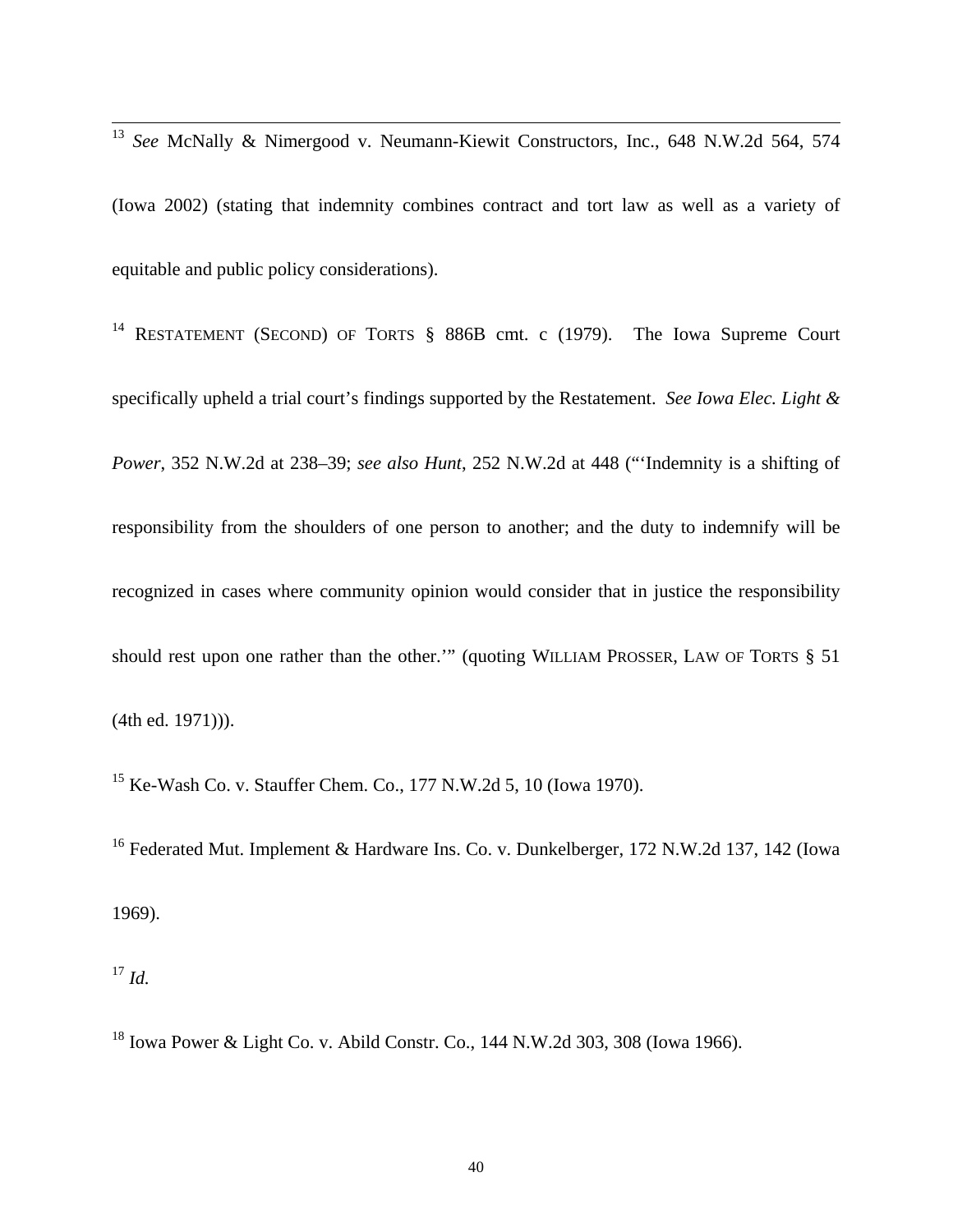[13] *See* McNally & Nimergood v. Neumann-Kiewit Constructors, Inc., 648 N.W.2d 564, 574 (Iowa 2002) (stating that indemnity combines contract and tort law as well as a variety of equitable and public policy considerations).

[14] RESTATEMENT (SECOND) OF TORTS § 886B cmt. c (1979). The Iowa Supreme Court specifically upheld a trial court's findings supported by the Restatement. *See Iowa Elec. Light & Power*, 352 N.W.2d at 238–39; *see also Hunt*, 252 N.W.2d at 448 ("'Indemnity is a shifting of responsibility from the shoulders of one person to another; and the duty to indemnify will be recognized in cases where community opinion would consider that in justice the responsibility should rest upon one rather than the other.'" (quoting WILLIAM PROSSER, LAW OF TORTS § 51 (4th ed. 1971))).

[15] Ke-Wash Co. v. Stauffer Chem. Co., 177 N.W.2d 5, 10 (Iowa 1970).

[16] Federated Mut. Implement & Hardware Ins. Co. v. Dunkelberger, 172 N.W.2d 137, 142 (Iowa 1969).

[17] *Id.*

[18] Iowa Power & Light Co. v. Abild Constr. Co., 144 N.W.2d 303, 308 (Iowa 1966).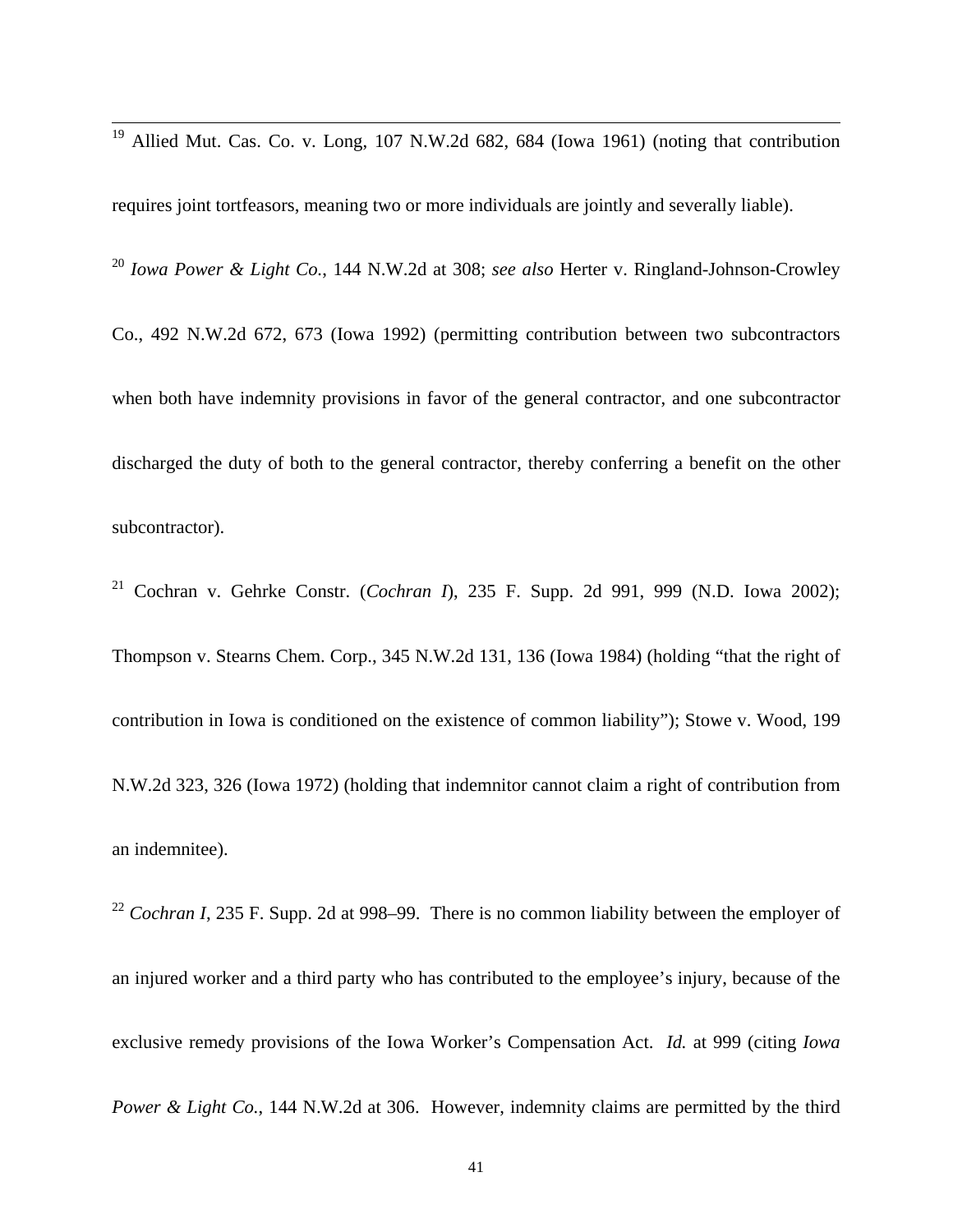[19] Allied Mut. Cas. Co. v. Long, 107 N.W.2d 682, 684 (Iowa 1961) (noting that contribution requires joint tortfeasors, meaning two or more individuals are jointly and severally liable).

[20] *Iowa Power & Light Co.*, 144 N.W.2d at 308; *see also* Herter v. Ringland-Johnson-Crowley Co., 492 N.W.2d 672, 673 (Iowa 1992) (permitting contribution between two subcontractors when both have indemnity provisions in favor of the general contractor, and one subcontractor discharged the duty of both to the general contractor, thereby conferring a benefit on the other subcontractor).

[21] Cochran v. Gehrke Constr. (*Cochran I*), 235 F. Supp. 2d 991, 999 (N.D. Iowa 2002); Thompson v. Stearns Chem. Corp., 345 N.W.2d 131, 136 (Iowa 1984) (holding "that the right of contribution in Iowa is conditioned on the existence of common liability"); Stowe v. Wood, 199 N.W.2d 323, 326 (Iowa 1972) (holding that indemnitor cannot claim a right of contribution from an indemnitee).

[22] *Cochran I*, 235 F. Supp. 2d at 998–99. There is no common liability between the employer of an injured worker and a third party who has contributed to the employee's injury, because of the exclusive remedy provisions of the Iowa Worker's Compensation Act. *Id.* at 999 (citing *Iowa Power & Light Co.*, 144 N.W.2d at 306. However, indemnity claims are permitted by the third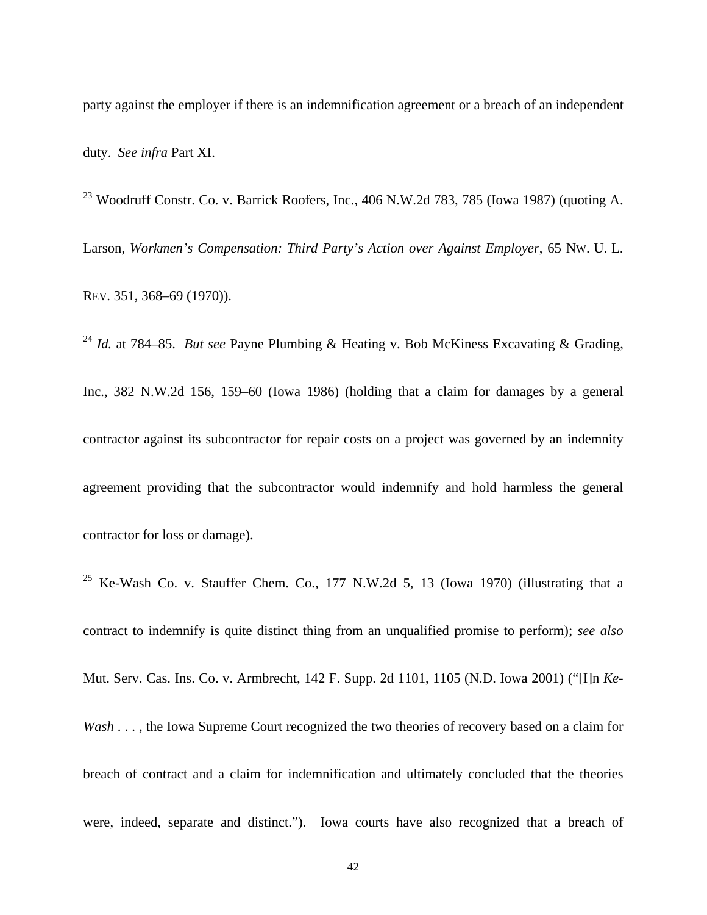party against the employer if there is an indemnification agreement or a breach of an independent duty. *See infra* Part XI.

[23] Woodruff Constr. Co. v. Barrick Roofers, Inc., 406 N.W.2d 783, 785 (Iowa 1987) (quoting A. Larson, *Workmen's Compensation: Third Party's Action over Against Employer*, 65 NW. U. L. REV. 351, 368–69 (1970)).

[24] *Id.* at 784–85. *But see* Payne Plumbing & Heating v. Bob McKiness Excavating & Grading, Inc., 382 N.W.2d 156, 159–60 (Iowa 1986) (holding that a claim for damages by a general contractor against its subcontractor for repair costs on a project was governed by an indemnity agreement providing that the subcontractor would indemnify and hold harmless the general contractor for loss or damage).

[25] Ke-Wash Co. v. Stauffer Chem. Co., 177 N.W.2d 5, 13 (Iowa 1970) (illustrating that a contract to indemnify is quite distinct thing from an unqualified promise to perform); *see also* Mut. Serv. Cas. Ins. Co. v. Armbrecht, 142 F. Supp. 2d 1101, 1105 (N.D. Iowa 2001) ("[I]n *Ke-Wash* . . . , the Iowa Supreme Court recognized the two theories of recovery based on a claim for breach of contract and a claim for indemnification and ultimately concluded that the theories were, indeed, separate and distinct."). Iowa courts have also recognized that a breach of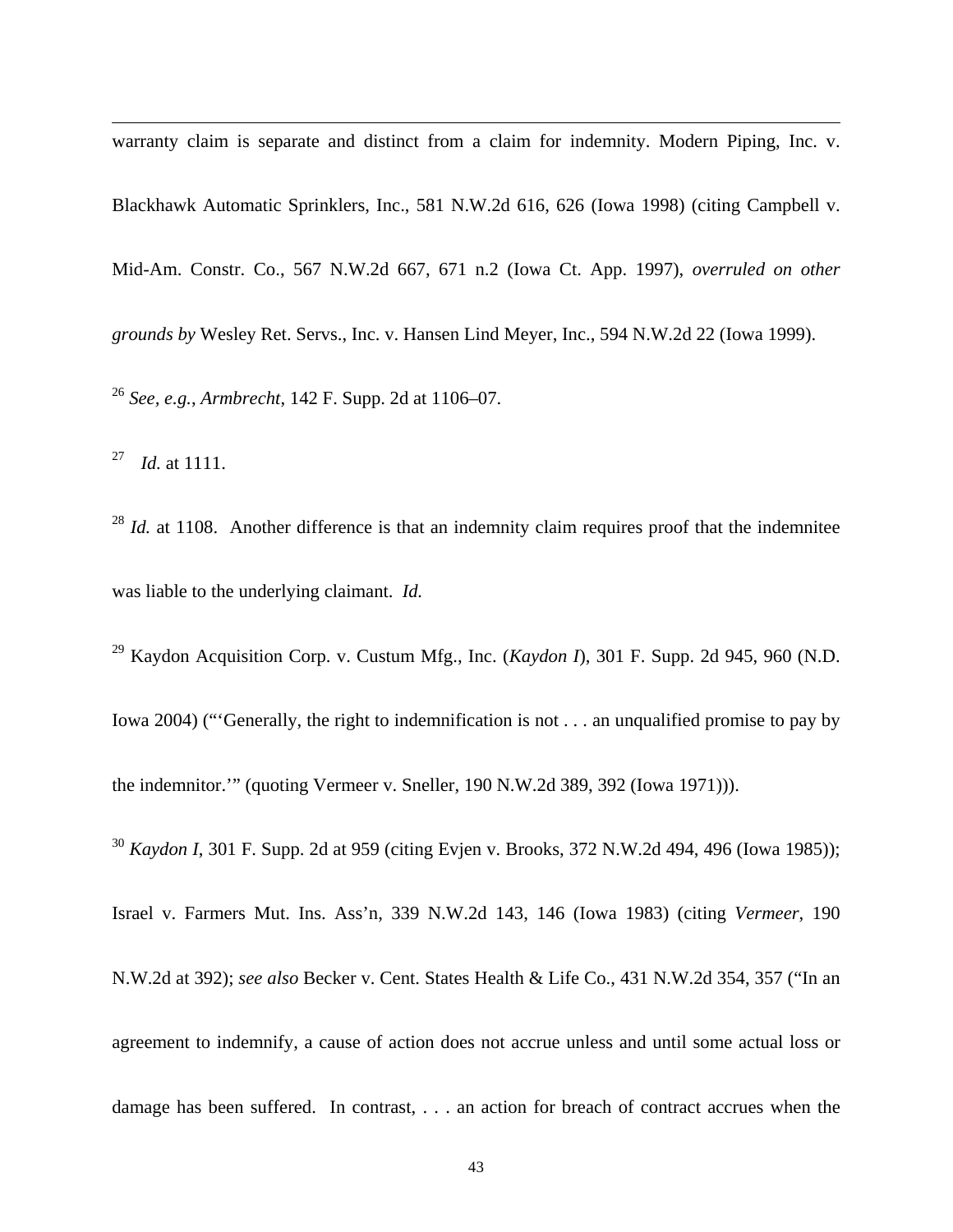warranty claim is separate and distinct from a claim for indemnity. Modern Piping, Inc. v. Blackhawk Automatic Sprinklers, Inc., 581 N.W.2d 616, 626 (Iowa 1998) (citing Campbell v. Mid-Am. Constr. Co., 567 N.W.2d 667, 671 n.2 (Iowa Ct. App. 1997), *overruled on other grounds by* Wesley Ret. Servs., Inc. v. Hansen Lind Meyer, Inc., 594 N.W.2d 22 (Iowa 1999).

[26] *See, e.g.*, *Armbrecht*, 142 F. Supp. 2d at 1106–07.

[27] *Id.* at 1111.

[28] *Id.* at 1108. Another difference is that an indemnity claim requires proof that the indemnitee was liable to the underlying claimant. *Id.*

[29] Kaydon Acquisition Corp. v. Custum Mfg., Inc. (*Kaydon I*), 301 F. Supp. 2d 945, 960 (N.D. Iowa 2004) ("'Generally, the right to indemnification is not . . . an unqualified promise to pay by the indemnitor.'" (quoting Vermeer v. Sneller, 190 N.W.2d 389, 392 (Iowa 1971))).

[30] *Kaydon I*, 301 F. Supp. 2d at 959 (citing Evjen v. Brooks, 372 N.W.2d 494, 496 (Iowa 1985)); Israel v. Farmers Mut. Ins. Ass'n, 339 N.W.2d 143, 146 (Iowa 1983) (citing *Vermeer*, 190 N.W.2d at 392); *see also* Becker v. Cent. States Health & Life Co., 431 N.W.2d 354, 357 ("In an agreement to indemnify, a cause of action does not accrue unless and until some actual loss or damage has been suffered. In contrast, . . . an action for breach of contract accrues when the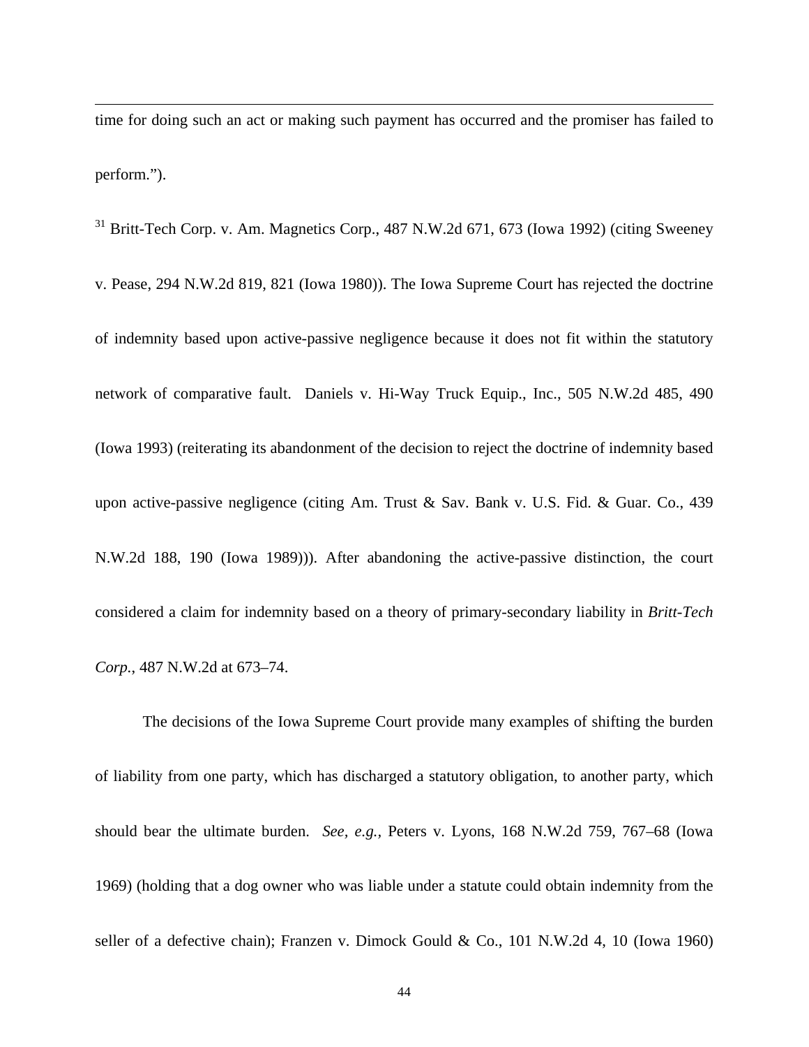time for doing such an act or making such payment has occurred and the promiser has failed to perform.").

[31] Britt-Tech Corp. v. Am. Magnetics Corp., 487 N.W.2d 671, 673 (Iowa 1992) (citing Sweeney v. Pease, 294 N.W.2d 819, 821 (Iowa 1980)). The Iowa Supreme Court has rejected the doctrine of indemnity based upon active-passive negligence because it does not fit within the statutory network of comparative fault. Daniels v. Hi-Way Truck Equip., Inc., 505 N.W.2d 485, 490 (Iowa 1993) (reiterating its abandonment of the decision to reject the doctrine of indemnity based upon active-passive negligence (citing Am. Trust & Sav. Bank v. U.S. Fid. & Guar. Co., 439 N.W.2d 188, 190 (Iowa 1989))). After abandoning the active-passive distinction, the court considered a claim for indemnity based on a theory of primary-secondary liability in *Britt-Tech Corp.*, 487 N.W.2d at 673–74.

The decisions of the Iowa Supreme Court provide many examples of shifting the burden of liability from one party, which has discharged a statutory obligation, to another party, which should bear the ultimate burden. *See, e.g.*, Peters v. Lyons, 168 N.W.2d 759, 767–68 (Iowa 1969) (holding that a dog owner who was liable under a statute could obtain indemnity from the seller of a defective chain); Franzen v. Dimock Gould & Co., 101 N.W.2d 4, 10 (Iowa 1960)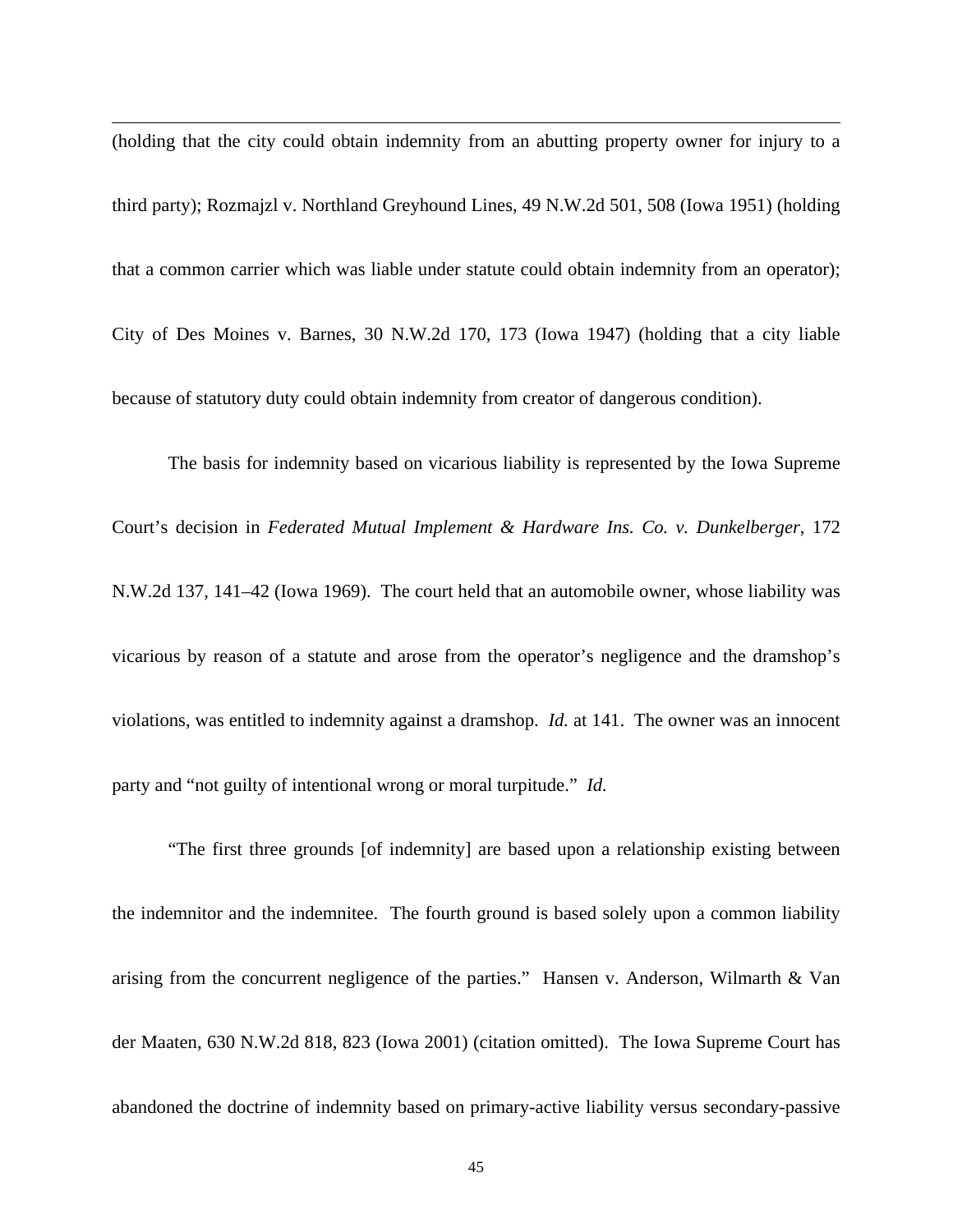(holding that the city could obtain indemnity from an abutting property owner for injury to a third party); Rozmajzl v. Northland Greyhound Lines, 49 N.W.2d 501, 508 (Iowa 1951) (holding that a common carrier which was liable under statute could obtain indemnity from an operator); City of Des Moines v. Barnes, 30 N.W.2d 170, 173 (Iowa 1947) (holding that a city liable because of statutory duty could obtain indemnity from creator of dangerous condition).

The basis for indemnity based on vicarious liability is represented by the Iowa Supreme Court's decision in *Federated Mutual Implement & Hardware Ins. Co. v. Dunkelberger*, 172 N.W.2d 137, 141–42 (Iowa 1969). The court held that an automobile owner, whose liability was vicarious by reason of a statute and arose from the operator's negligence and the dramshop's violations, was entitled to indemnity against a dramshop. *Id.* at 141. The owner was an innocent party and "not guilty of intentional wrong or moral turpitude." *Id.*

"The first three grounds [of indemnity] are based upon a relationship existing between the indemnitor and the indemnitee. The fourth ground is based solely upon a common liability arising from the concurrent negligence of the parties." Hansen v. Anderson, Wilmarth & Van der Maaten, 630 N.W.2d 818, 823 (Iowa 2001) (citation omitted). The Iowa Supreme Court has abandoned the doctrine of indemnity based on primary-active liability versus secondary-passive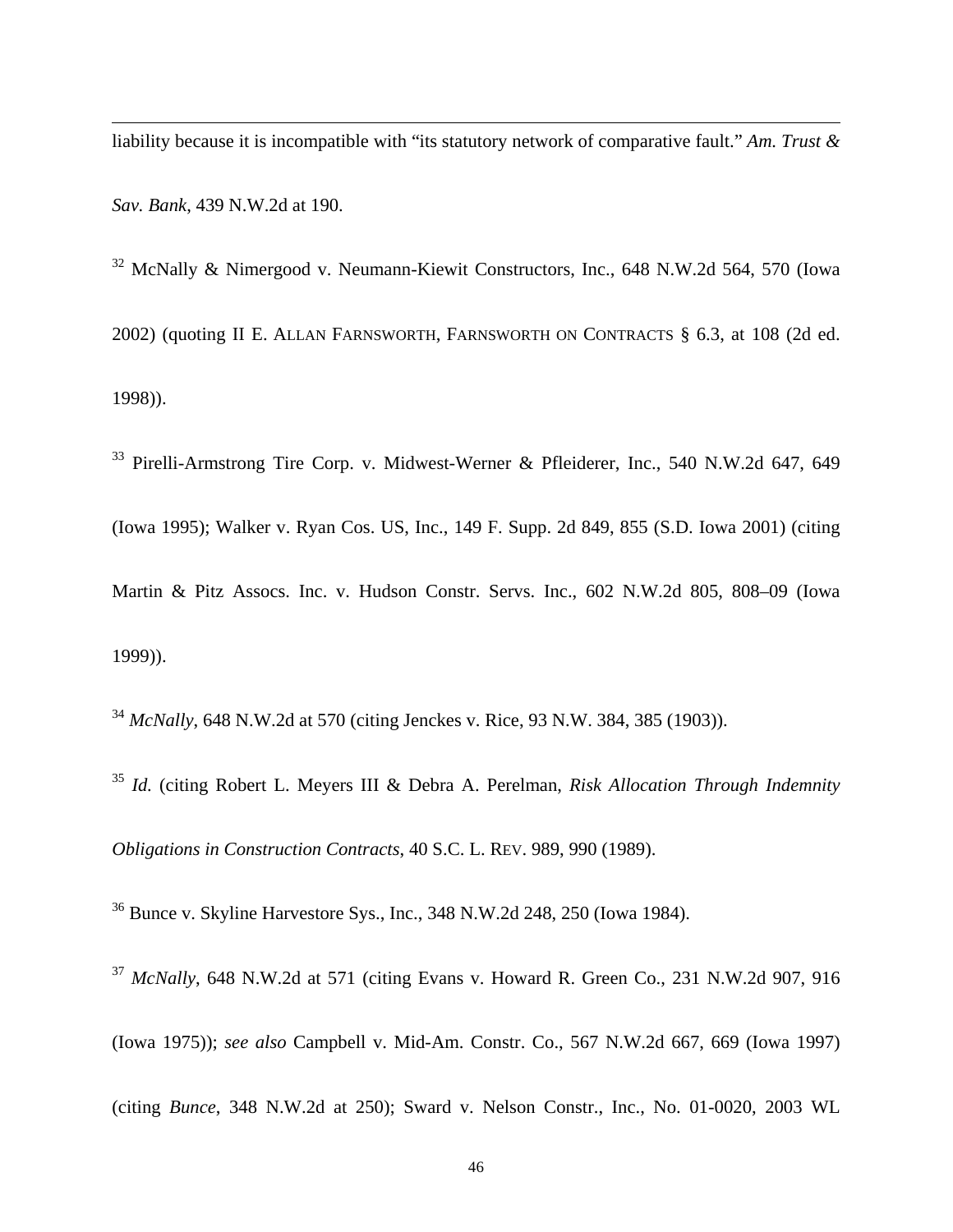liability because it is incompatible with "its statutory network of comparative fault." *Am. Trust & Sav. Bank*, 439 N.W.2d at 190.

[32] McNally & Nimergood v. Neumann-Kiewit Constructors, Inc., 648 N.W.2d 564, 570 (Iowa 2002) (quoting II E. ALLAN FARNSWORTH, FARNSWORTH ON CONTRACTS § 6.3, at 108 (2d ed. 1998)).

[33] Pirelli-Armstrong Tire Corp. v. Midwest-Werner & Pfleiderer, Inc., 540 N.W.2d 647, 649 (Iowa 1995); Walker v. Ryan Cos. US, Inc., 149 F. Supp. 2d 849, 855 (S.D. Iowa 2001) (citing Martin & Pitz Assocs. Inc. v. Hudson Constr. Servs. Inc., 602 N.W.2d 805, 808–09 (Iowa 1999)).

[34] *McNally*, 648 N.W.2d at 570 (citing Jenckes v. Rice, 93 N.W. 384, 385 (1903)).

[35] *Id.* (citing Robert L. Meyers III & Debra A. Perelman, *Risk Allocation Through Indemnity Obligations in Construction Contracts*, 40 S.C. L. REV. 989, 990 (1989).

[36] Bunce v. Skyline Harvestore Sys., Inc., 348 N.W.2d 248, 250 (Iowa 1984).

[37] *McNally*, 648 N.W.2d at 571 (citing Evans v. Howard R. Green Co., 231 N.W.2d 907, 916 (Iowa 1975)); *see also* Campbell v. Mid-Am. Constr. Co., 567 N.W.2d 667, 669 (Iowa 1997) (citing *Bunce*, 348 N.W.2d at 250); Sward v. Nelson Constr., Inc., No. 01-0020, 2003 WL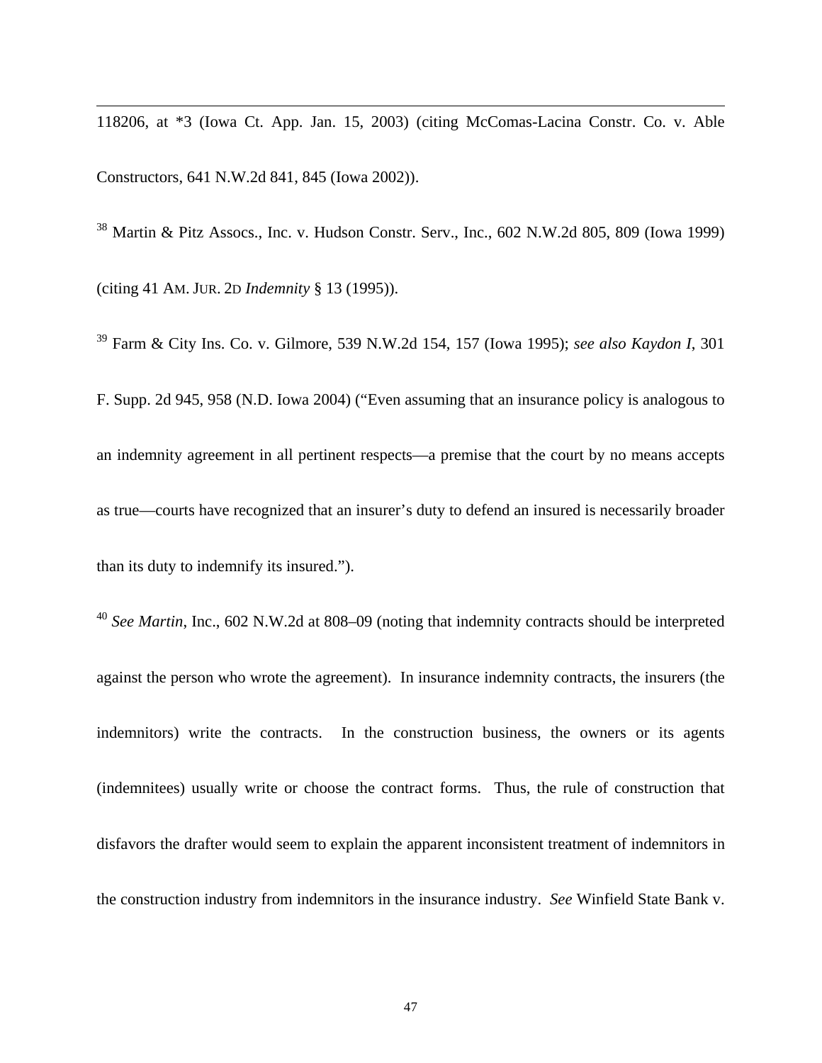118206, at *3 (Iowa Ct. App. Jan. 15, 2003) (citing McComas-Lacina Constr. Co. v. Able Constructors, 641 N.W.2d 841, 845 (Iowa 2002)).

[38] Martin & Pitz Assocs., Inc. v. Hudson Constr. Serv., Inc., 602 N.W.2d 805, 809 (Iowa 1999) (citing 41 AM. JUR. 2D *Indemnity* § 13 (1995)).

[39] Farm & City Ins. Co. v. Gilmore, 539 N.W.2d 154, 157 (Iowa 1995); *see also Kaydon I*, 301 F. Supp. 2d 945, 958 (N.D. Iowa 2004) ("Even assuming that an insurance policy is analogous to an indemnity agreement in all pertinent respects—a premise that the court by no means accepts as true—courts have recognized that an insurer's duty to defend an insured is necessarily broader than its duty to indemnify its insured.").

[40] *See Martin*, Inc., 602 N.W.2d at 808–09 (noting that indemnity contracts should be interpreted against the person who wrote the agreement). In insurance indemnity contracts, the insurers (the indemnitors) write the contracts. In the construction business, the owners or its agents (indemnitees) usually write or choose the contract forms. Thus, the rule of construction that disfavors the drafter would seem to explain the apparent inconsistent treatment of indemnitors in the construction industry from indemnitors in the insurance industry. *See* Winfield State Bank v.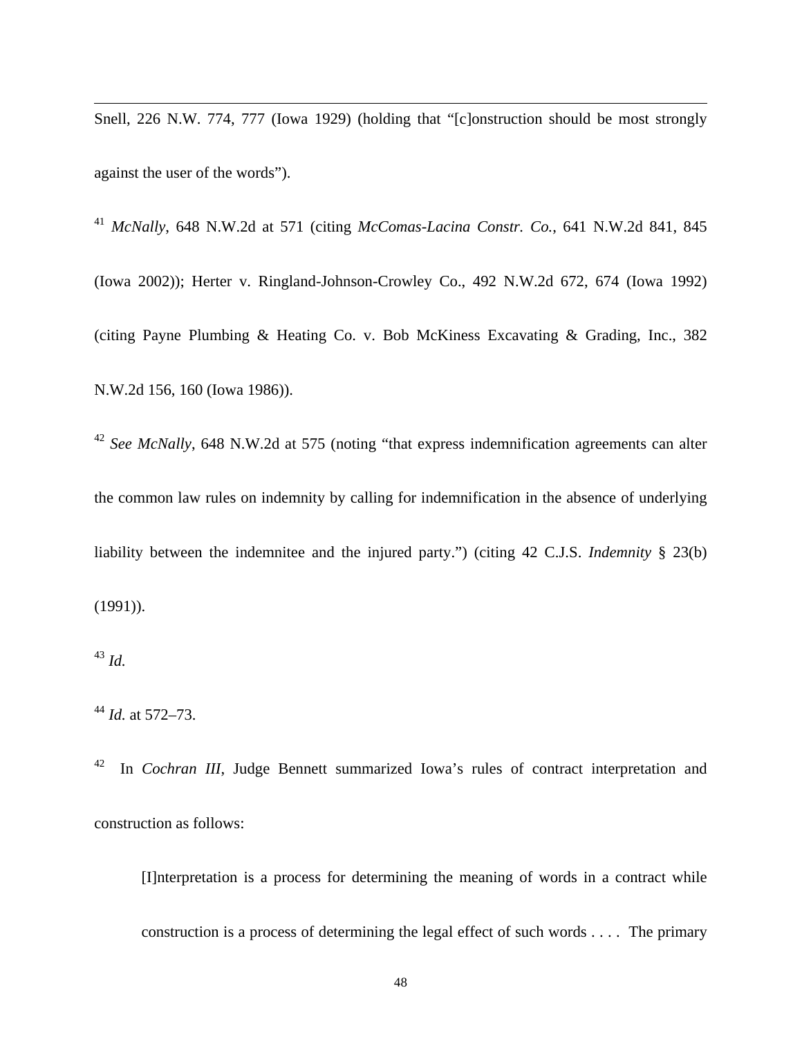Snell, 226 N.W. 774, 777 (Iowa 1929) (holding that "[c]onstruction should be most strongly against the user of the words").

[41] *McNally*, 648 N.W.2d at 571 (citing *McComas-Lacina Constr. Co.*, 641 N.W.2d 841, 845 (Iowa 2002)); Herter v. Ringland-Johnson-Crowley Co., 492 N.W.2d 672, 674 (Iowa 1992) (citing Payne Plumbing & Heating Co. v. Bob McKiness Excavating & Grading, Inc., 382 N.W.2d 156, 160 (Iowa 1986)).

[42] *See McNally*, 648 N.W.2d at 575 (noting "that express indemnification agreements can alter the common law rules on indemnity by calling for indemnification in the absence of underlying liability between the indemnitee and the injured party.") (citing 42 C.J.S. *Indemnity* § 23(b) (1991)).

[43] *Id.*

[44] *Id.* at 572–73.

[42] In *Cochran III*, Judge Bennett summarized Iowa's rules of contract interpretation and construction as follows:

> [I]nterpretation is a process for determining the meaning of words in a contract while construction is a process of determining the legal effect of such words . . . . The primary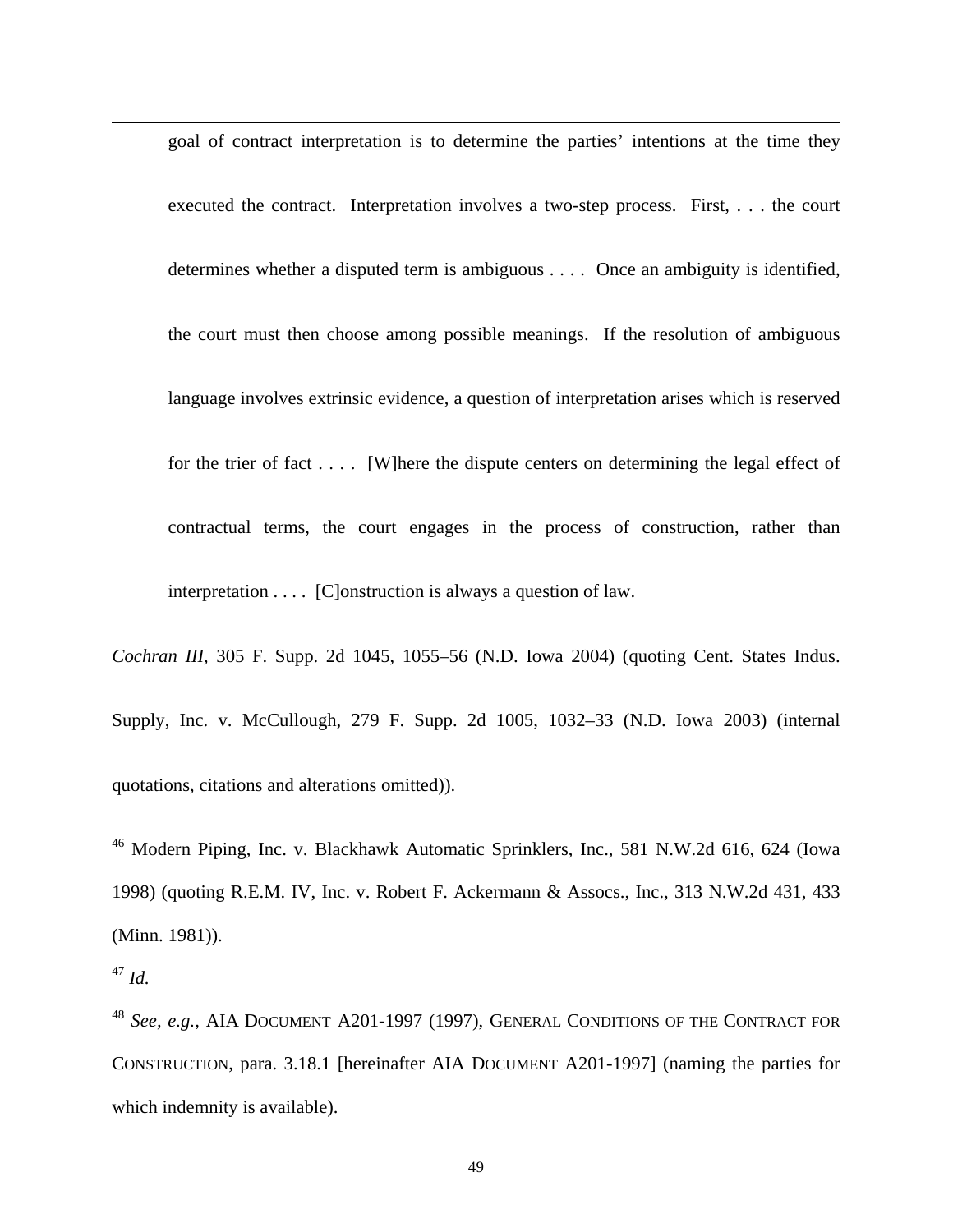> goal of contract interpretation is to determine the parties' intentions at the time they executed the contract. Interpretation involves a two-step process. First, . . . the court determines whether a disputed term is ambiguous . . . . Once an ambiguity is identified, the court must then choose among possible meanings. If the resolution of ambiguous language involves extrinsic evidence, a question of interpretation arises which is reserved for the trier of fact . . . . [W]here the dispute centers on determining the legal effect of contractual terms, the court engages in the process of construction, rather than interpretation . . . . [C]onstruction is always a question of law.

*Cochran III*, 305 F. Supp. 2d 1045, 1055–56 (N.D. Iowa 2004) (quoting Cent. States Indus. Supply, Inc. v. McCullough, 279 F. Supp. 2d 1005, 1032–33 (N.D. Iowa 2003) (internal quotations, citations and alterations omitted)).

[46] Modern Piping, Inc. v. Blackhawk Automatic Sprinklers, Inc., 581 N.W.2d 616, 624 (Iowa 1998) (quoting R.E.M. IV, Inc. v. Robert F. Ackermann & Assocs., Inc., 313 N.W.2d 431, 433 (Minn. 1981)).

[47] *Id.*

[48] *See, e.g.*, AIA DOCUMENT A201-1997 (1997), GENERAL CONDITIONS OF THE CONTRACT FOR CONSTRUCTION, para. 3.18.1 [hereinafter AIA DOCUMENT A201-1997] (naming the parties for which indemnity is available).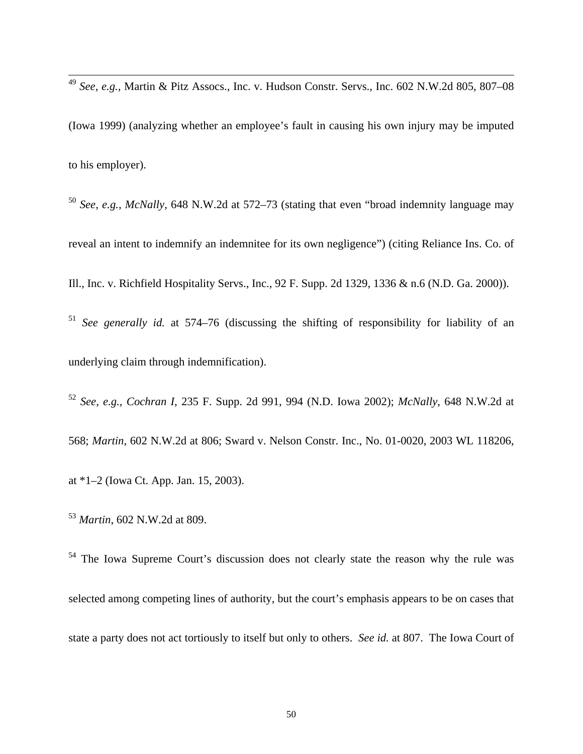[49] *See, e.g.*, Martin & Pitz Assocs., Inc. v. Hudson Constr. Servs., Inc. 602 N.W.2d 805, 807–08 (Iowa 1999) (analyzing whether an employee's fault in causing his own injury may be imputed to his employer).

[50] *See, e.g.*, *McNally*, 648 N.W.2d at 572–73 (stating that even "broad indemnity language may reveal an intent to indemnify an indemnitee for its own negligence") (citing Reliance Ins. Co. of Ill., Inc. v. Richfield Hospitality Servs., Inc., 92 F. Supp. 2d 1329, 1336 & n.6 (N.D. Ga. 2000)).

[51] *See generally id.* at 574–76 (discussing the shifting of responsibility for liability of an underlying claim through indemnification).

[52] *See, e.g.*, *Cochran I*, 235 F. Supp. 2d 991, 994 (N.D. Iowa 2002); *McNally*, 648 N.W.2d at 568; *Martin*, 602 N.W.2d at 806; Sward v. Nelson Constr. Inc., No. 01-0020, 2003 WL 118206, at *1–2 (Iowa Ct. App. Jan. 15, 2003).

[53] *Martin*, 602 N.W.2d at 809.

[54] The Iowa Supreme Court's discussion does not clearly state the reason why the rule was selected among competing lines of authority, but the court's emphasis appears to be on cases that state a party does not act tortiously to itself but only to others. *See id.* at 807. The Iowa Court of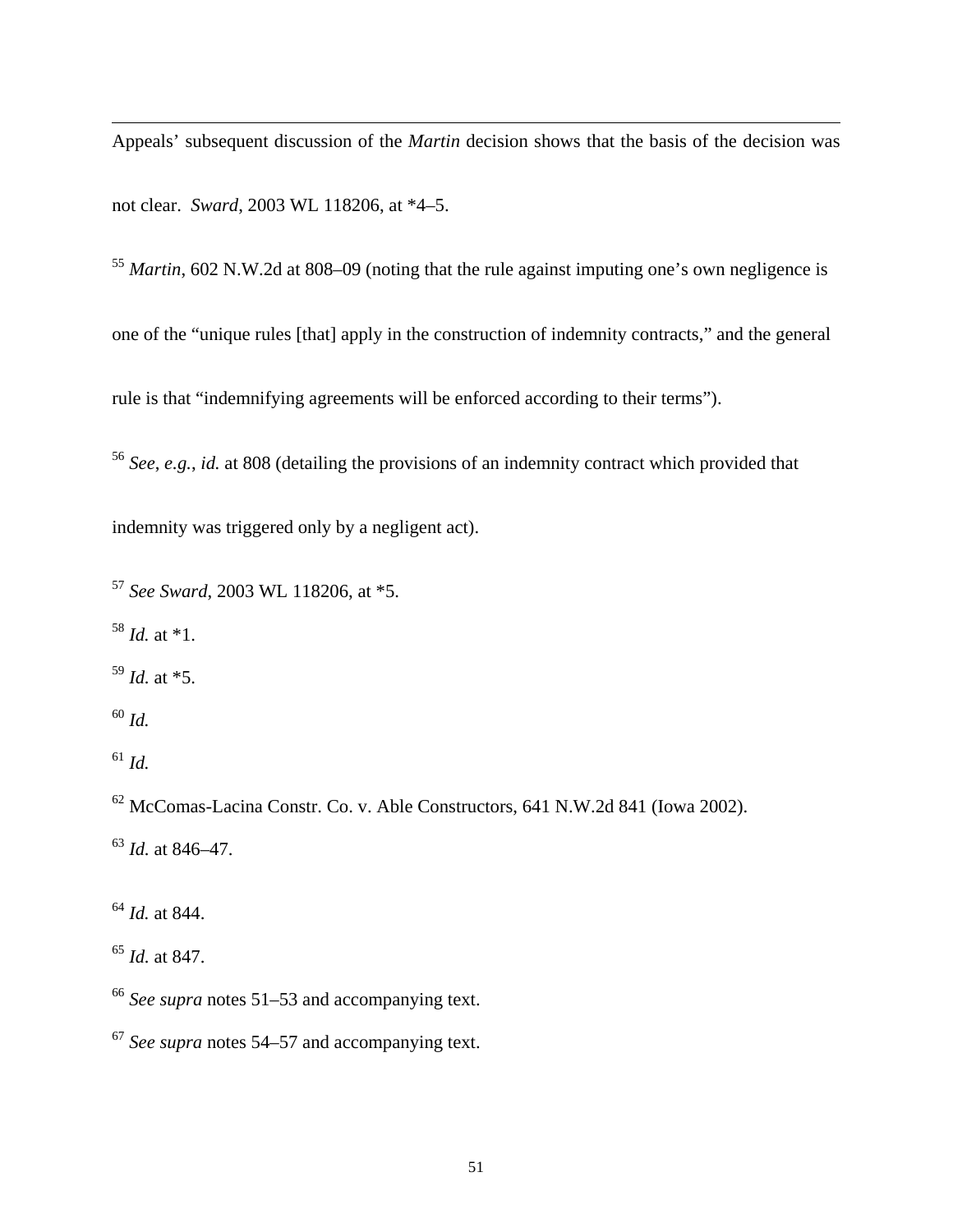Appeals' subsequent discussion of the *Martin* decision shows that the basis of the decision was not clear. *Sward*, 2003 WL 118206, at *4–5.

[55] *Martin*, 602 N.W.2d at 808–09 (noting that the rule against imputing one's own negligence is one of the "unique rules [that] apply in the construction of indemnity contracts," and the general rule is that "indemnifying agreements will be enforced according to their terms").

[56] *See, e.g.*, *id.* at 808 (detailing the provisions of an indemnity contract which provided that indemnity was triggered only by a negligent act).

[57] *See Sward*, 2003 WL 118206, at *5.

[58] *Id.* at *1.

[59] *Id.* at *5.

[60] *Id.*

[61] *Id.*

[62] McComas-Lacina Constr. Co. v. Able Constructors, 641 N.W.2d 841 (Iowa 2002).

[63] *Id.* at 846–47.

[64] *Id.* at 844.

[65] *Id.* at 847.

[66] *See supra* notes 51–53 and accompanying text.

[67] *See supra* notes 54–57 and accompanying text.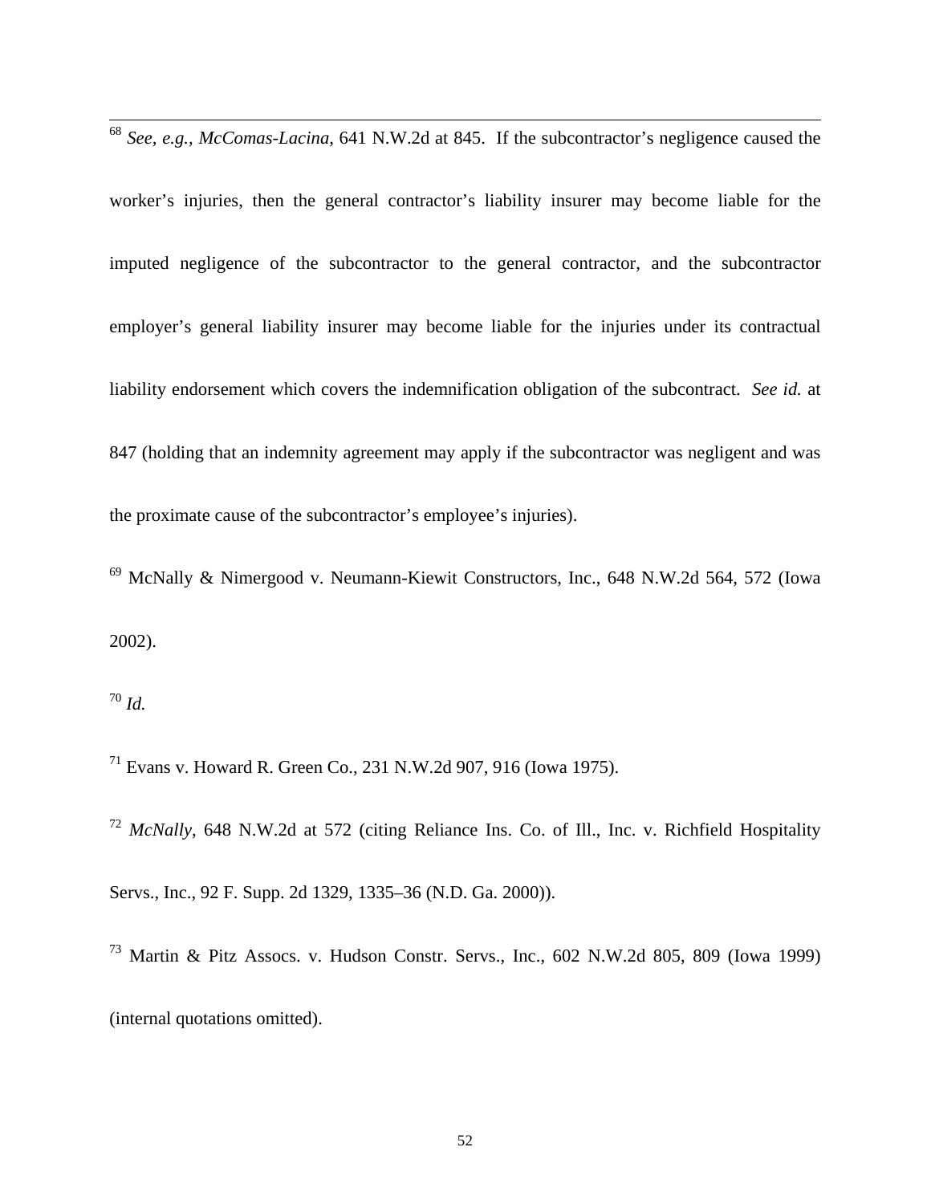[68] *See, e.g.*, *McComas-Lacina*, 641 N.W.2d at 845. If the subcontractor's negligence caused the worker's injuries, then the general contractor's liability insurer may become liable for the imputed negligence of the subcontractor to the general contractor, and the subcontractor employer's general liability insurer may become liable for the injuries under its contractual liability endorsement which covers the indemnification obligation of the subcontract. *See id.* at 847 (holding that an indemnity agreement may apply if the subcontractor was negligent and was the proximate cause of the subcontractor's employee's injuries).

[69] McNally & Nimergood v. Neumann-Kiewit Constructors, Inc., 648 N.W.2d 564, 572 (Iowa 2002).

[70] *Id.*

[71] Evans v. Howard R. Green Co., 231 N.W.2d 907, 916 (Iowa 1975).

[72] *McNally*, 648 N.W.2d at 572 (citing Reliance Ins. Co. of Ill., Inc. v. Richfield Hospitality Servs., Inc., 92 F. Supp. 2d 1329, 1335–36 (N.D. Ga. 2000)).

[73] Martin & Pitz Assocs. v. Hudson Constr. Servs., Inc., 602 N.W.2d 805, 809 (Iowa 1999) (internal quotations omitted).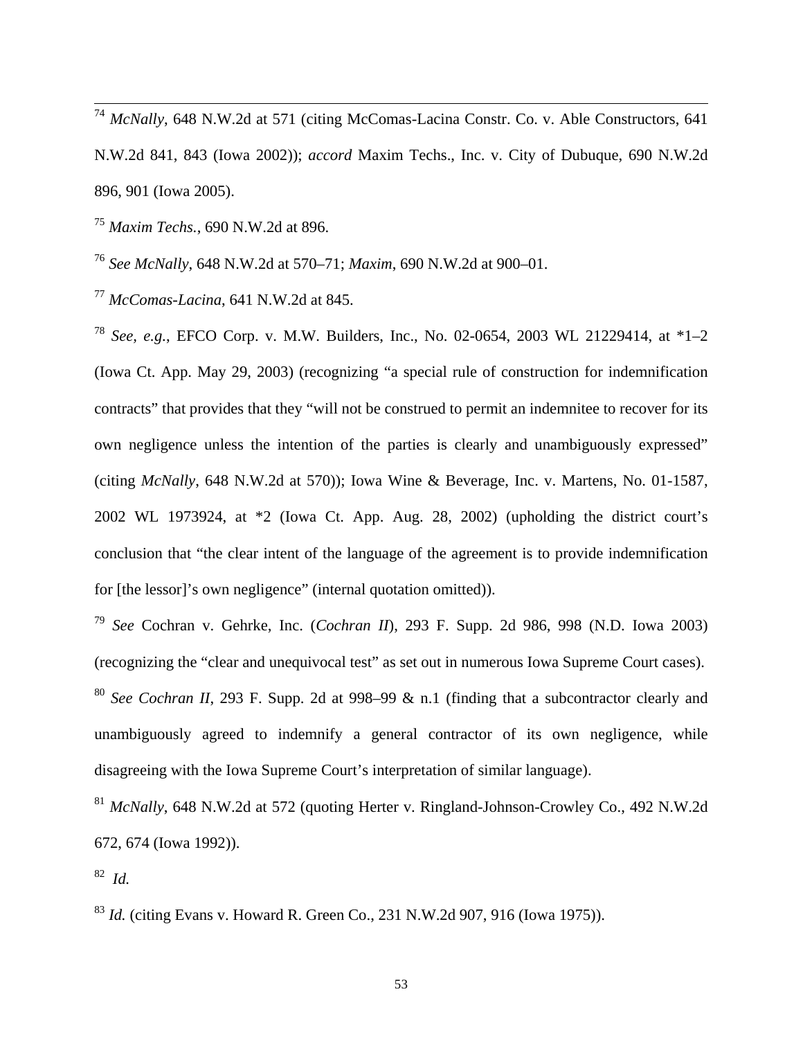[74] *McNally*, 648 N.W.2d at 571 (citing McComas-Lacina Constr. Co. v. Able Constructors, 641 N.W.2d 841, 843 (Iowa 2002)); *accord* Maxim Techs., Inc. v. City of Dubuque, 690 N.W.2d 896, 901 (Iowa 2005).

[75] *Maxim Techs.*, 690 N.W.2d at 896.

[76] *See McNally*, 648 N.W.2d at 570–71; *Maxim*, 690 N.W.2d at 900–01.

[77] *McComas-Lacina*, 641 N.W.2d at 845.

[78] *See, e.g.*, EFCO Corp. v. M.W. Builders, Inc., No. 02-0654, 2003 WL 21229414, at *1–2 (Iowa Ct. App. May 29, 2003) (recognizing "a special rule of construction for indemnification contracts" that provides that they "will not be construed to permit an indemnitee to recover for its own negligence unless the intention of the parties is clearly and unambiguously expressed" (citing *McNally*, 648 N.W.2d at 570)); Iowa Wine & Beverage, Inc. v. Martens, No. 01-1587, 2002 WL 1973924, at *2 (Iowa Ct. App. Aug. 28, 2002) (upholding the district court's conclusion that "the clear intent of the language of the agreement is to provide indemnification for [the lessor]'s own negligence" (internal quotation omitted)).

[79] *See* Cochran v. Gehrke, Inc. (*Cochran II*), 293 F. Supp. 2d 986, 998 (N.D. Iowa 2003) (recognizing the "clear and unequivocal test" as set out in numerous Iowa Supreme Court cases).

[80] *See Cochran II*, 293 F. Supp. 2d at 998–99 & n.1 (finding that a subcontractor clearly and unambiguously agreed to indemnify a general contractor of its own negligence, while disagreeing with the Iowa Supreme Court's interpretation of similar language).

[81] *McNally*, 648 N.W.2d at 572 (quoting Herter v. Ringland-Johnson-Crowley Co., 492 N.W.2d 672, 674 (Iowa 1992)).

[82] *Id.*

[83] *Id.* (citing Evans v. Howard R. Green Co., 231 N.W.2d 907, 916 (Iowa 1975)).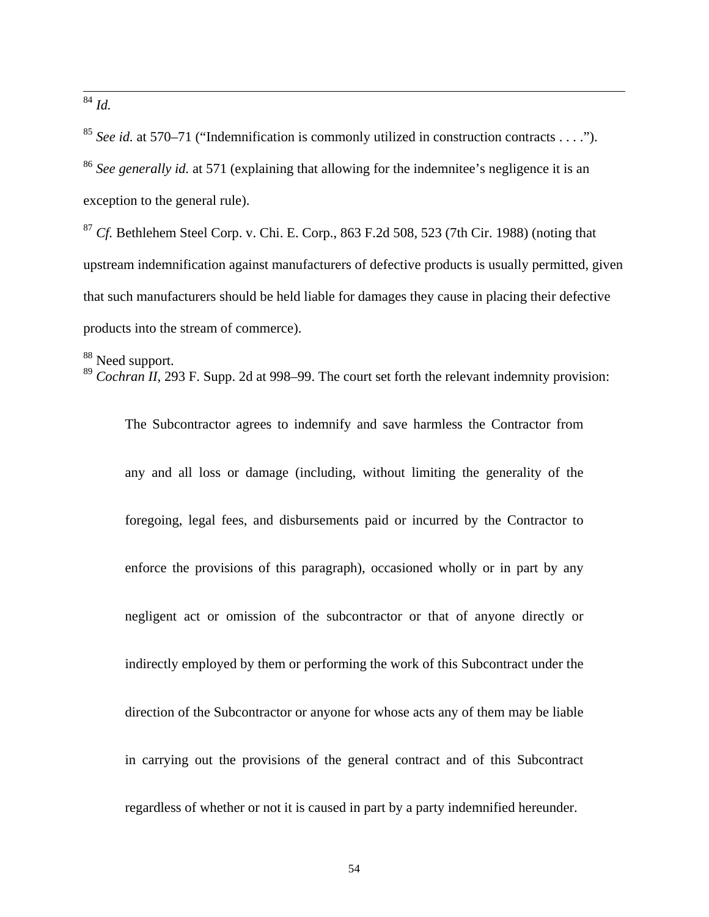[84] *Id.*

[85] *See id.* at 570–71 ("Indemnification is commonly utilized in construction contracts . . . .").

[86] *See generally id.* at 571 (explaining that allowing for the indemnitee's negligence it is an exception to the general rule).

[87] *Cf.* Bethlehem Steel Corp. v. Chi. E. Corp., 863 F.2d 508, 523 (7th Cir. 1988) (noting that upstream indemnification against manufacturers of defective products is usually permitted, given that such manufacturers should be held liable for damages they cause in placing their defective products into the stream of commerce).

[88] Need support.

[89] *Cochran II*, 293 F. Supp. 2d at 998–99. The court set forth the relevant indemnity provision:

> The Subcontractor agrees to indemnify and save harmless the Contractor from any and all loss or damage (including, without limiting the generality of the foregoing, legal fees, and disbursements paid or incurred by the Contractor to enforce the provisions of this paragraph), occasioned wholly or in part by any negligent act or omission of the subcontractor or that of anyone directly or indirectly employed by them or performing the work of this Subcontract under the direction of the Subcontractor or anyone for whose acts any of them may be liable in carrying out the provisions of the general contract and of this Subcontract regardless of whether or not it is caused in part by a party indemnified hereunder.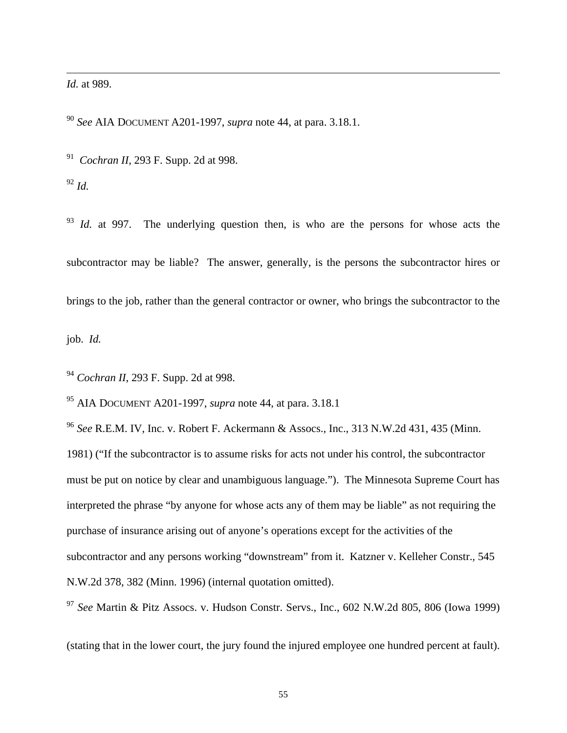*Id.* at 989.

[90] *See* AIA DOCUMENT A201-1997, *supra* note 44, at para. 3.18.1.

[91] *Cochran II*, 293 F. Supp. 2d at 998.

[92] *Id.*

[93] *Id.* at 997. The underlying question then, is who are the persons for whose acts the subcontractor may be liable? The answer, generally, is the persons the subcontractor hires or brings to the job, rather than the general contractor or owner, who brings the subcontractor to the job. *Id.*

[94] *Cochran II*, 293 F. Supp. 2d at 998.

[95] AIA DOCUMENT A201-1997, *supra* note 44, at para. 3.18.1

[96] *See* R.E.M. IV, Inc. v. Robert F. Ackermann & Assocs., Inc., 313 N.W.2d 431, 435 (Minn. 1981) ("If the subcontractor is to assume risks for acts not under his control, the subcontractor must be put on notice by clear and unambiguous language."). The Minnesota Supreme Court has interpreted the phrase "by anyone for whose acts any of them may be liable" as not requiring the purchase of insurance arising out of anyone's operations except for the activities of the subcontractor and any persons working "downstream" from it. Katzner v. Kelleher Constr., 545 N.W.2d 378, 382 (Minn. 1996) (internal quotation omitted).

[97] *See* Martin & Pitz Assocs. v. Hudson Constr. Servs., Inc., 602 N.W.2d 805, 806 (Iowa 1999) (stating that in the lower court, the jury found the injured employee one hundred percent at fault).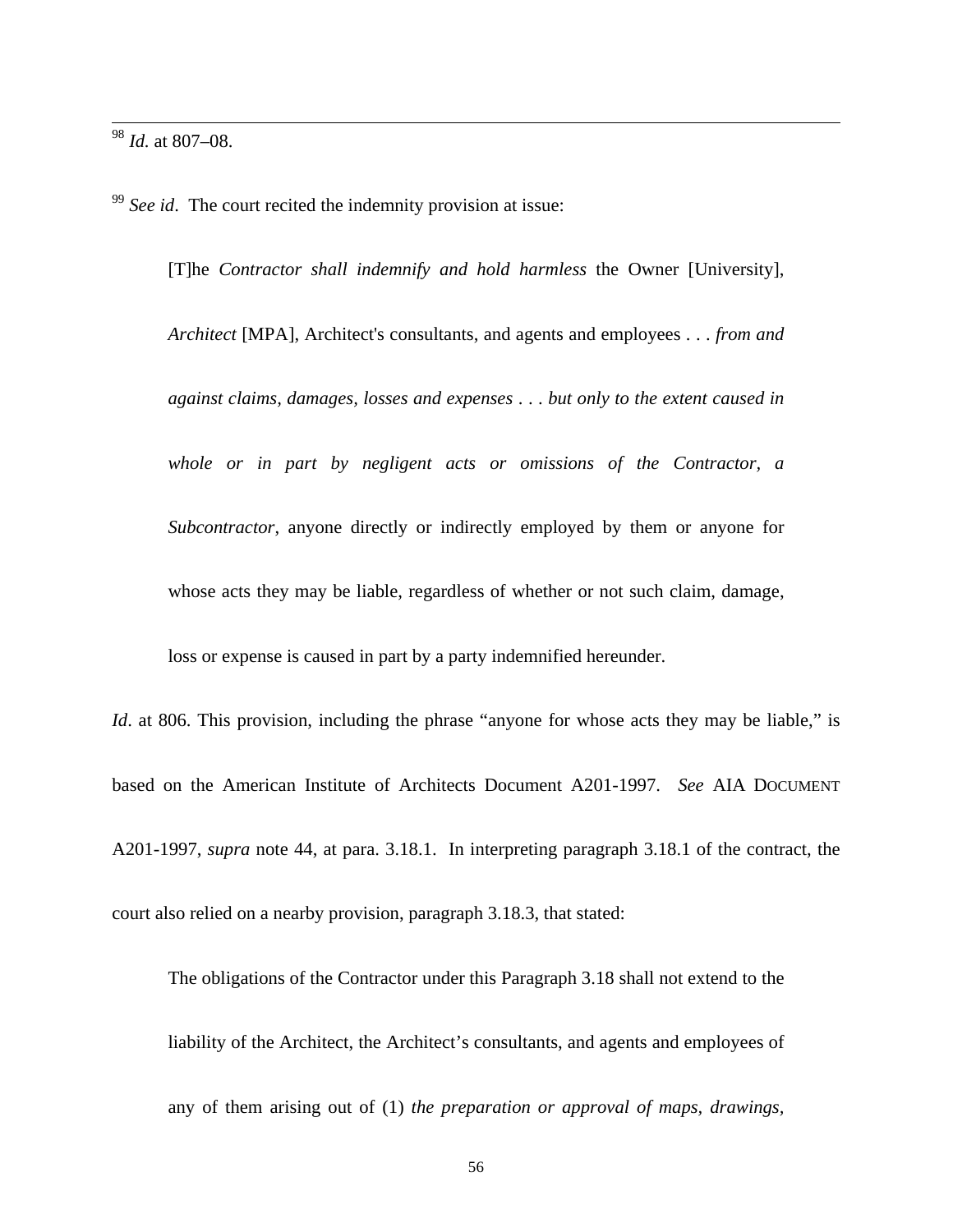[98] *Id.* at 807–08.

[99] *See id*. The court recited the indemnity provision at issue:

> [T]he *Contractor shall indemnify and hold harmless* the Owner [University], *Architect* [MPA], Architect's consultants, and agents and employees . . . *from and against claims, damages, losses and expenses* . . . *but only to the extent caused in whole or in part by negligent acts or omissions of the Contractor, a Subcontractor*, anyone directly or indirectly employed by them or anyone for whose acts they may be liable, regardless of whether or not such claim, damage, loss or expense is caused in part by a party indemnified hereunder.

*Id*. at 806. This provision, including the phrase "anyone for whose acts they may be liable," is based on the American Institute of Architects Document A201-1997. *See* AIA DOCUMENT A201-1997, *supra* note 44, at para. 3.18.1. In interpreting paragraph 3.18.1 of the contract, the court also relied on a nearby provision, paragraph 3.18.3, that stated:

> The obligations of the Contractor under this Paragraph 3.18 shall not extend to the liability of the Architect, the Architect's consultants, and agents and employees of any of them arising out of (1) *the preparation or approval of maps, drawings,*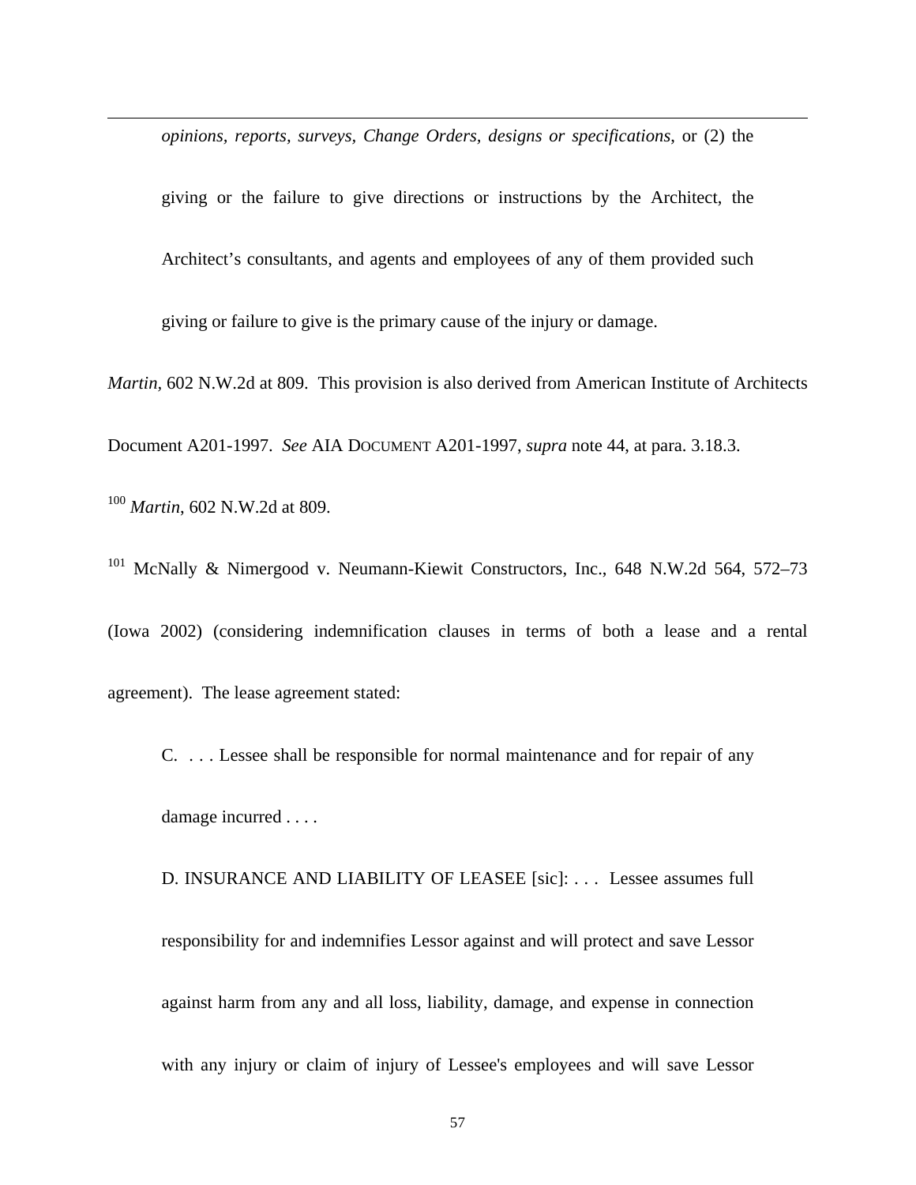> *opinions, reports, surveys, Change Orders, designs or specifications*, or (2) the giving or the failure to give directions or instructions by the Architect, the Architect's consultants, and agents and employees of any of them provided such giving or failure to give is the primary cause of the injury or damage.

*Martin*, 602 N.W.2d at 809. This provision is also derived from American Institute of Architects Document A201-1997. *See* AIA DOCUMENT A201-1997, *supra* note 44, at para. 3.18.3.

[100] *Martin*, 602 N.W.2d at 809.

[101] McNally & Nimergood v. Neumann-Kiewit Constructors, Inc., 648 N.W.2d 564, 572–73 (Iowa 2002) (considering indemnification clauses in terms of both a lease and a rental agreement). The lease agreement stated:

> C. . . . Lessee shall be responsible for normal maintenance and for repair of any damage incurred . . . .
>
> D. INSURANCE AND LIABILITY OF LEASEE [sic]: . . . Lessee assumes full responsibility for and indemnifies Lessor against and will protect and save Lessor against harm from any and all loss, liability, damage, and expense in connection with any injury or claim of injury of Lessee's employees and will save Lessor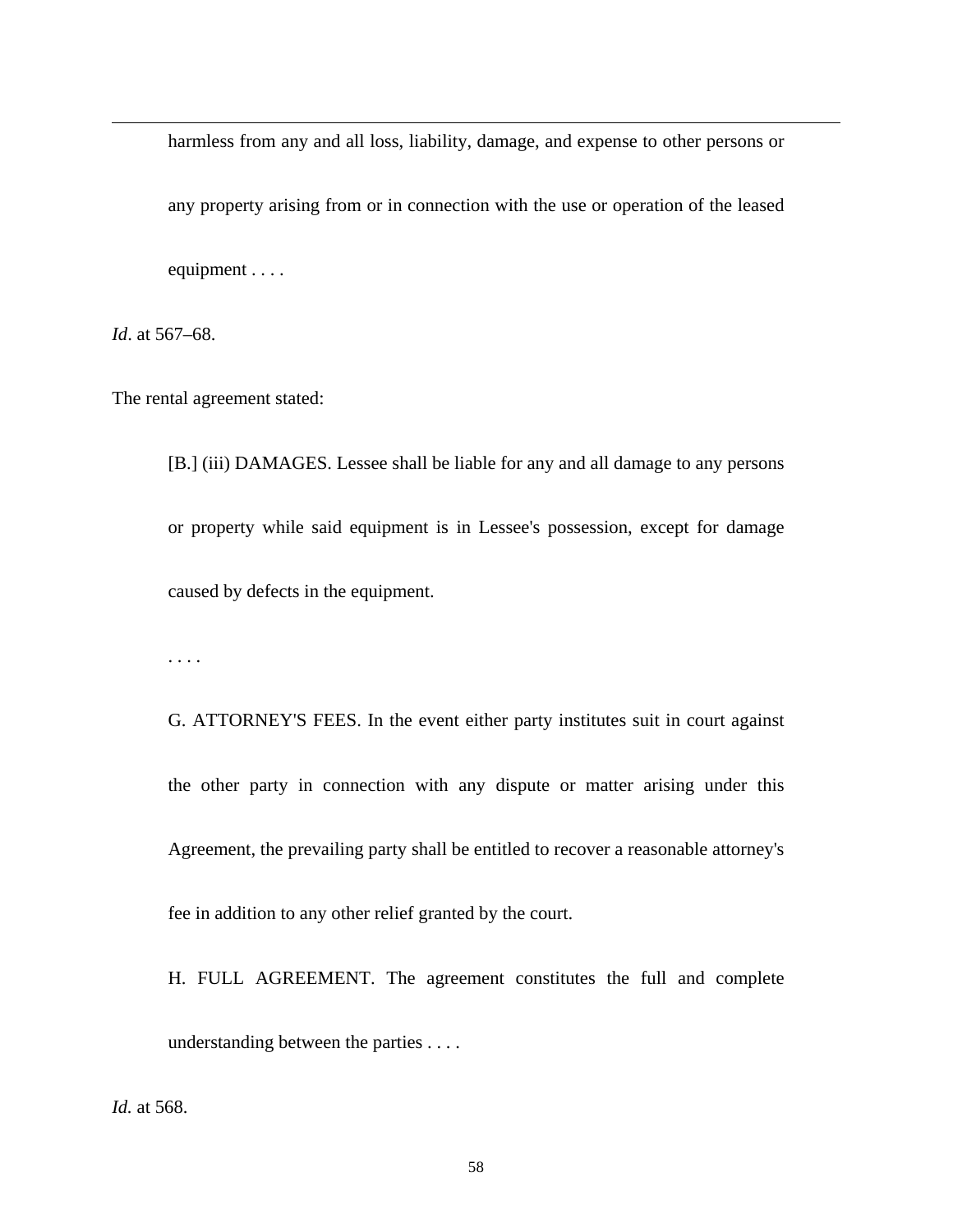> harmless from any and all loss, liability, damage, and expense to other persons or any property arising from or in connection with the use or operation of the leased equipment . . . .

*Id*. at 567–68.

The rental agreement stated:

> [B.] (iii) DAMAGES. Lessee shall be liable for any and all damage to any persons or property while said equipment is in Lessee's possession, except for damage caused by defects in the equipment.
>
> . . . .
>
> G. ATTORNEY'S FEES. In the event either party institutes suit in court against the other party in connection with any dispute or matter arising under this Agreement, the prevailing party shall be entitled to recover a reasonable attorney's fee in addition to any other relief granted by the court.
>
> H. FULL AGREEMENT. The agreement constitutes the full and complete understanding between the parties . . . .

*Id.* at 568.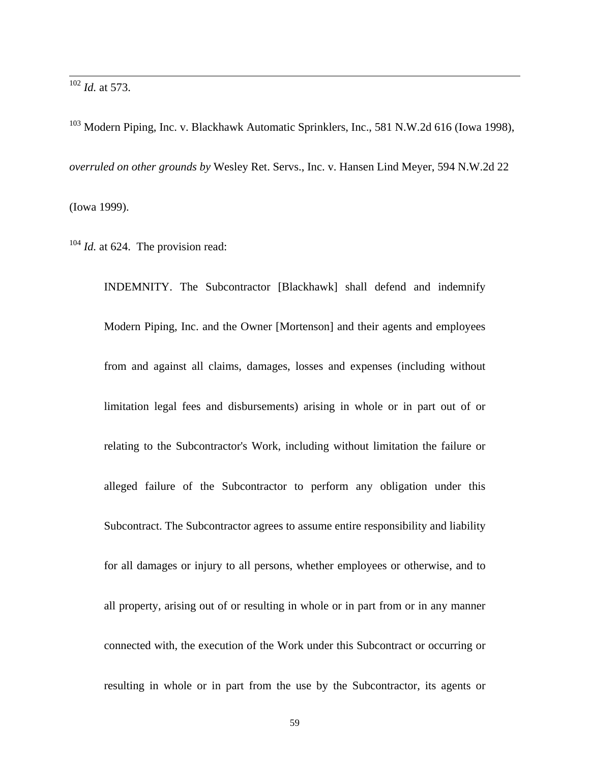[102] *Id.* at 573.

[103] Modern Piping, Inc. v. Blackhawk Automatic Sprinklers, Inc., 581 N.W.2d 616 (Iowa 1998), *overruled on other grounds by* Wesley Ret. Servs., Inc. v. Hansen Lind Meyer, 594 N.W.2d 22 (Iowa 1999).

[104] *Id.* at 624. The provision read:

> INDEMNITY. The Subcontractor [Blackhawk] shall defend and indemnify Modern Piping, Inc. and the Owner [Mortenson] and their agents and employees from and against all claims, damages, losses and expenses (including without limitation legal fees and disbursements) arising in whole or in part out of or relating to the Subcontractor's Work, including without limitation the failure or alleged failure of the Subcontractor to perform any obligation under this Subcontract. The Subcontractor agrees to assume entire responsibility and liability for all damages or injury to all persons, whether employees or otherwise, and to all property, arising out of or resulting in whole or in part from or in any manner connected with, the execution of the Work under this Subcontract or occurring or resulting in whole or in part from the use by the Subcontractor, its agents or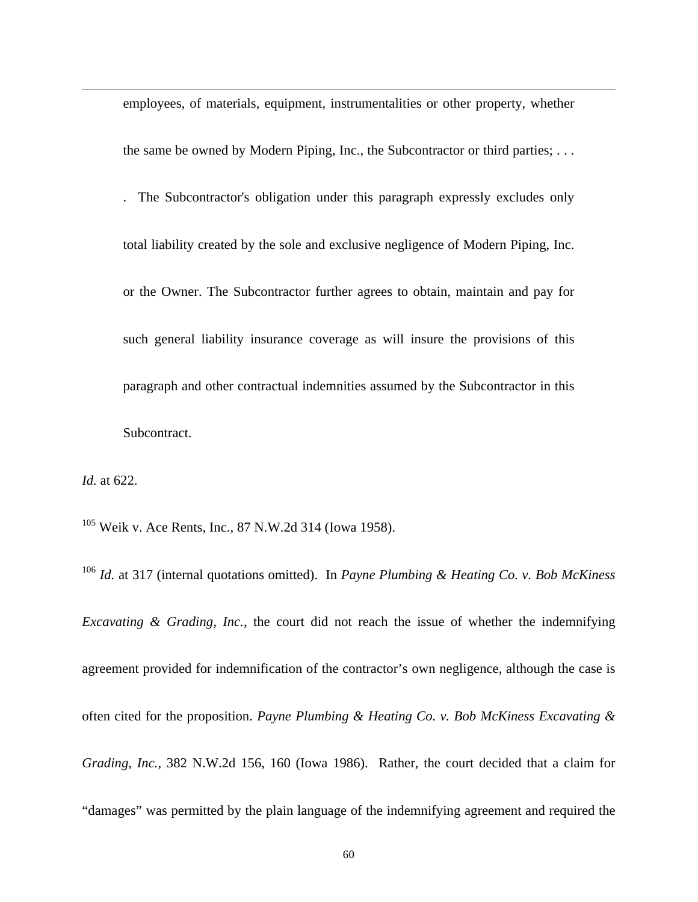employees, of materials, equipment, instrumentalities or other property, whether the same be owned by Modern Piping, Inc., the Subcontractor or third parties; . . . . The Subcontractor's obligation under this paragraph expressly excludes only total liability created by the sole and exclusive negligence of Modern Piping, Inc. or the Owner. The Subcontractor further agrees to obtain, maintain and pay for such general liability insurance coverage as will insure the provisions of this paragraph and other contractual indemnities assumed by the Subcontractor in this Subcontract.

*Id.* at 622.

[105] Weik v. Ace Rents, Inc., 87 N.W.2d 314 (Iowa 1958).

[106] *Id.* at 317 (internal quotations omitted). In *Payne Plumbing & Heating Co. v. Bob McKiness Excavating & Grading, Inc.*, the court did not reach the issue of whether the indemnifying agreement provided for indemnification of the contractor's own negligence, although the case is often cited for the proposition. *Payne Plumbing & Heating Co. v. Bob McKiness Excavating & Grading, Inc.*, 382 N.W.2d 156, 160 (Iowa 1986). Rather, the court decided that a claim for "damages" was permitted by the plain language of the indemnifying agreement and required the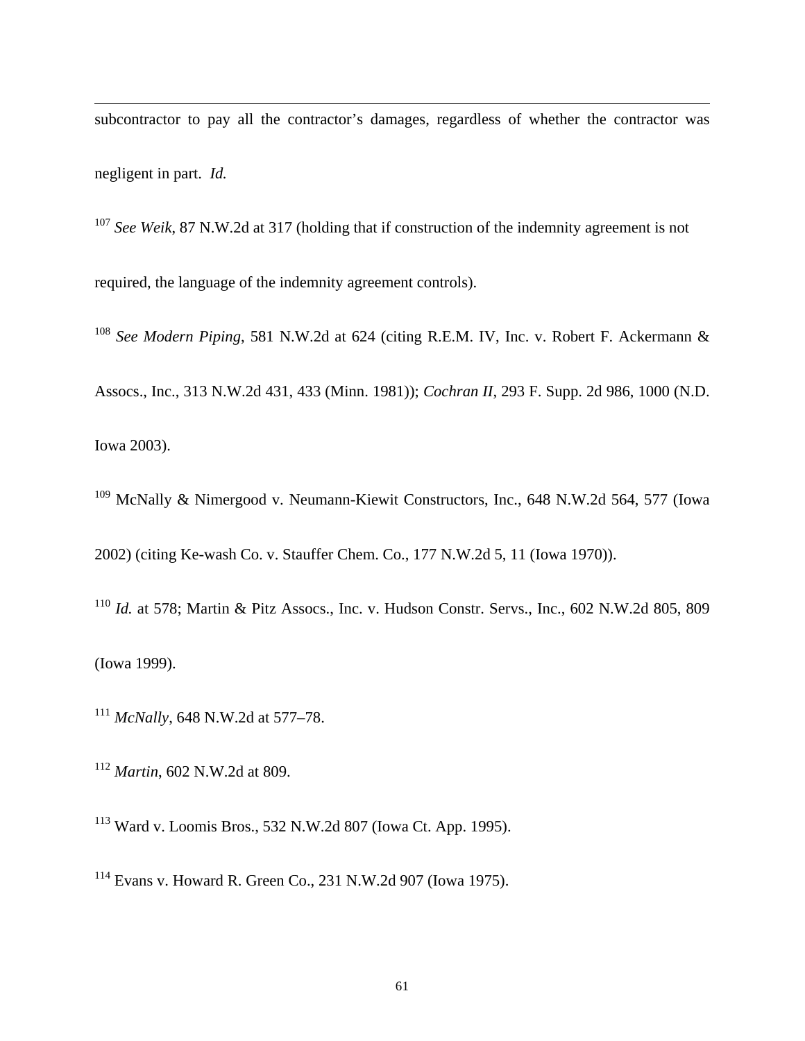subcontractor to pay all the contractor's damages, regardless of whether the contractor was negligent in part. *Id.*

[107] *See Weik*, 87 N.W.2d at 317 (holding that if construction of the indemnity agreement is not required, the language of the indemnity agreement controls).

[108] *See Modern Piping*, 581 N.W.2d at 624 (citing R.E.M. IV, Inc. v. Robert F. Ackermann & Assocs., Inc., 313 N.W.2d 431, 433 (Minn. 1981)); *Cochran II*, 293 F. Supp. 2d 986, 1000 (N.D. Iowa 2003).

[109] McNally & Nimergood v. Neumann-Kiewit Constructors, Inc., 648 N.W.2d 564, 577 (Iowa 2002) (citing Ke-wash Co. v. Stauffer Chem. Co., 177 N.W.2d 5, 11 (Iowa 1970)).

[110] *Id.* at 578; Martin & Pitz Assocs., Inc. v. Hudson Constr. Servs., Inc., 602 N.W.2d 805, 809 (Iowa 1999).

[111] *McNally*, 648 N.W.2d at 577–78.

[112] *Martin*, 602 N.W.2d at 809.

[113] Ward v. Loomis Bros., 532 N.W.2d 807 (Iowa Ct. App. 1995).

[114] Evans v. Howard R. Green Co., 231 N.W.2d 907 (Iowa 1975).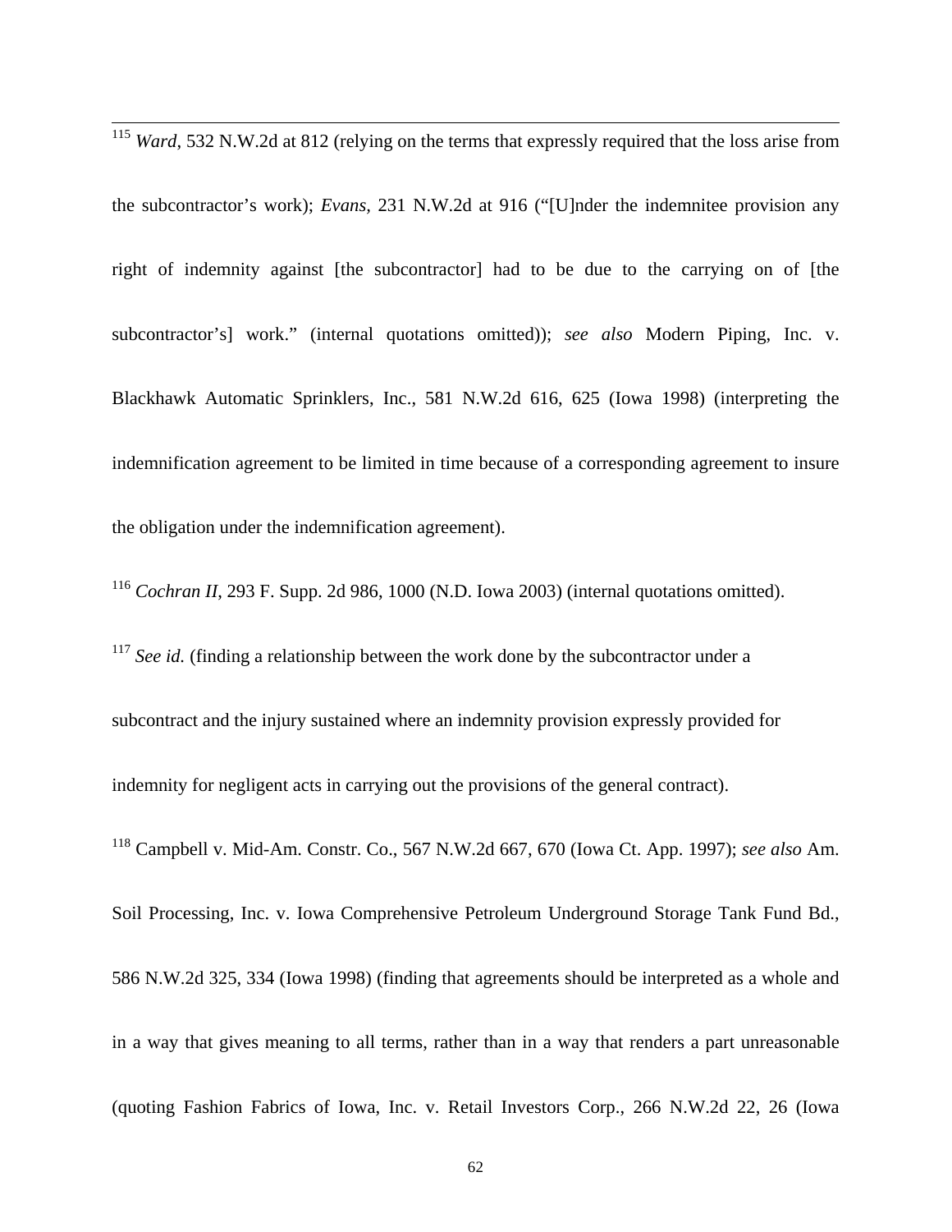[115] *Ward*, 532 N.W.2d at 812 (relying on the terms that expressly required that the loss arise from the subcontractor's work); *Evans*, 231 N.W.2d at 916 ("[U]nder the indemnitee provision any right of indemnity against [the subcontractor] had to be due to the carrying on of [the subcontractor's] work." (internal quotations omitted)); *see also* Modern Piping, Inc. v. Blackhawk Automatic Sprinklers, Inc., 581 N.W.2d 616, 625 (Iowa 1998) (interpreting the indemnification agreement to be limited in time because of a corresponding agreement to insure the obligation under the indemnification agreement).

[116] *Cochran II*, 293 F. Supp. 2d 986, 1000 (N.D. Iowa 2003) (internal quotations omitted).

[117] *See id.* (finding a relationship between the work done by the subcontractor under a subcontract and the injury sustained where an indemnity provision expressly provided for indemnity for negligent acts in carrying out the provisions of the general contract).

[118] Campbell v. Mid-Am. Constr. Co., 567 N.W.2d 667, 670 (Iowa Ct. App. 1997); *see also* Am. Soil Processing, Inc. v. Iowa Comprehensive Petroleum Underground Storage Tank Fund Bd., 586 N.W.2d 325, 334 (Iowa 1998) (finding that agreements should be interpreted as a whole and in a way that gives meaning to all terms, rather than in a way that renders a part unreasonable (quoting Fashion Fabrics of Iowa, Inc. v. Retail Investors Corp., 266 N.W.2d 22, 26 (Iowa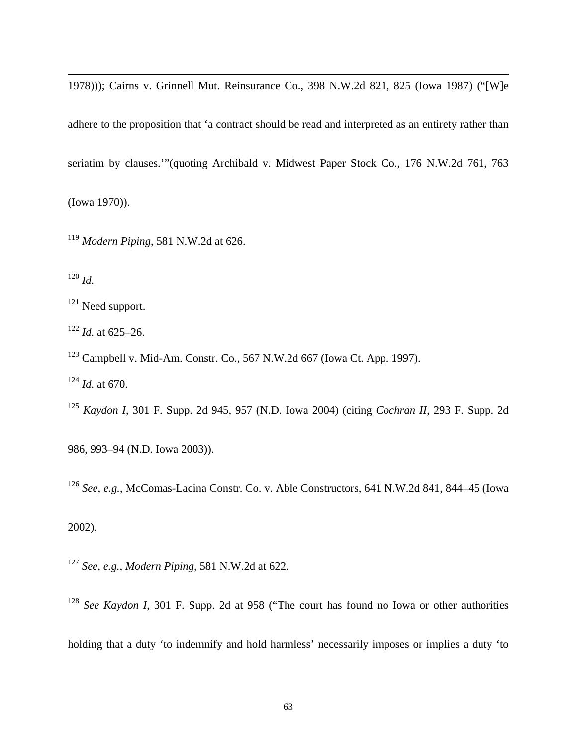1978))); Cairns v. Grinnell Mut. Reinsurance Co., 398 N.W.2d 821, 825 (Iowa 1987) ("[W]e adhere to the proposition that 'a contract should be read and interpreted as an entirety rather than seriatim by clauses.'"(quoting Archibald v. Midwest Paper Stock Co., 176 N.W.2d 761, 763 (Iowa 1970)).

[119] *Modern Piping*, 581 N.W.2d at 626.

[120] *Id.*

[121] Need support.

[122] *Id.* at 625–26.

[123] Campbell v. Mid-Am. Constr. Co., 567 N.W.2d 667 (Iowa Ct. App. 1997).

[124] *Id.* at 670.

[125] *Kaydon I*, 301 F. Supp. 2d 945, 957 (N.D. Iowa 2004) (citing *Cochran II*, 293 F. Supp. 2d 986, 993–94 (N.D. Iowa 2003)).

[126] *See, e.g.*, McComas-Lacina Constr. Co. v. Able Constructors, 641 N.W.2d 841, 844–45 (Iowa 2002).

[127] *See*, *e.g.*, *Modern Piping*, 581 N.W.2d at 622.

[128] *See Kaydon I*, 301 F. Supp. 2d at 958 ("The court has found no Iowa or other authorities holding that a duty 'to indemnify and hold harmless' necessarily imposes or implies a duty 'to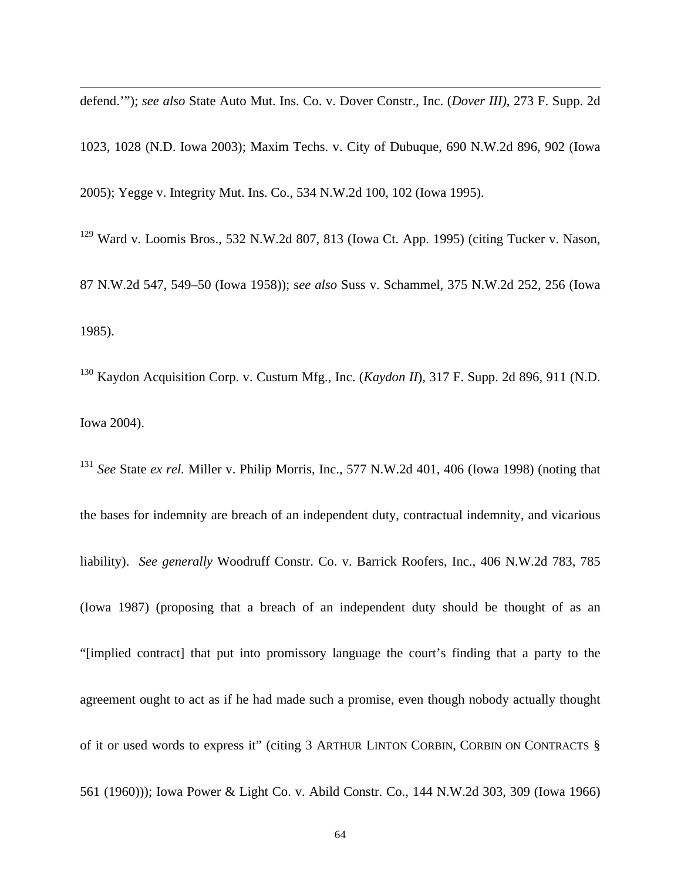defend.'"); *see also* State Auto Mut. Ins. Co. v. Dover Constr., Inc. (*Dover III)*, 273 F. Supp. 2d 1023, 1028 (N.D. Iowa 2003); Maxim Techs. v. City of Dubuque, 690 N.W.2d 896, 902 (Iowa 2005); Yegge v. Integrity Mut. Ins. Co., 534 N.W.2d 100, 102 (Iowa 1995).

[129] Ward v. Loomis Bros., 532 N.W.2d 807, 813 (Iowa Ct. App. 1995) (citing Tucker v. Nason, 87 N.W.2d 547, 549–50 (Iowa 1958)); s*ee also* Suss v. Schammel, 375 N.W.2d 252, 256 (Iowa 1985).

[130] Kaydon Acquisition Corp. v. Custum Mfg., Inc. (*Kaydon II*), 317 F. Supp. 2d 896, 911 (N.D. Iowa 2004).

[131] *See* State *ex rel.* Miller v. Philip Morris, Inc., 577 N.W.2d 401, 406 (Iowa 1998) (noting that the bases for indemnity are breach of an independent duty, contractual indemnity, and vicarious liability). *See generally* Woodruff Constr. Co. v. Barrick Roofers, Inc., 406 N.W.2d 783, 785 (Iowa 1987) (proposing that a breach of an independent duty should be thought of as an "[implied contract] that put into promissory language the court's finding that a party to the agreement ought to act as if he had made such a promise, even though nobody actually thought of it or used words to express it" (citing 3 ARTHUR LINTON CORBIN, CORBIN ON CONTRACTS § 561 (1960))); Iowa Power & Light Co. v. Abild Constr. Co., 144 N.W.2d 303, 309 (Iowa 1966)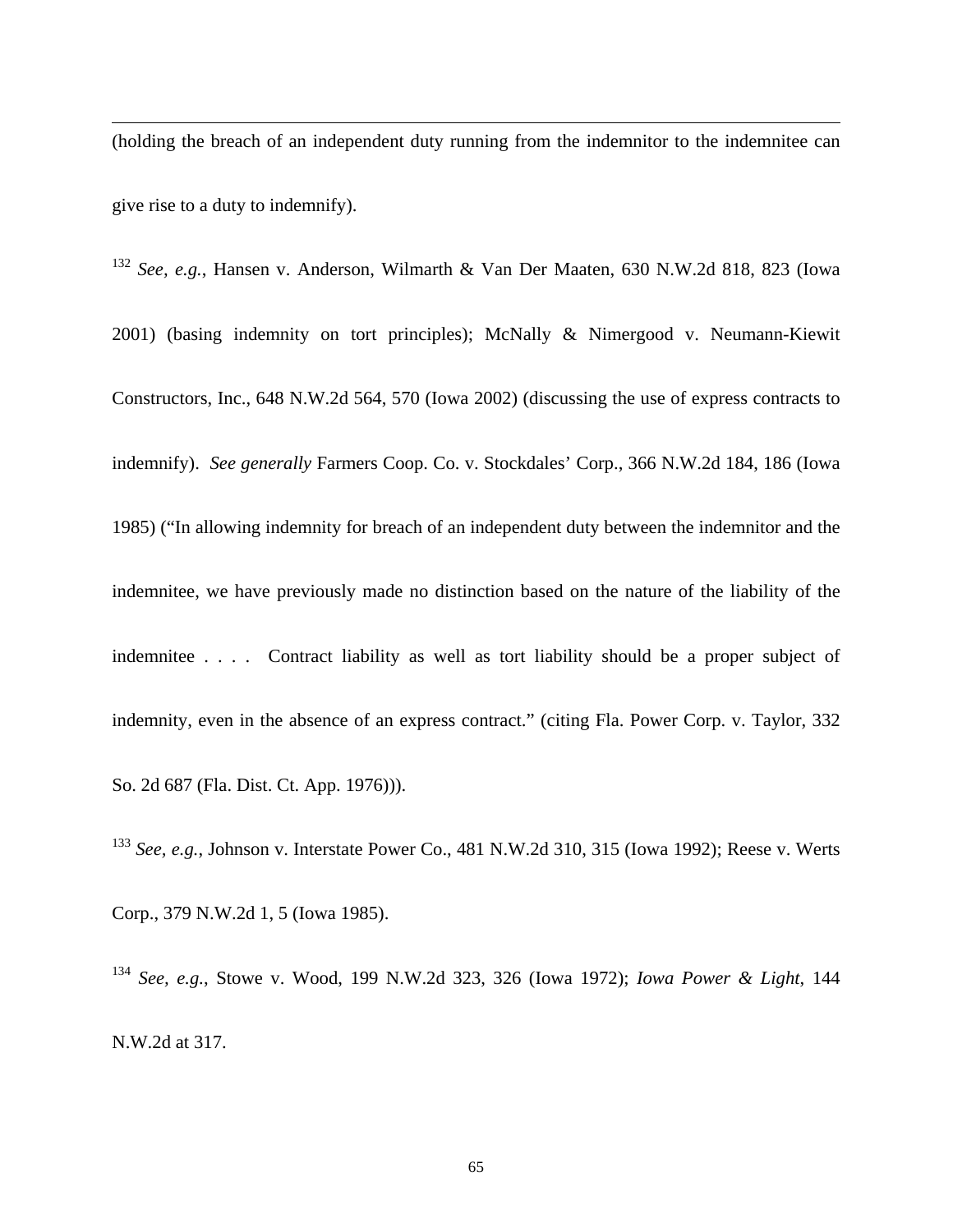(holding the breach of an independent duty running from the indemnitor to the indemnitee can give rise to a duty to indemnify).

[132] *See, e.g.*, Hansen v. Anderson, Wilmarth & Van Der Maaten, 630 N.W.2d 818, 823 (Iowa 2001) (basing indemnity on tort principles); McNally & Nimergood v. Neumann-Kiewit Constructors, Inc., 648 N.W.2d 564, 570 (Iowa 2002) (discussing the use of express contracts to indemnify). *See generally* Farmers Coop. Co. v. Stockdales' Corp., 366 N.W.2d 184, 186 (Iowa 1985) ("In allowing indemnity for breach of an independent duty between the indemnitor and the indemnitee, we have previously made no distinction based on the nature of the liability of the indemnitee . . . . Contract liability as well as tort liability should be a proper subject of indemnity, even in the absence of an express contract." (citing Fla. Power Corp. v. Taylor, 332 So. 2d 687 (Fla. Dist. Ct. App. 1976))).

[133] *See, e.g.*, Johnson v. Interstate Power Co., 481 N.W.2d 310, 315 (Iowa 1992); Reese v. Werts Corp., 379 N.W.2d 1, 5 (Iowa 1985).

[134] *See, e.g.*, Stowe v. Wood, 199 N.W.2d 323, 326 (Iowa 1972); *Iowa Power & Light*, 144 N.W.2d at 317.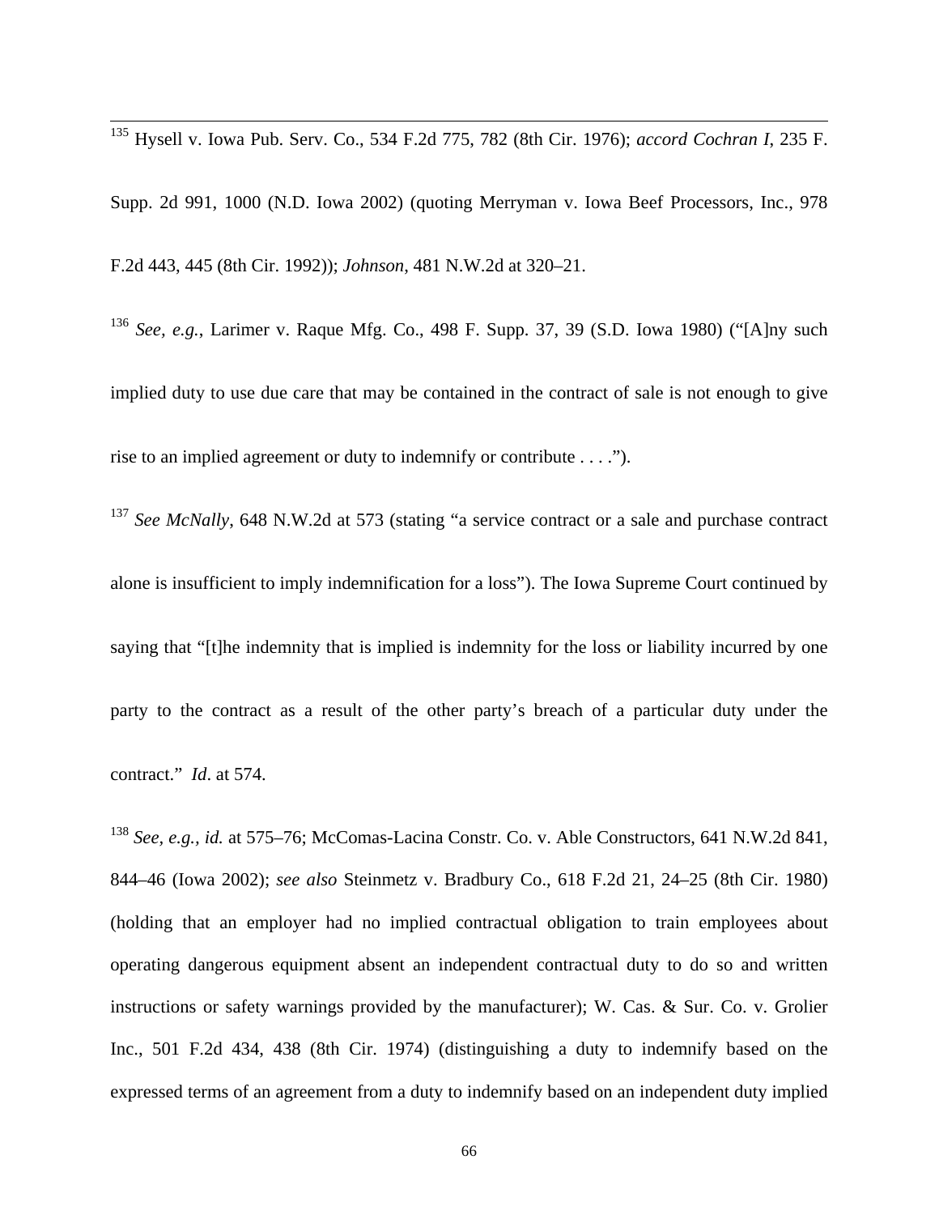[135] Hysell v. Iowa Pub. Serv. Co., 534 F.2d 775, 782 (8th Cir. 1976); *accord Cochran I*, 235 F. Supp. 2d 991, 1000 (N.D. Iowa 2002) (quoting Merryman v. Iowa Beef Processors, Inc., 978 F.2d 443, 445 (8th Cir. 1992)); *Johnson*, 481 N.W.2d at 320–21.

[136] *See, e.g.*, Larimer v. Raque Mfg. Co., 498 F. Supp. 37, 39 (S.D. Iowa 1980) ("[A]ny such implied duty to use due care that may be contained in the contract of sale is not enough to give rise to an implied agreement or duty to indemnify or contribute . . . .").

[137] *See McNally*, 648 N.W.2d at 573 (stating "a service contract or a sale and purchase contract alone is insufficient to imply indemnification for a loss"). The Iowa Supreme Court continued by saying that "[t]he indemnity that is implied is indemnity for the loss or liability incurred by one party to the contract as a result of the other party's breach of a particular duty under the contract." *Id*. at 574.

[138] *See, e.g.*, *id.* at 575–76; McComas-Lacina Constr. Co. v. Able Constructors, 641 N.W.2d 841, 844–46 (Iowa 2002); *see also* Steinmetz v. Bradbury Co., 618 F.2d 21, 24–25 (8th Cir. 1980) (holding that an employer had no implied contractual obligation to train employees about operating dangerous equipment absent an independent contractual duty to do so and written instructions or safety warnings provided by the manufacturer); W. Cas. & Sur. Co. v. Grolier Inc., 501 F.2d 434, 438 (8th Cir. 1974) (distinguishing a duty to indemnify based on the expressed terms of an agreement from a duty to indemnify based on an independent duty implied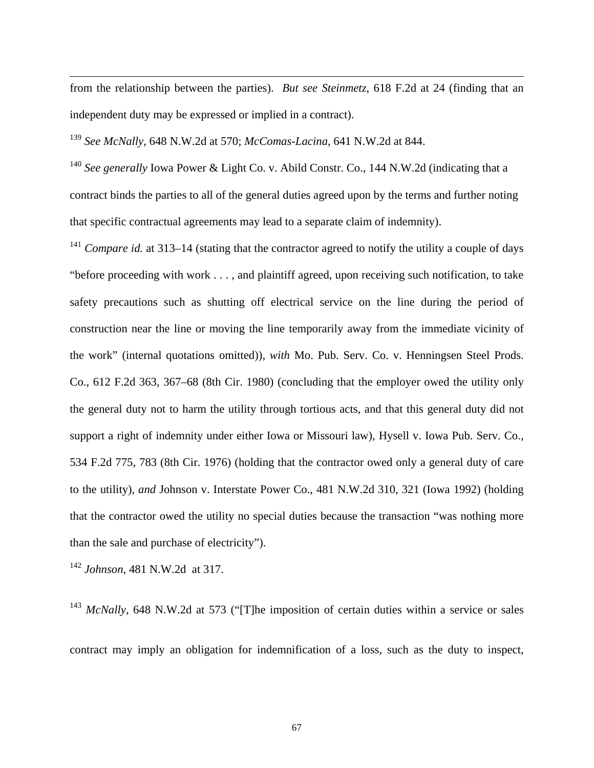from the relationship between the parties). *But see Steinmetz*, 618 F.2d at 24 (finding that an independent duty may be expressed or implied in a contract).

[139] *See McNally*, 648 N.W.2d at 570; *McComas-Lacina*, 641 N.W.2d at 844.

[140] *See generally* Iowa Power & Light Co. v. Abild Constr. Co., 144 N.W.2d (indicating that a contract binds the parties to all of the general duties agreed upon by the terms and further noting that specific contractual agreements may lead to a separate claim of indemnity).

[141] *Compare id.* at 313–14 (stating that the contractor agreed to notify the utility a couple of days "before proceeding with work . . . , and plaintiff agreed, upon receiving such notification, to take safety precautions such as shutting off electrical service on the line during the period of construction near the line or moving the line temporarily away from the immediate vicinity of the work" (internal quotations omitted)), *with* Mo. Pub. Serv. Co. v. Henningsen Steel Prods. Co., 612 F.2d 363, 367–68 (8th Cir. 1980) (concluding that the employer owed the utility only the general duty not to harm the utility through tortious acts, and that this general duty did not support a right of indemnity under either Iowa or Missouri law), Hysell v. Iowa Pub. Serv. Co., 534 F.2d 775, 783 (8th Cir. 1976) (holding that the contractor owed only a general duty of care to the utility), *and* Johnson v. Interstate Power Co., 481 N.W.2d 310, 321 (Iowa 1992) (holding that the contractor owed the utility no special duties because the transaction "was nothing more than the sale and purchase of electricity").

[142] *Johnson*, 481 N.W.2d at 317.

[143] *McNally*, 648 N.W.2d at 573 ("[T]he imposition of certain duties within a service or sales contract may imply an obligation for indemnification of a loss, such as the duty to inspect,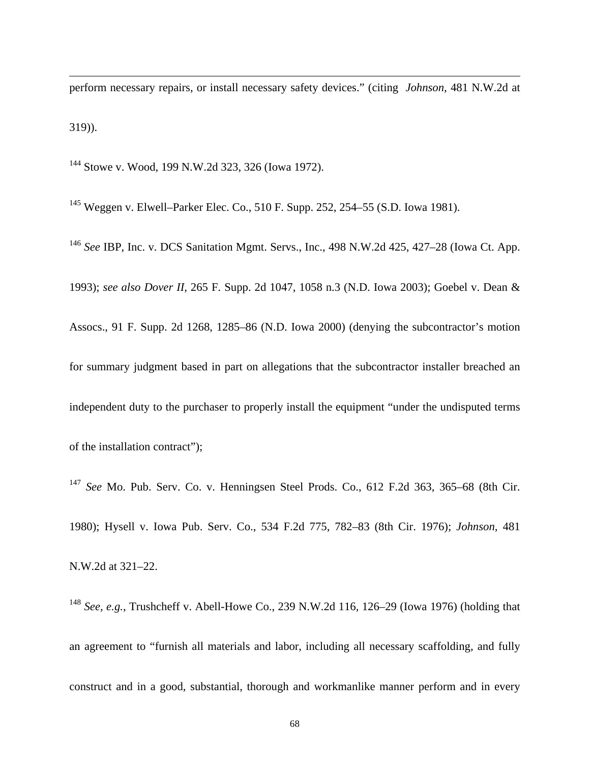perform necessary repairs, or install necessary safety devices." (citing *Johnson*, 481 N.W.2d at 319)).

[144] Stowe v. Wood, 199 N.W.2d 323, 326 (Iowa 1972).

[145] Weggen v. Elwell–Parker Elec. Co., 510 F. Supp. 252, 254–55 (S.D. Iowa 1981).

[146] *See* IBP, Inc. v. DCS Sanitation Mgmt. Servs., Inc., 498 N.W.2d 425, 427–28 (Iowa Ct. App. 1993); *see also Dover II*, 265 F. Supp. 2d 1047, 1058 n.3 (N.D. Iowa 2003); Goebel v. Dean & Assocs., 91 F. Supp. 2d 1268, 1285–86 (N.D. Iowa 2000) (denying the subcontractor's motion for summary judgment based in part on allegations that the subcontractor installer breached an independent duty to the purchaser to properly install the equipment "under the undisputed terms of the installation contract");

[147] *See* Mo. Pub. Serv. Co. v. Henningsen Steel Prods. Co., 612 F.2d 363, 365–68 (8th Cir. 1980); Hysell v. Iowa Pub. Serv. Co., 534 F.2d 775, 782–83 (8th Cir. 1976); *Johnson*, 481 N.W.2d at 321–22.

[148] *See, e.g.*, Trushcheff v. Abell-Howe Co., 239 N.W.2d 116, 126–29 (Iowa 1976) (holding that an agreement to "furnish all materials and labor, including all necessary scaffolding, and fully construct and in a good, substantial, thorough and workmanlike manner perform and in every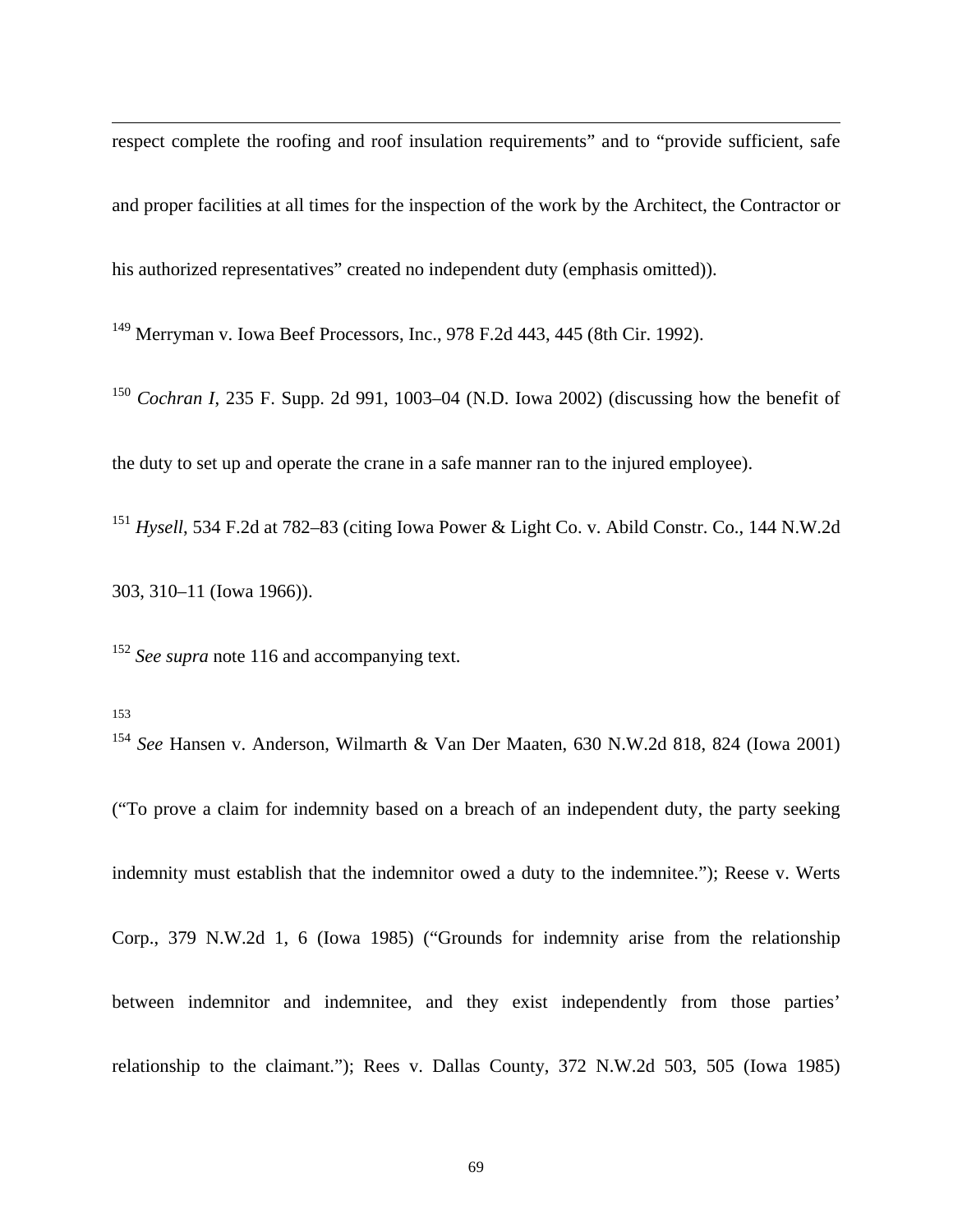respect complete the roofing and roof insulation requirements" and to "provide sufficient, safe and proper facilities at all times for the inspection of the work by the Architect, the Contractor or his authorized representatives" created no independent duty (emphasis omitted)).

[149] Merryman v. Iowa Beef Processors, Inc., 978 F.2d 443, 445 (8th Cir. 1992).

[150] *Cochran I*, 235 F. Supp. 2d 991, 1003–04 (N.D. Iowa 2002) (discussing how the benefit of the duty to set up and operate the crane in a safe manner ran to the injured employee).

[151] *Hysell*, 534 F.2d at 782–83 (citing Iowa Power & Light Co. v. Abild Constr. Co., 144 N.W.2d 303, 310–11 (Iowa 1966)).

[152] *See supra* note 116 and accompanying text.

[153]

[154] *See* Hansen v. Anderson, Wilmarth & Van Der Maaten, 630 N.W.2d 818, 824 (Iowa 2001) ("To prove a claim for indemnity based on a breach of an independent duty, the party seeking indemnity must establish that the indemnitor owed a duty to the indemnitee."); Reese v. Werts Corp., 379 N.W.2d 1, 6 (Iowa 1985) ("Grounds for indemnity arise from the relationship between indemnitor and indemnitee, and they exist independently from those parties' relationship to the claimant."); Rees v. Dallas County, 372 N.W.2d 503, 505 (Iowa 1985)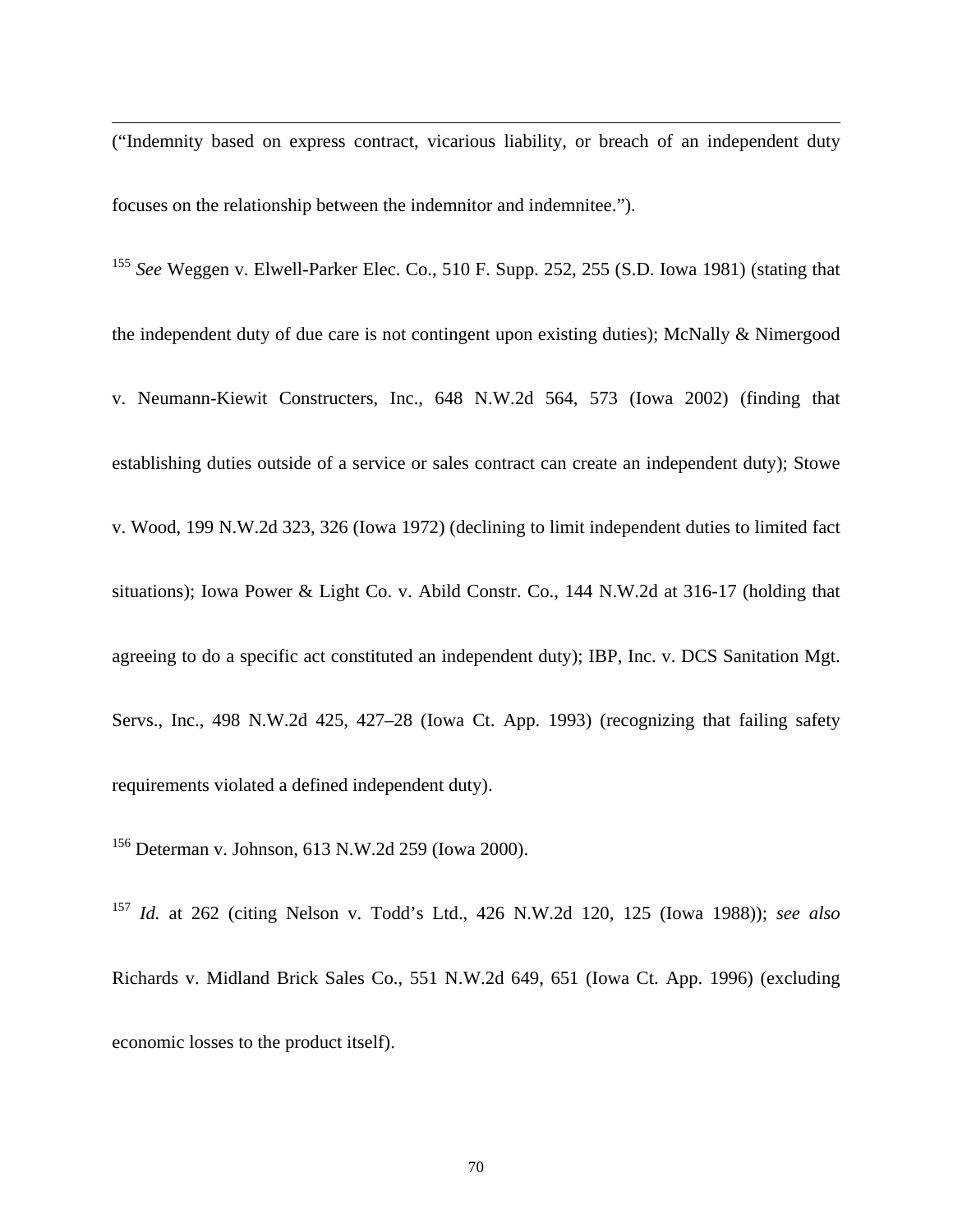("Indemnity based on express contract, vicarious liability, or breach of an independent duty focuses on the relationship between the indemnitor and indemnitee.").

[155] *See* Weggen v. Elwell-Parker Elec. Co., 510 F. Supp. 252, 255 (S.D. Iowa 1981) (stating that the independent duty of due care is not contingent upon existing duties); McNally & Nimergood v. Neumann-Kiewit Constructers, Inc., 648 N.W.2d 564, 573 (Iowa 2002) (finding that establishing duties outside of a service or sales contract can create an independent duty); Stowe v. Wood, 199 N.W.2d 323, 326 (Iowa 1972) (declining to limit independent duties to limited fact situations); Iowa Power & Light Co. v. Abild Constr. Co., 144 N.W.2d at 316-17 (holding that agreeing to do a specific act constituted an independent duty); IBP, Inc. v. DCS Sanitation Mgt. Servs., Inc., 498 N.W.2d 425, 427–28 (Iowa Ct. App. 1993) (recognizing that failing safety requirements violated a defined independent duty).

[156] Determan v. Johnson, 613 N.W.2d 259 (Iowa 2000).

[157] *Id.* at 262 (citing Nelson v. Todd's Ltd., 426 N.W.2d 120, 125 (Iowa 1988)); *see also* Richards v. Midland Brick Sales Co., 551 N.W.2d 649, 651 (Iowa Ct. App. 1996) (excluding economic losses to the product itself).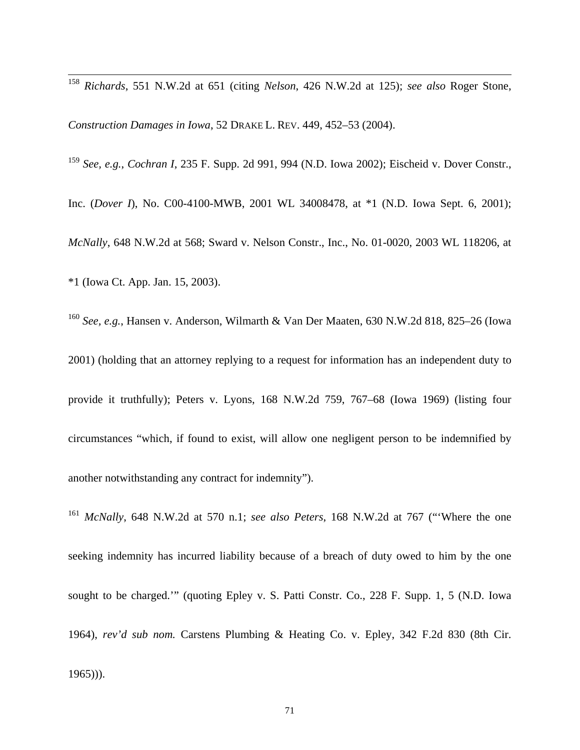[158] *Richards*, 551 N.W.2d at 651 (citing *Nelson*, 426 N.W.2d at 125); *see also* Roger Stone, *Construction Damages in Iowa*, 52 DRAKE L. REV. 449, 452–53 (2004).

[159] *See, e.g.*, *Cochran I*, 235 F. Supp. 2d 991, 994 (N.D. Iowa 2002); Eischeid v. Dover Constr., Inc. (*Dover I*), No. C00-4100-MWB, 2001 WL 34008478, at *1 (N.D. Iowa Sept. 6, 2001); *McNally*, 648 N.W.2d at 568; Sward v. Nelson Constr., Inc., No. 01-0020, 2003 WL 118206, at *1 (Iowa Ct. App. Jan. 15, 2003).

[160] *See, e.g.*, Hansen v. Anderson, Wilmarth & Van Der Maaten, 630 N.W.2d 818, 825–26 (Iowa 2001) (holding that an attorney replying to a request for information has an independent duty to provide it truthfully); Peters v. Lyons, 168 N.W.2d 759, 767–68 (Iowa 1969) (listing four circumstances "which, if found to exist, will allow one negligent person to be indemnified by another notwithstanding any contract for indemnity").

[161] *McNally*, 648 N.W.2d at 570 n.1; *see also Peters*, 168 N.W.2d at 767 ("'Where the one seeking indemnity has incurred liability because of a breach of duty owed to him by the one sought to be charged.'" (quoting Epley v. S. Patti Constr. Co., 228 F. Supp. 1, 5 (N.D. Iowa 1964), *rev'd sub nom.* Carstens Plumbing & Heating Co. v. Epley, 342 F.2d 830 (8th Cir. 1965))).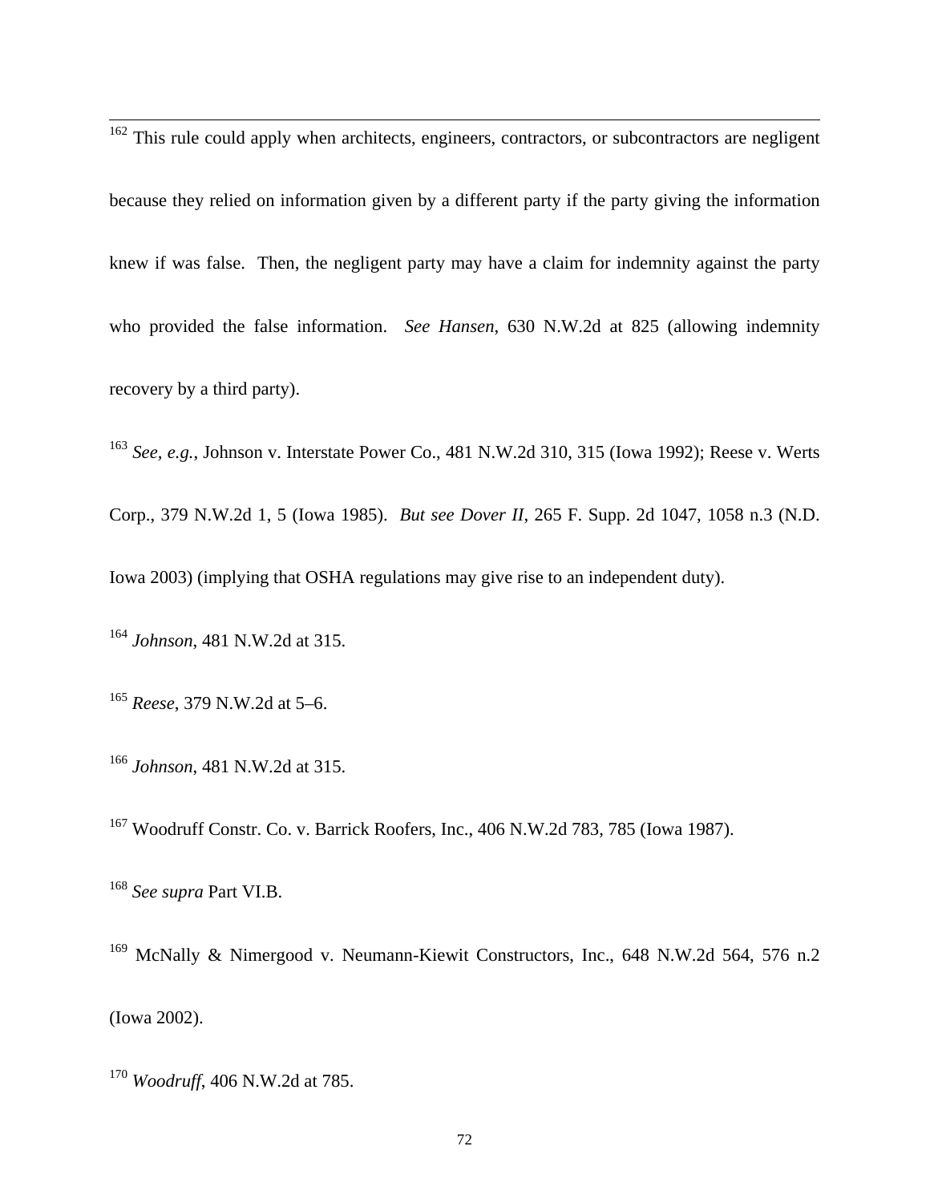[162] This rule could apply when architects, engineers, contractors, or subcontractors are negligent because they relied on information given by a different party if the party giving the information knew if was false. Then, the negligent party may have a claim for indemnity against the party who provided the false information. *See Hansen*, 630 N.W.2d at 825 (allowing indemnity recovery by a third party).

[163] *See, e.g.*, Johnson v. Interstate Power Co., 481 N.W.2d 310, 315 (Iowa 1992); Reese v. Werts Corp., 379 N.W.2d 1, 5 (Iowa 1985). *But see Dover II*, 265 F. Supp. 2d 1047, 1058 n.3 (N.D. Iowa 2003) (implying that OSHA regulations may give rise to an independent duty).

[164] *Johnson*, 481 N.W.2d at 315.

[165] *Reese*, 379 N.W.2d at 5–6.

[166] *Johnson*, 481 N.W.2d at 315.

[167] Woodruff Constr. Co. v. Barrick Roofers, Inc., 406 N.W.2d 783, 785 (Iowa 1987).

[168] *See supra* Part VI.B.

[169] McNally & Nimergood v. Neumann-Kiewit Constructors, Inc., 648 N.W.2d 564, 576 n.2 (Iowa 2002).

[170] *Woodruff*, 406 N.W.2d at 785.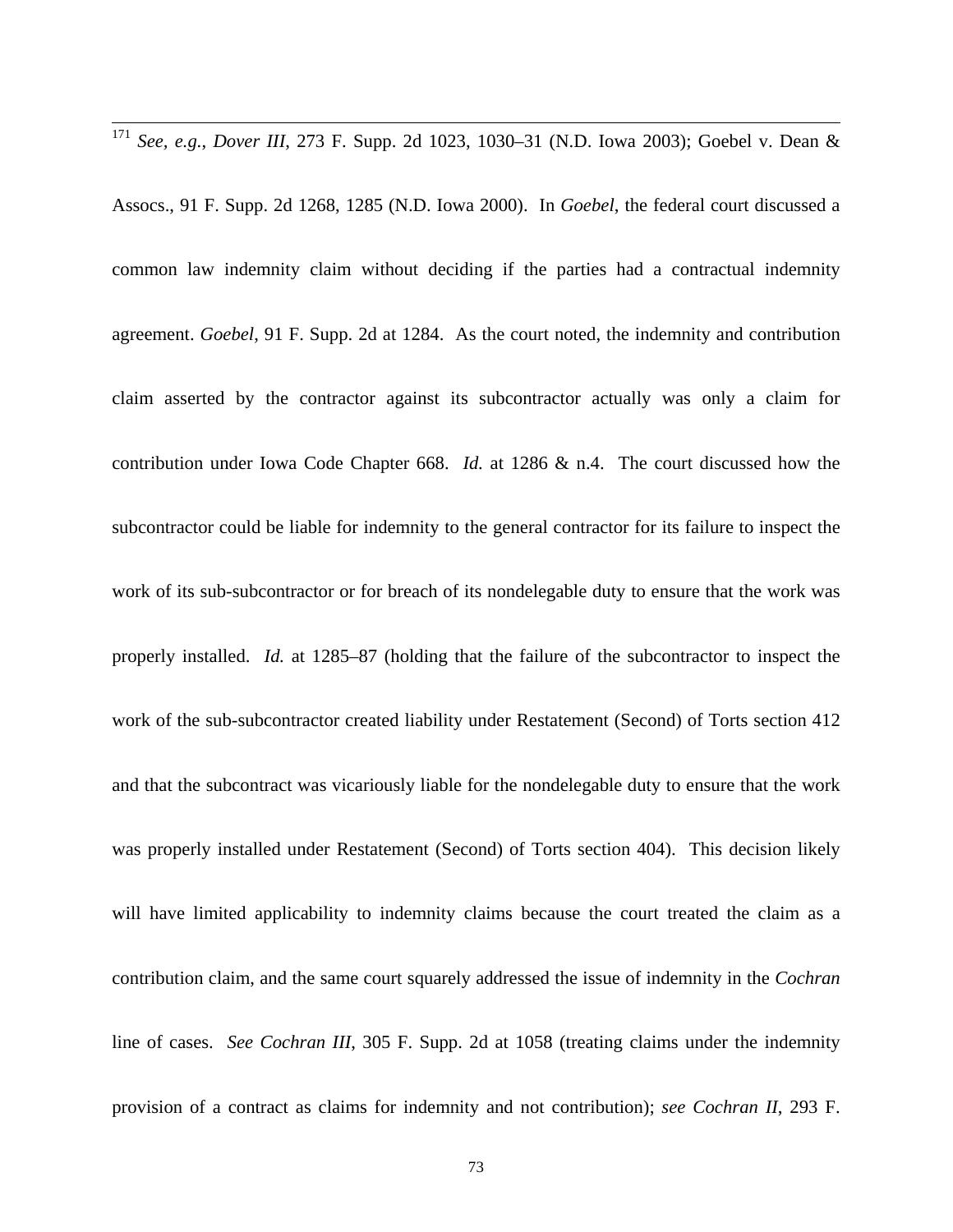[171] *See, e.g.*, *Dover III*, 273 F. Supp. 2d 1023, 1030–31 (N.D. Iowa 2003); Goebel v. Dean & Assocs., 91 F. Supp. 2d 1268, 1285 (N.D. Iowa 2000). In *Goebel*, the federal court discussed a common law indemnity claim without deciding if the parties had a contractual indemnity agreement. *Goebel*, 91 F. Supp. 2d at 1284. As the court noted, the indemnity and contribution claim asserted by the contractor against its subcontractor actually was only a claim for contribution under Iowa Code Chapter 668. *Id.* at 1286 & n.4. The court discussed how the subcontractor could be liable for indemnity to the general contractor for its failure to inspect the work of its sub-subcontractor or for breach of its nondelegable duty to ensure that the work was properly installed. *Id.* at 1285–87 (holding that the failure of the subcontractor to inspect the work of the sub-subcontractor created liability under Restatement (Second) of Torts section 412 and that the subcontract was vicariously liable for the nondelegable duty to ensure that the work was properly installed under Restatement (Second) of Torts section 404). This decision likely will have limited applicability to indemnity claims because the court treated the claim as a contribution claim, and the same court squarely addressed the issue of indemnity in the *Cochran* line of cases. *See Cochran III*, 305 F. Supp. 2d at 1058 (treating claims under the indemnity provision of a contract as claims for indemnity and not contribution); *see Cochran II*, 293 F.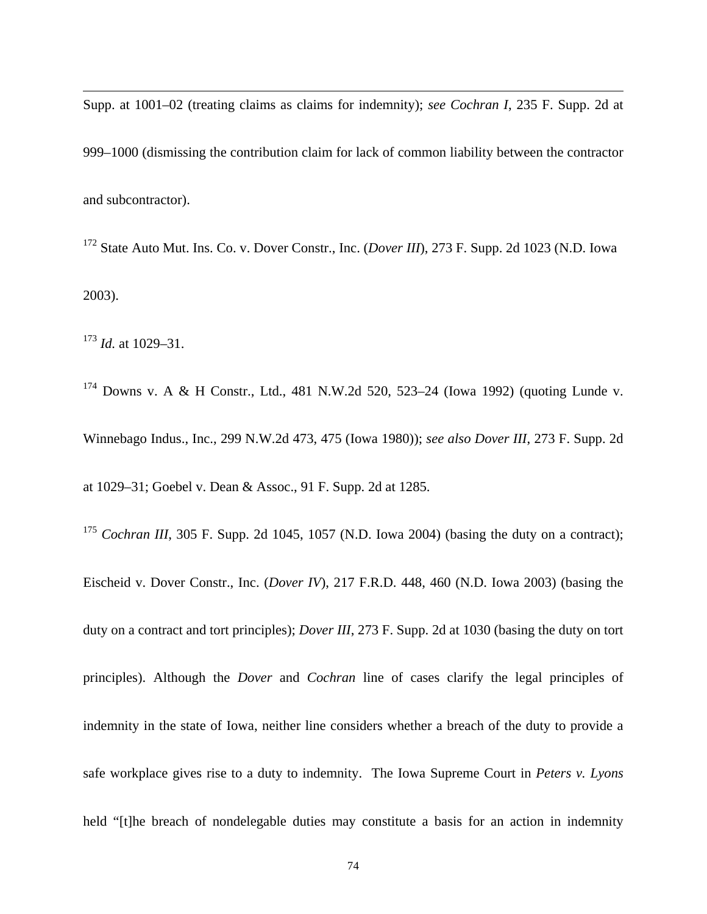Supp. at 1001–02 (treating claims as claims for indemnity); *see Cochran I*, 235 F. Supp. 2d at 999–1000 (dismissing the contribution claim for lack of common liability between the contractor and subcontractor).

[172] State Auto Mut. Ins. Co. v. Dover Constr., Inc. (*Dover III*), 273 F. Supp. 2d 1023 (N.D. Iowa 2003).

[173] *Id.* at 1029–31.

[174] Downs v. A & H Constr., Ltd., 481 N.W.2d 520, 523–24 (Iowa 1992) (quoting Lunde v. Winnebago Indus., Inc., 299 N.W.2d 473, 475 (Iowa 1980)); *see also Dover III*, 273 F. Supp. 2d at 1029–31; Goebel v. Dean & Assoc., 91 F. Supp. 2d at 1285.

[175] *Cochran III*, 305 F. Supp. 2d 1045, 1057 (N.D. Iowa 2004) (basing the duty on a contract); Eischeid v. Dover Constr., Inc. (*Dover IV*), 217 F.R.D. 448, 460 (N.D. Iowa 2003) (basing the duty on a contract and tort principles); *Dover III*, 273 F. Supp. 2d at 1030 (basing the duty on tort principles). Although the *Dover* and *Cochran* line of cases clarify the legal principles of indemnity in the state of Iowa, neither line considers whether a breach of the duty to provide a safe workplace gives rise to a duty to indemnity. The Iowa Supreme Court in *Peters v. Lyons* held "[t]he breach of nondelegable duties may constitute a basis for an action in indemnity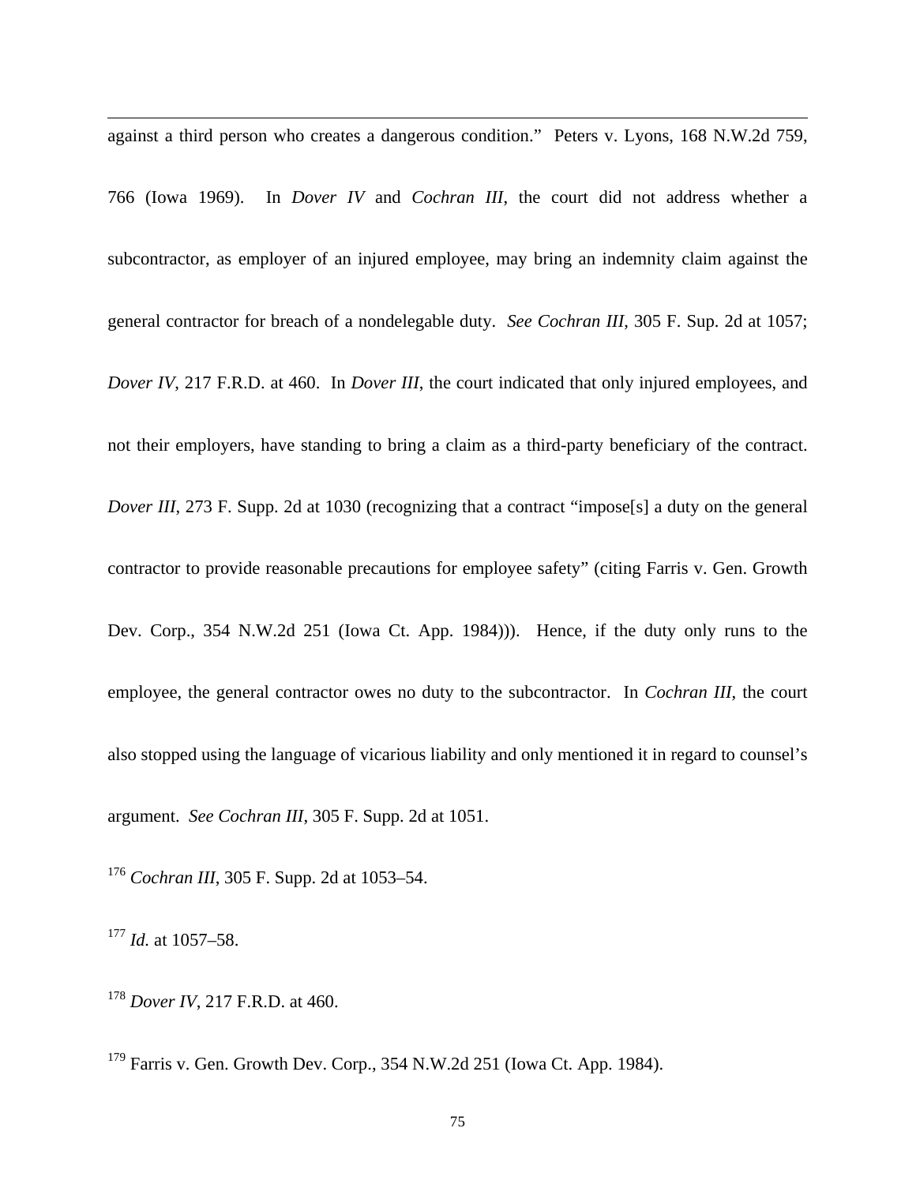against a third person who creates a dangerous condition." Peters v. Lyons, 168 N.W.2d 759, 766 (Iowa 1969). In *Dover IV* and *Cochran III*, the court did not address whether a subcontractor, as employer of an injured employee, may bring an indemnity claim against the general contractor for breach of a nondelegable duty. *See Cochran III*, 305 F. Sup. 2d at 1057; *Dover IV*, 217 F.R.D. at 460. In *Dover III*, the court indicated that only injured employees, and not their employers, have standing to bring a claim as a third-party beneficiary of the contract. *Dover III*, 273 F. Supp. 2d at 1030 (recognizing that a contract "impose[s] a duty on the general contractor to provide reasonable precautions for employee safety" (citing Farris v. Gen. Growth Dev. Corp., 354 N.W.2d 251 (Iowa Ct. App. 1984))). Hence, if the duty only runs to the employee, the general contractor owes no duty to the subcontractor. In *Cochran III*, the court also stopped using the language of vicarious liability and only mentioned it in regard to counsel's argument. *See Cochran III*, 305 F. Supp. 2d at 1051.

[176] *Cochran III*, 305 F. Supp. 2d at 1053–54.

[177] *Id.* at 1057–58.

[178] *Dover IV*, 217 F.R.D. at 460.

[179] Farris v. Gen. Growth Dev. Corp., 354 N.W.2d 251 (Iowa Ct. App. 1984).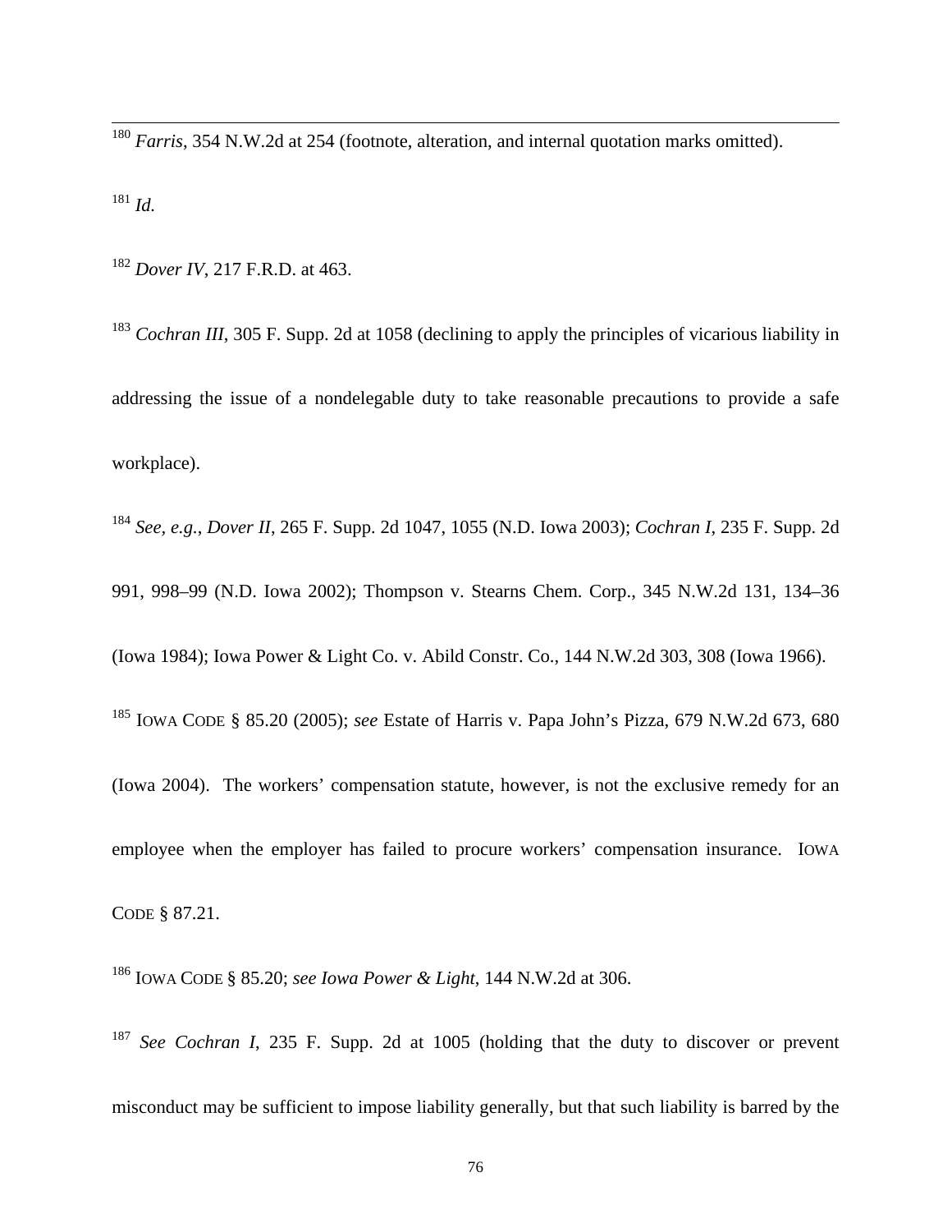[180] *Farris*, 354 N.W.2d at 254 (footnote, alteration, and internal quotation marks omitted).

[181] *Id.*

[182] *Dover IV*, 217 F.R.D. at 463.

[183] *Cochran III*, 305 F. Supp. 2d at 1058 (declining to apply the principles of vicarious liability in addressing the issue of a nondelegable duty to take reasonable precautions to provide a safe workplace).

[184] *See, e.g.*, *Dover II*, 265 F. Supp. 2d 1047, 1055 (N.D. Iowa 2003); *Cochran I*, 235 F. Supp. 2d 991, 998–99 (N.D. Iowa 2002); Thompson v. Stearns Chem. Corp., 345 N.W.2d 131, 134–36 (Iowa 1984); Iowa Power & Light Co. v. Abild Constr. Co., 144 N.W.2d 303, 308 (Iowa 1966).

[185] IOWA CODE § 85.20 (2005); *see* Estate of Harris v. Papa John's Pizza, 679 N.W.2d 673, 680 (Iowa 2004). The workers' compensation statute, however, is not the exclusive remedy for an employee when the employer has failed to procure workers' compensation insurance. IOWA CODE § 87.21.

[186] IOWA CODE § 85.20; *see Iowa Power & Light*, 144 N.W.2d at 306.

[187] *See Cochran I*, 235 F. Supp. 2d at 1005 (holding that the duty to discover or prevent misconduct may be sufficient to impose liability generally, but that such liability is barred by the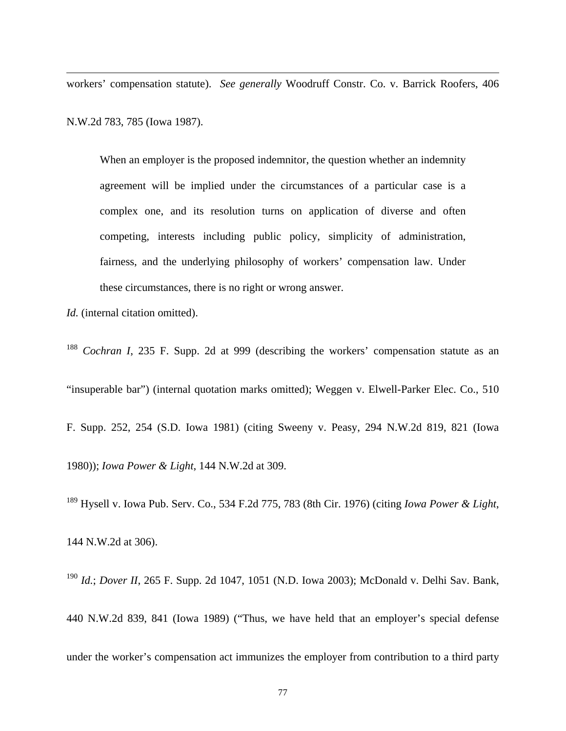workers' compensation statute). *See generally* Woodruff Constr. Co. v. Barrick Roofers, 406 N.W.2d 783, 785 (Iowa 1987).

> When an employer is the proposed indemnitor, the question whether an indemnity agreement will be implied under the circumstances of a particular case is a complex one, and its resolution turns on application of diverse and often competing, interests including public policy, simplicity of administration, fairness, and the underlying philosophy of workers' compensation law. Under these circumstances, there is no right or wrong answer.

*Id.* (internal citation omitted).

[188] *Cochran I*, 235 F. Supp. 2d at 999 (describing the workers' compensation statute as an "insuperable bar") (internal quotation marks omitted); Weggen v. Elwell-Parker Elec. Co., 510 F. Supp. 252, 254 (S.D. Iowa 1981) (citing Sweeny v. Peasy, 294 N.W.2d 819, 821 (Iowa 1980)); *Iowa Power & Light*, 144 N.W.2d at 309.

[189] Hysell v. Iowa Pub. Serv. Co., 534 F.2d 775, 783 (8th Cir. 1976) (citing *Iowa Power & Light*, 144 N.W.2d at 306).

[190] *Id.*; *Dover II*, 265 F. Supp. 2d 1047, 1051 (N.D. Iowa 2003); McDonald v. Delhi Sav. Bank, 440 N.W.2d 839, 841 (Iowa 1989) ("Thus, we have held that an employer's special defense under the worker's compensation act immunizes the employer from contribution to a third party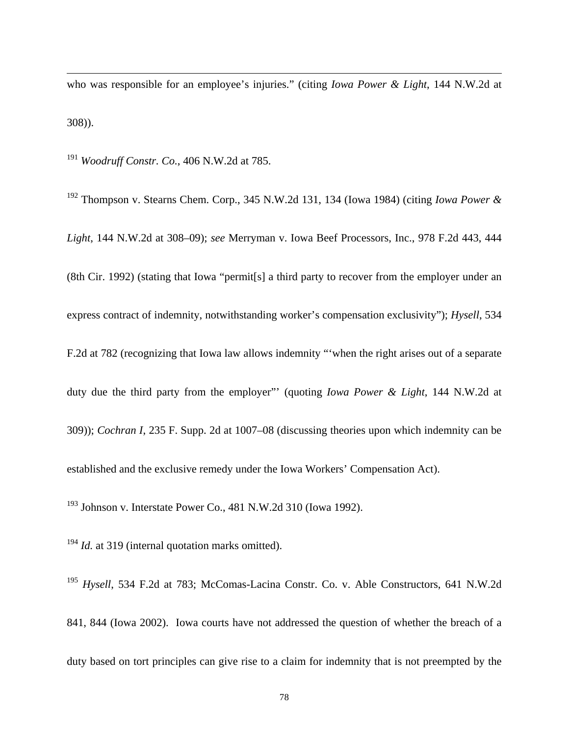who was responsible for an employee's injuries." (citing *Iowa Power & Light*, 144 N.W.2d at 308)).

[191] *Woodruff Constr. Co.*, 406 N.W.2d at 785.

[192] Thompson v. Stearns Chem. Corp., 345 N.W.2d 131, 134 (Iowa 1984) (citing *Iowa Power & Light*, 144 N.W.2d at 308–09); *see* Merryman v. Iowa Beef Processors, Inc., 978 F.2d 443, 444 (8th Cir. 1992) (stating that Iowa "permit[s] a third party to recover from the employer under an express contract of indemnity, notwithstanding worker's compensation exclusivity"); *Hysell*, 534 F.2d at 782 (recognizing that Iowa law allows indemnity "'when the right arises out of a separate duty due the third party from the employer"' (quoting *Iowa Power & Light*, 144 N.W.2d at 309)); *Cochran I*, 235 F. Supp. 2d at 1007–08 (discussing theories upon which indemnity can be established and the exclusive remedy under the Iowa Workers' Compensation Act).

[193] Johnson v. Interstate Power Co., 481 N.W.2d 310 (Iowa 1992).

[194] *Id.* at 319 (internal quotation marks omitted).

[195] *Hysell*, 534 F.2d at 783; McComas-Lacina Constr. Co. v. Able Constructors, 641 N.W.2d 841, 844 (Iowa 2002). Iowa courts have not addressed the question of whether the breach of a duty based on tort principles can give rise to a claim for indemnity that is not preempted by the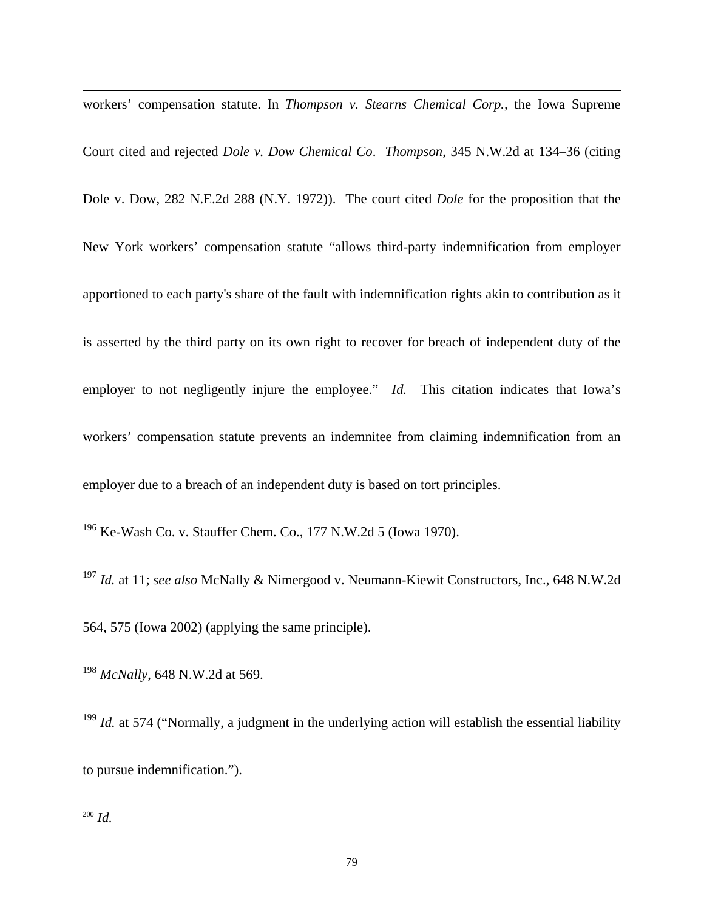workers' compensation statute. In *Thompson v. Stearns Chemical Corp.*, the Iowa Supreme Court cited and rejected *Dole v. Dow Chemical Co*. *Thompson*, 345 N.W.2d at 134–36 (citing Dole v. Dow, 282 N.E.2d 288 (N.Y. 1972)). The court cited *Dole* for the proposition that the New York workers' compensation statute "allows third-party indemnification from employer apportioned to each party's share of the fault with indemnification rights akin to contribution as it is asserted by the third party on its own right to recover for breach of independent duty of the employer to not negligently injure the employee." *Id.* This citation indicates that Iowa's workers' compensation statute prevents an indemnitee from claiming indemnification from an employer due to a breach of an independent duty is based on tort principles.

[196] Ke-Wash Co. v. Stauffer Chem. Co., 177 N.W.2d 5 (Iowa 1970).

[197] *Id.* at 11; *see also* McNally & Nimergood v. Neumann-Kiewit Constructors, Inc., 648 N.W.2d 564, 575 (Iowa 2002) (applying the same principle).

[198] *McNally*, 648 N.W.2d at 569.

[199] *Id.* at 574 ("Normally, a judgment in the underlying action will establish the essential liability to pursue indemnification.").

[200] *Id.*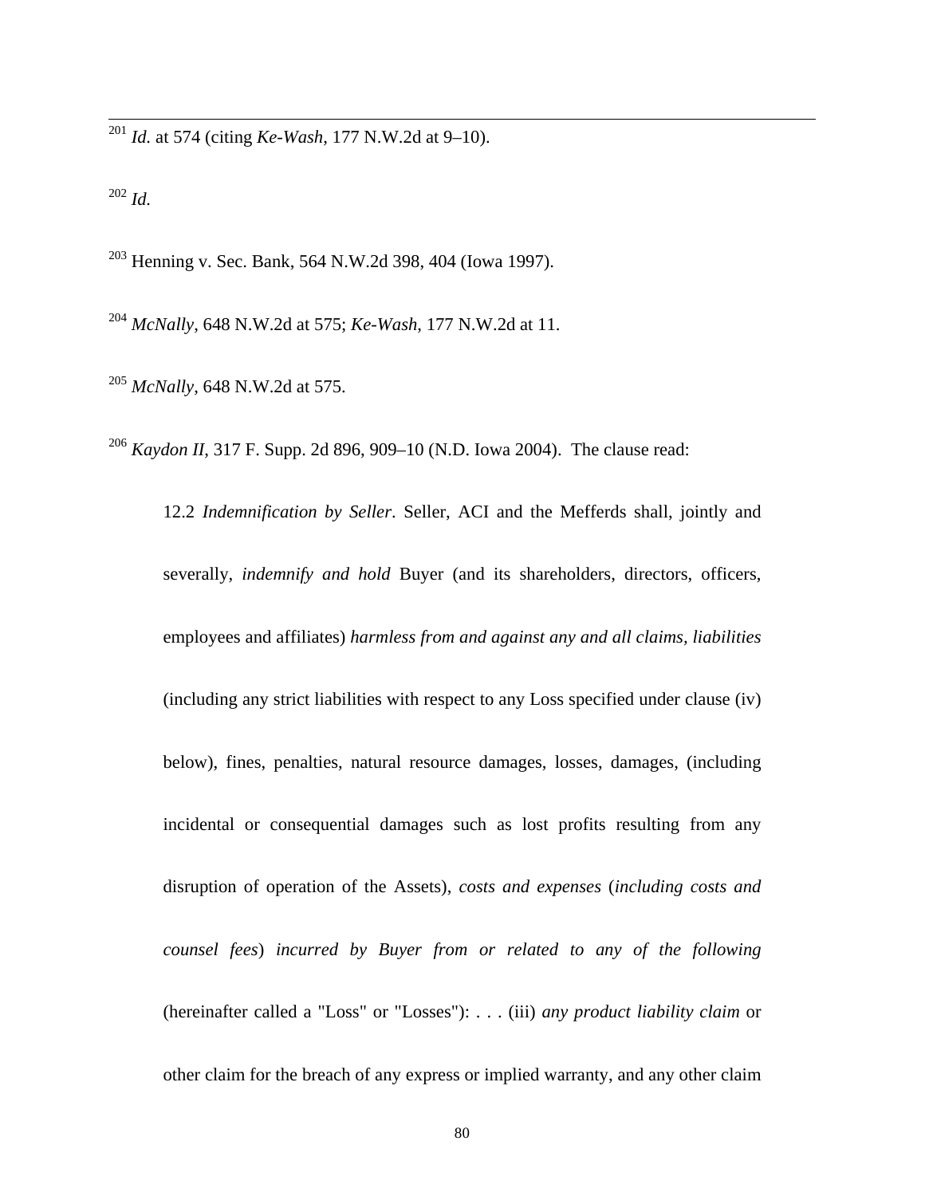[201] *Id.* at 574 (citing *Ke-Wash*, 177 N.W.2d at 9–10).

[202] *Id.*

[203] Henning v. Sec. Bank, 564 N.W.2d 398, 404 (Iowa 1997).

[204] *McNally*, 648 N.W.2d at 575; *Ke-Wash*, 177 N.W.2d at 11.

[205] *McNally*, 648 N.W.2d at 575.

[206] *Kaydon II*, 317 F. Supp. 2d 896, 909–10 (N.D. Iowa 2004). The clause read:

> 12.2 *Indemnification by Seller*. Seller, ACI and the Mefferds shall, jointly and severally, *indemnify and hold* Buyer (and its shareholders, directors, officers, employees and affiliates) *harmless from and against any and all claims, liabilities* (including any strict liabilities with respect to any Loss specified under clause (iv) below), fines, penalties, natural resource damages, losses, damages, (including incidental or consequential damages such as lost profits resulting from any disruption of operation of the Assets), *costs and expenses* (*including costs and counsel fees*) *incurred by Buyer from or related to any of the following* (hereinafter called a "Loss" or "Losses"): . . . (iii) *any product liability claim* or other claim for the breach of any express or implied warranty, and any other claim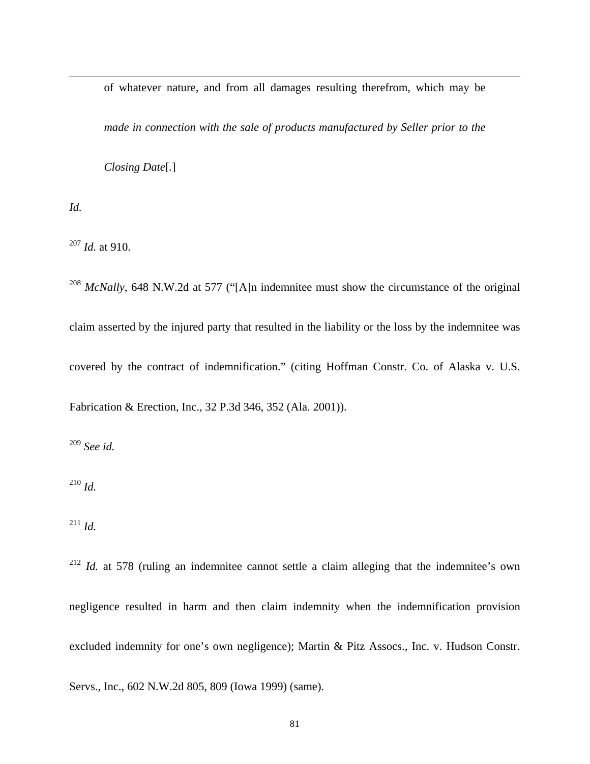> of whatever nature, and from all damages resulting therefrom, which may be *made in connection with the sale of products manufactured by Seller prior to the Closing Date*[.]

*Id.*

[207] *Id.* at 910.

[208] *McNally*, 648 N.W.2d at 577 ("[A]n indemnitee must show the circumstance of the original claim asserted by the injured party that resulted in the liability or the loss by the indemnitee was covered by the contract of indemnification." (citing Hoffman Constr. Co. of Alaska v. U.S. Fabrication & Erection, Inc., 32 P.3d 346, 352 (Ala. 2001)).

[209] *See id.*

[210] *Id.*

[211] *Id.*

[212] *Id.* at 578 (ruling an indemnitee cannot settle a claim alleging that the indemnitee's own negligence resulted in harm and then claim indemnity when the indemnification provision excluded indemnity for one's own negligence); Martin & Pitz Assocs., Inc. v. Hudson Constr. Servs., Inc., 602 N.W.2d 805, 809 (Iowa 1999) (same).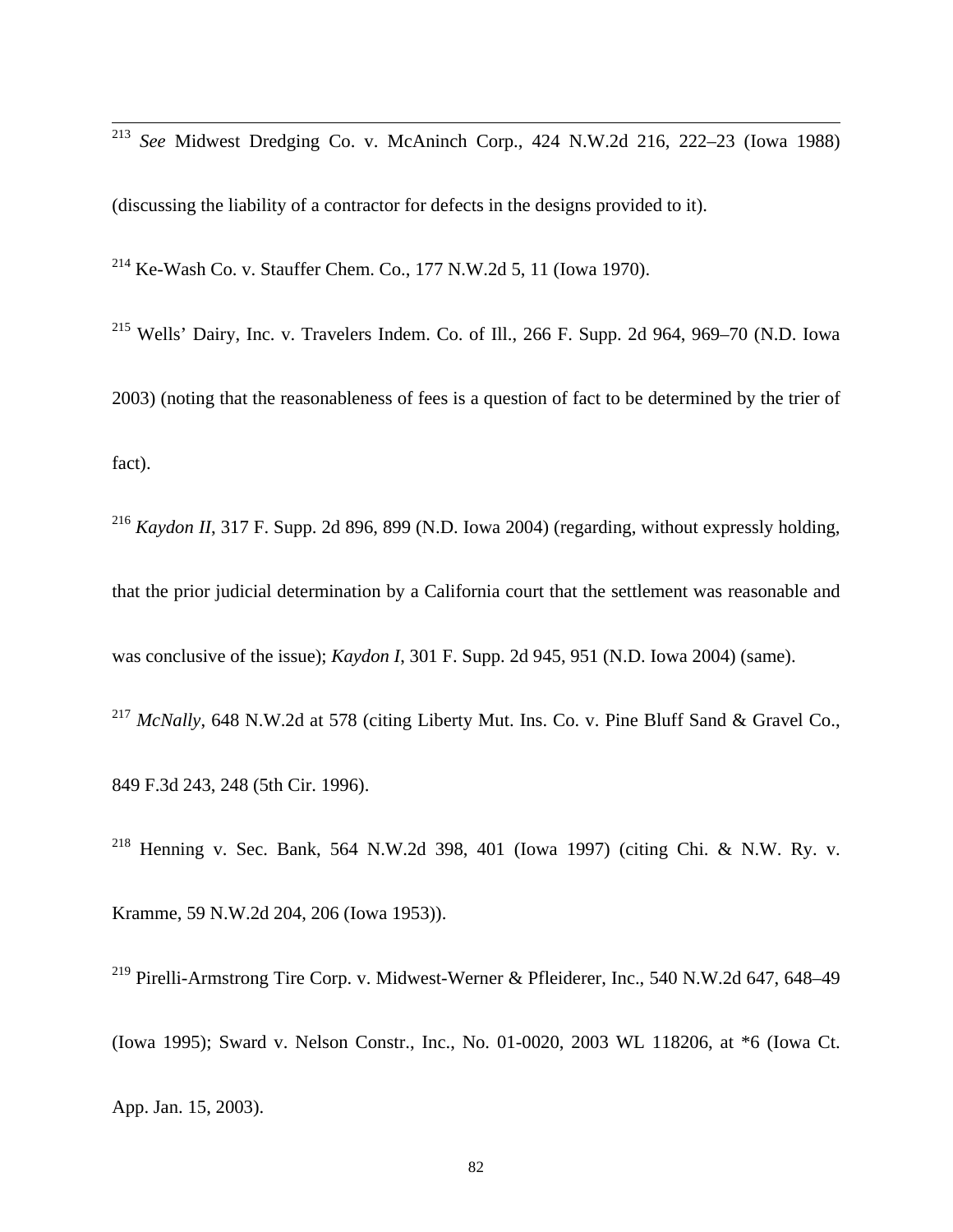[213] *See* Midwest Dredging Co. v. McAninch Corp., 424 N.W.2d 216, 222–23 (Iowa 1988) (discussing the liability of a contractor for defects in the designs provided to it).

[214] Ke-Wash Co. v. Stauffer Chem. Co., 177 N.W.2d 5, 11 (Iowa 1970).

[215] Wells' Dairy, Inc. v. Travelers Indem. Co. of Ill., 266 F. Supp. 2d 964, 969–70 (N.D. Iowa 2003) (noting that the reasonableness of fees is a question of fact to be determined by the trier of fact).

[216] *Kaydon II*, 317 F. Supp. 2d 896, 899 (N.D. Iowa 2004) (regarding, without expressly holding, that the prior judicial determination by a California court that the settlement was reasonable and was conclusive of the issue); *Kaydon I*, 301 F. Supp. 2d 945, 951 (N.D. Iowa 2004) (same).

[217] *McNally*, 648 N.W.2d at 578 (citing Liberty Mut. Ins. Co. v. Pine Bluff Sand & Gravel Co., 849 F.3d 243, 248 (5th Cir. 1996).

[218] Henning v. Sec. Bank, 564 N.W.2d 398, 401 (Iowa 1997) (citing Chi. & N.W. Ry. v. Kramme, 59 N.W.2d 204, 206 (Iowa 1953)).

[219] Pirelli-Armstrong Tire Corp. v. Midwest-Werner & Pfleiderer, Inc., 540 N.W.2d 647, 648–49 (Iowa 1995); Sward v. Nelson Constr., Inc., No. 01-0020, 2003 WL 118206, at *6 (Iowa Ct. App. Jan. 15, 2003).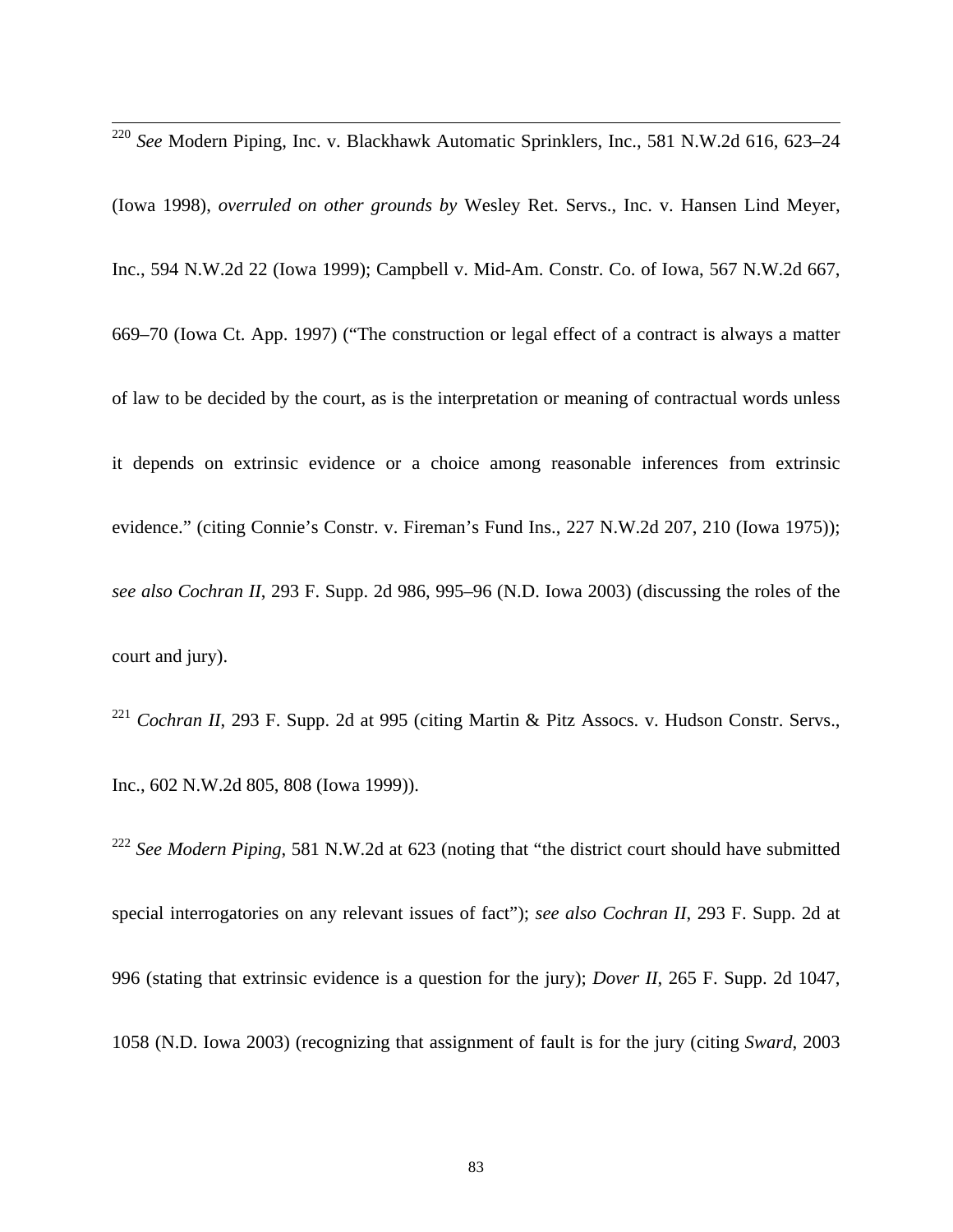[220] *See* Modern Piping, Inc. v. Blackhawk Automatic Sprinklers, Inc., 581 N.W.2d 616, 623–24 (Iowa 1998), *overruled on other grounds by* Wesley Ret. Servs., Inc. v. Hansen Lind Meyer, Inc., 594 N.W.2d 22 (Iowa 1999); Campbell v. Mid-Am. Constr. Co. of Iowa, 567 N.W.2d 667, 669–70 (Iowa Ct. App. 1997) ("The construction or legal effect of a contract is always a matter of law to be decided by the court, as is the interpretation or meaning of contractual words unless it depends on extrinsic evidence or a choice among reasonable inferences from extrinsic evidence." (citing Connie's Constr. v. Fireman's Fund Ins., 227 N.W.2d 207, 210 (Iowa 1975)); *see also Cochran II*, 293 F. Supp. 2d 986, 995–96 (N.D. Iowa 2003) (discussing the roles of the court and jury).

[221] *Cochran II*, 293 F. Supp. 2d at 995 (citing Martin & Pitz Assocs. v. Hudson Constr. Servs., Inc., 602 N.W.2d 805, 808 (Iowa 1999)).

[222] *See Modern Piping*, 581 N.W.2d at 623 (noting that "the district court should have submitted special interrogatories on any relevant issues of fact"); *see also Cochran II*, 293 F. Supp. 2d at 996 (stating that extrinsic evidence is a question for the jury); *Dover II*, 265 F. Supp. 2d 1047, 1058 (N.D. Iowa 2003) (recognizing that assignment of fault is for the jury (citing *Sward*, 2003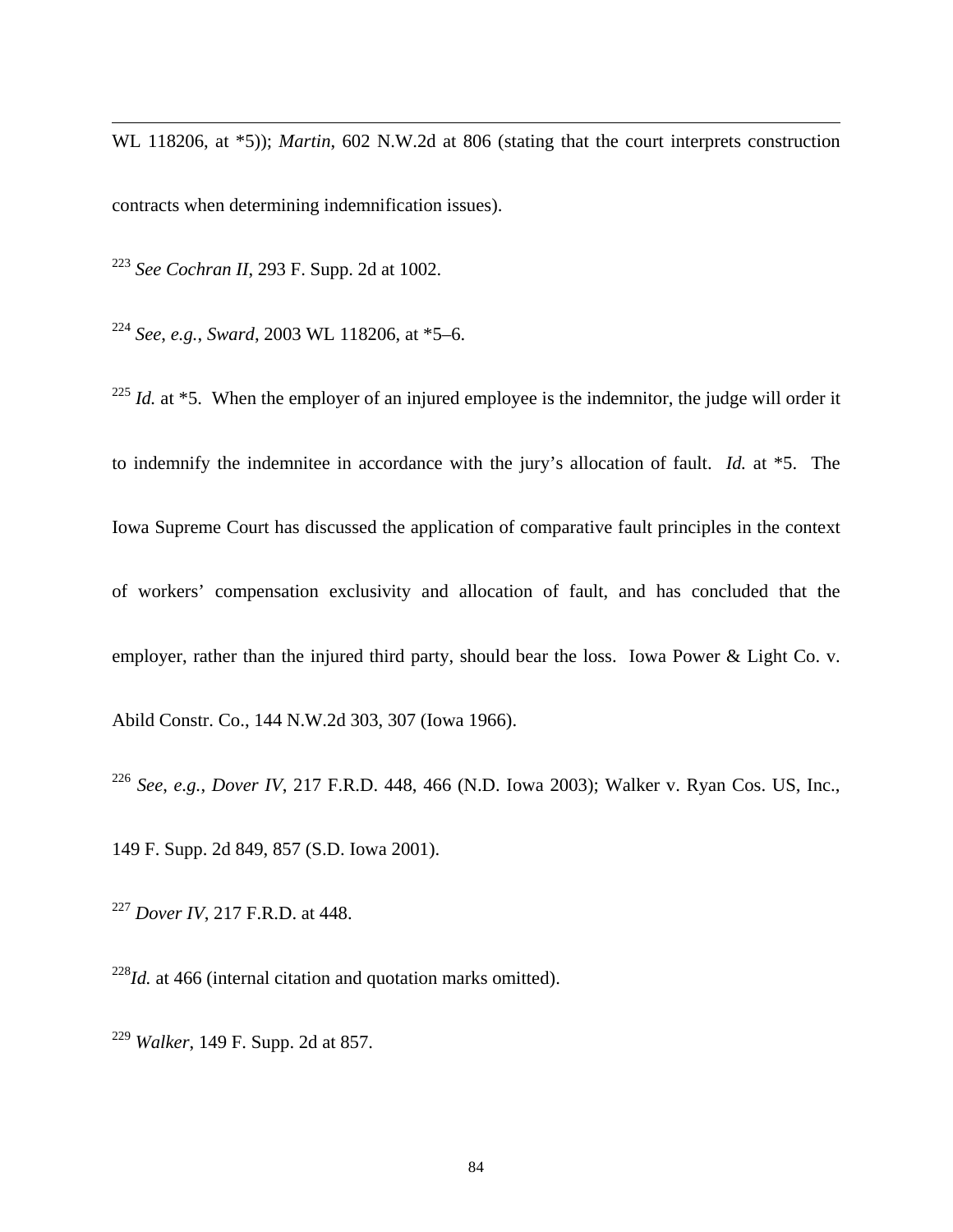WL 118206, at *5)); *Martin*, 602 N.W.2d at 806 (stating that the court interprets construction contracts when determining indemnification issues).

[223] *See Cochran II*, 293 F. Supp. 2d at 1002.

[224] *See*, *e.g.*, *Sward*, 2003 WL 118206, at *5–6.

[225] *Id.* at *5. When the employer of an injured employee is the indemnitor, the judge will order it to indemnify the indemnitee in accordance with the jury's allocation of fault. *Id.* at *5. The Iowa Supreme Court has discussed the application of comparative fault principles in the context of workers' compensation exclusivity and allocation of fault, and has concluded that the employer, rather than the injured third party, should bear the loss. Iowa Power & Light Co. v. Abild Constr. Co., 144 N.W.2d 303, 307 (Iowa 1966).

[226] *See*, *e.g.*, *Dover IV*, 217 F.R.D. 448, 466 (N.D. Iowa 2003); Walker v. Ryan Cos. US, Inc., 149 F. Supp. 2d 849, 857 (S.D. Iowa 2001).

[227] *Dover IV*, 217 F.R.D. at 448.

[228] *Id.* at 466 (internal citation and quotation marks omitted).

[229] *Walker*, 149 F. Supp. 2d at 857.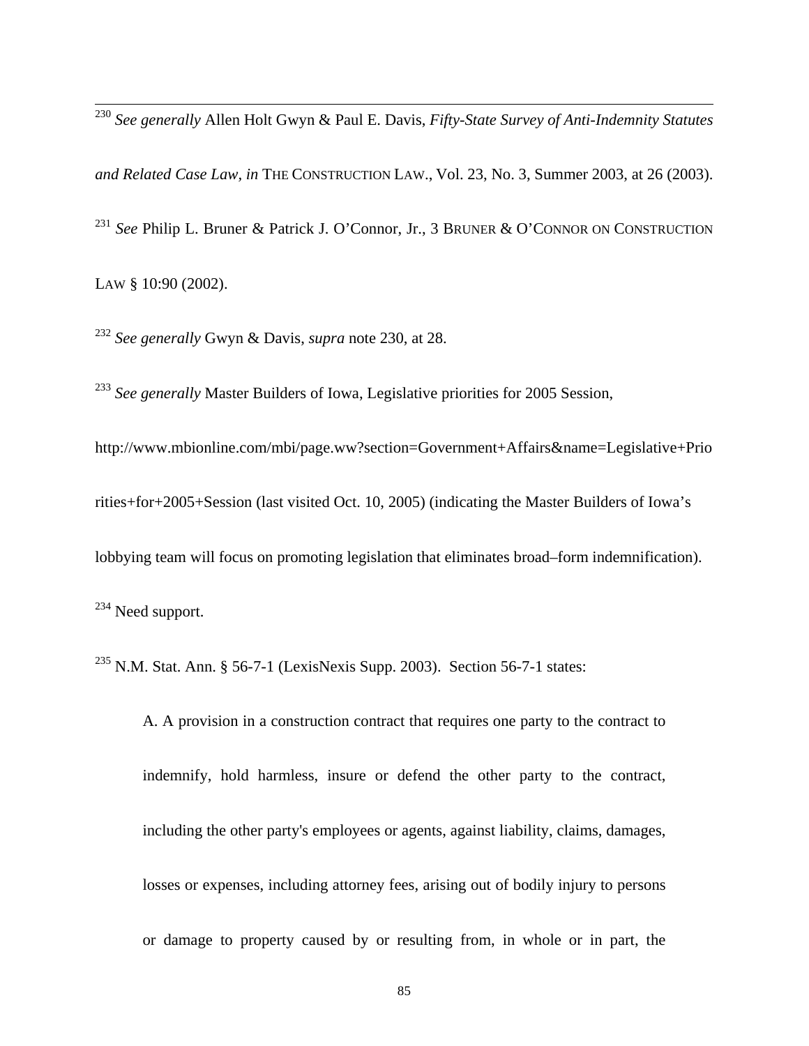[230] *See generally* Allen Holt Gwyn & Paul E. Davis, *Fifty-State Survey of Anti-Indemnity Statutes and Related Case Law*, *in* THE CONSTRUCTION LAW., Vol. 23, No. 3, Summer 2003, at 26 (2003).

[231] *See* Philip L. Bruner & Patrick J. O'Connor, Jr., 3 BRUNER & O'CONNOR ON CONSTRUCTION LAW § 10:90 (2002).

[232] *See generally* Gwyn & Davis, *supra* note 230, at 28.

[233] *See generally* Master Builders of Iowa, Legislative priorities for 2005 Session, http://www.mbionline.com/mbi/page.ww?section=Government+Affairs&name=Legislative+Priorities+for+2005+Session (last visited Oct. 10, 2005) (indicating the Master Builders of Iowa's lobbying team will focus on promoting legislation that eliminates broad–form indemnification).

[234] Need support.

[235] N.M. Stat. Ann. § 56-7-1 (LexisNexis Supp. 2003). Section 56-7-1 states:

> A. A provision in a construction contract that requires one party to the contract to indemnify, hold harmless, insure or defend the other party to the contract, including the other party's employees or agents, against liability, claims, damages, losses or expenses, including attorney fees, arising out of bodily injury to persons or damage to property caused by or resulting from, in whole or in part, the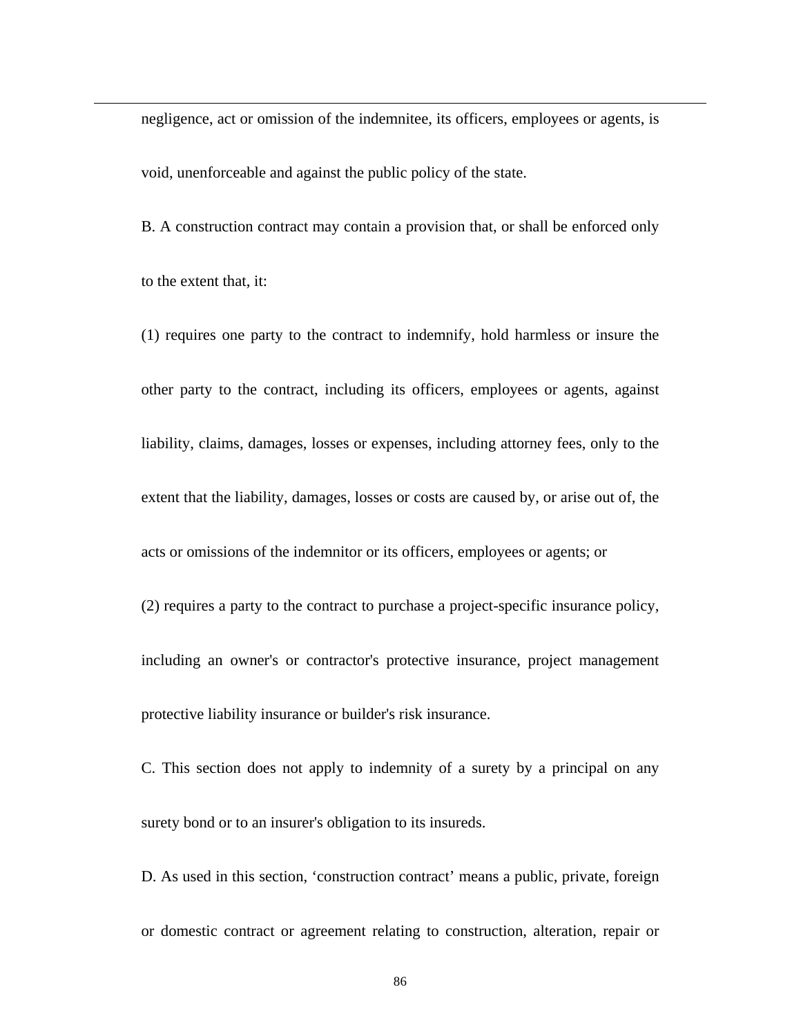negligence, act or omission of the indemnitee, its officers, employees or agents, is void, unenforceable and against the public policy of the state.

B. A construction contract may contain a provision that, or shall be enforced only to the extent that, it:

(1) requires one party to the contract to indemnify, hold harmless or insure the other party to the contract, including its officers, employees or agents, against liability, claims, damages, losses or expenses, including attorney fees, only to the extent that the liability, damages, losses or costs are caused by, or arise out of, the acts or omissions of the indemnitor or its officers, employees or agents; or

(2) requires a party to the contract to purchase a project-specific insurance policy, including an owner's or contractor's protective insurance, project management protective liability insurance or builder's risk insurance.

C. This section does not apply to indemnity of a surety by a principal on any surety bond or to an insurer's obligation to its insureds.

D. As used in this section, ‘construction contract’ means a public, private, foreign or domestic contract or agreement relating to construction, alteration, repair or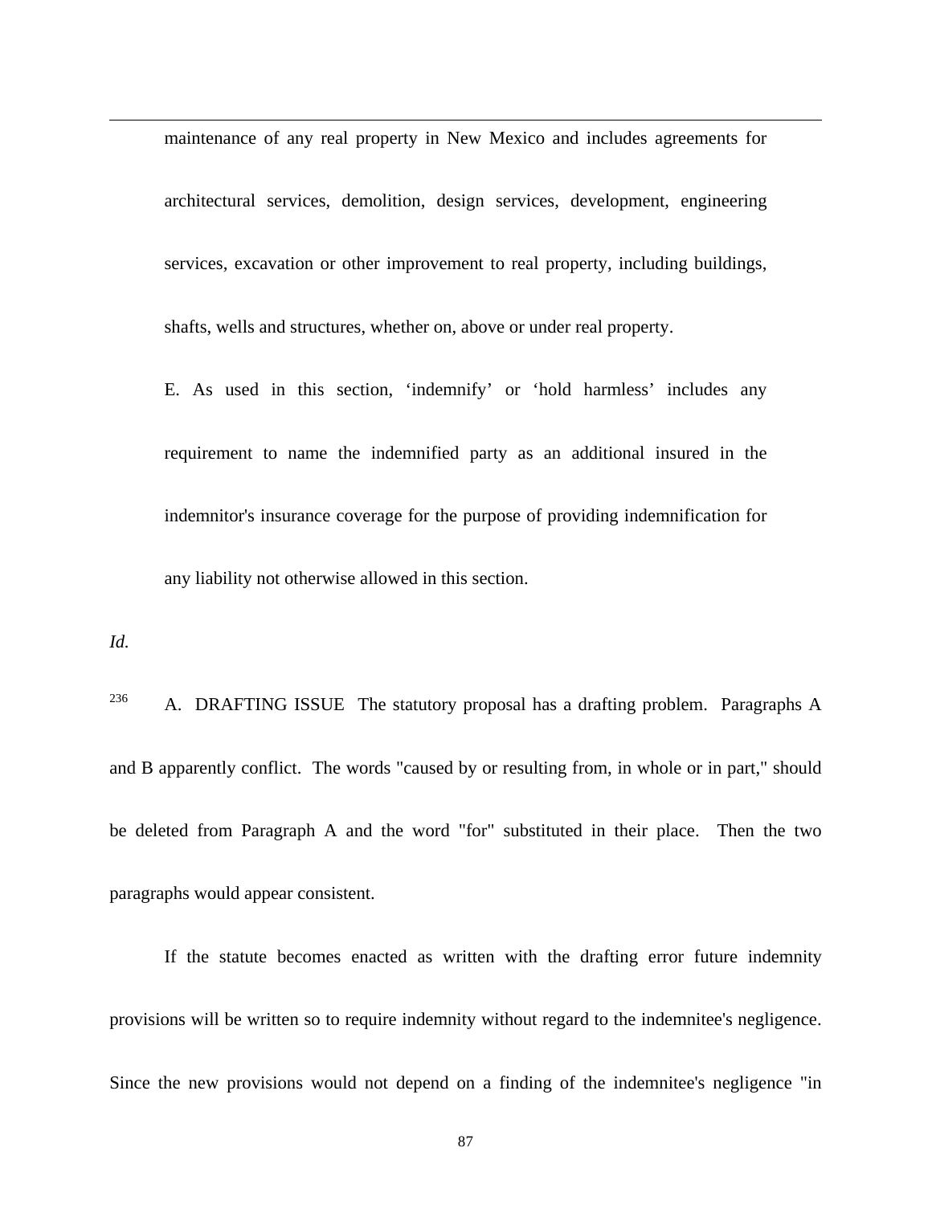maintenance of any real property in New Mexico and includes agreements for architectural services, demolition, design services, development, engineering services, excavation or other improvement to real property, including buildings, shafts, wells and structures, whether on, above or under real property.

E. As used in this section, 'indemnify' or 'hold harmless' includes any requirement to name the indemnified party as an additional insured in the indemnitor's insurance coverage for the purpose of providing indemnification for any liability not otherwise allowed in this section.

*Id.*

[236] A. DRAFTING ISSUE The statutory proposal has a drafting problem. Paragraphs A and B apparently conflict. The words "caused by or resulting from, in whole or in part," should be deleted from Paragraph A and the word "for" substituted in their place. Then the two paragraphs would appear consistent.

If the statute becomes enacted as written with the drafting error future indemnity provisions will be written so to require indemnity without regard to the indemnitee's negligence. Since the new provisions would not depend on a finding of the indemnitee's negligence "in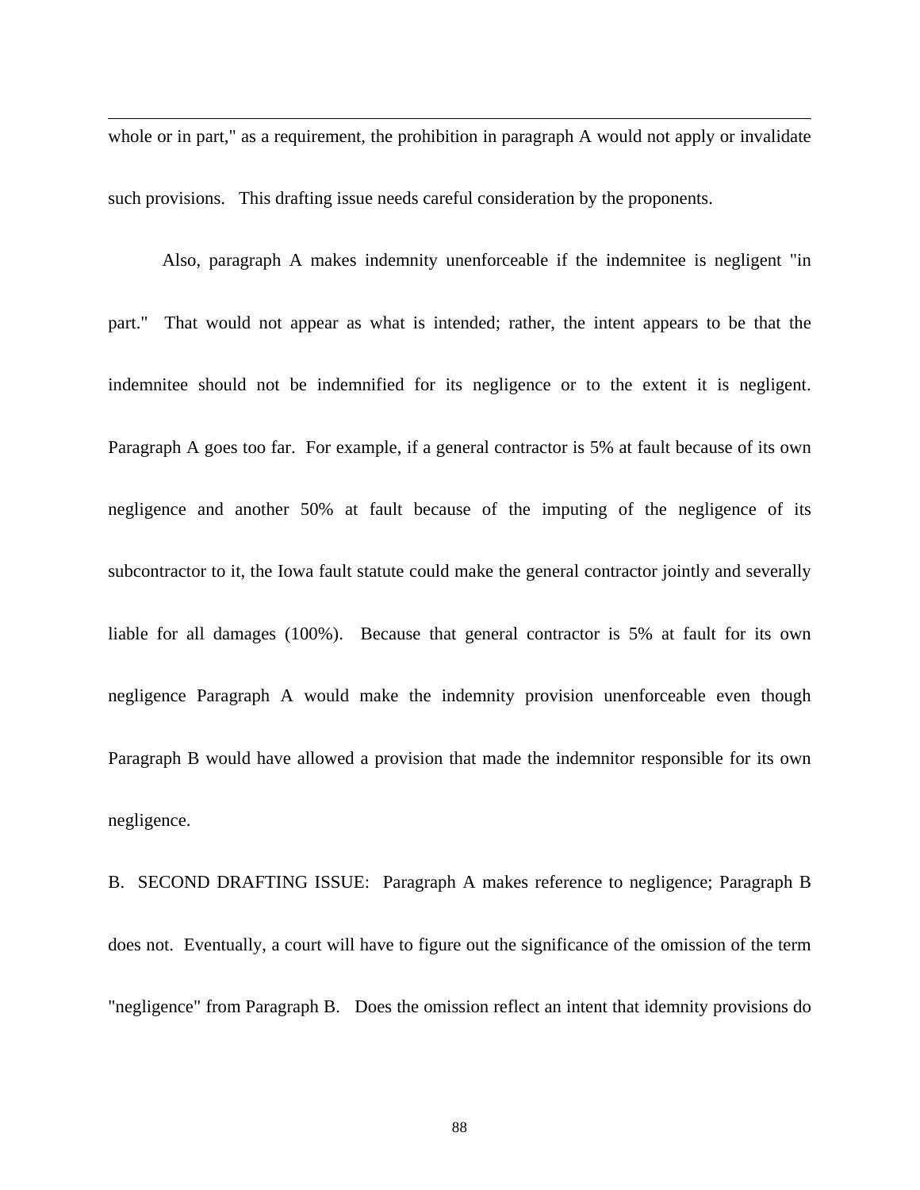whole or in part," as a requirement, the prohibition in paragraph A would not apply or invalidate such provisions. This drafting issue needs careful consideration by the proponents.

Also, paragraph A makes indemnity unenforceable if the indemnitee is negligent "in part." That would not appear as what is intended; rather, the intent appears to be that the indemnitee should not be indemnified for its negligence or to the extent it is negligent. Paragraph A goes too far. For example, if a general contractor is 5% at fault because of its own negligence and another 50% at fault because of the imputing of the negligence of its subcontractor to it, the Iowa fault statute could make the general contractor jointly and severally liable for all damages (100%). Because that general contractor is 5% at fault for its own negligence Paragraph A would make the indemnity provision unenforceable even though Paragraph B would have allowed a provision that made the indemnitor responsible for its own negligence.

B. SECOND DRAFTING ISSUE: Paragraph A makes reference to negligence; Paragraph B does not. Eventually, a court will have to figure out the significance of the omission of the term "negligence" from Paragraph B. Does the omission reflect an intent that idemnity provisions do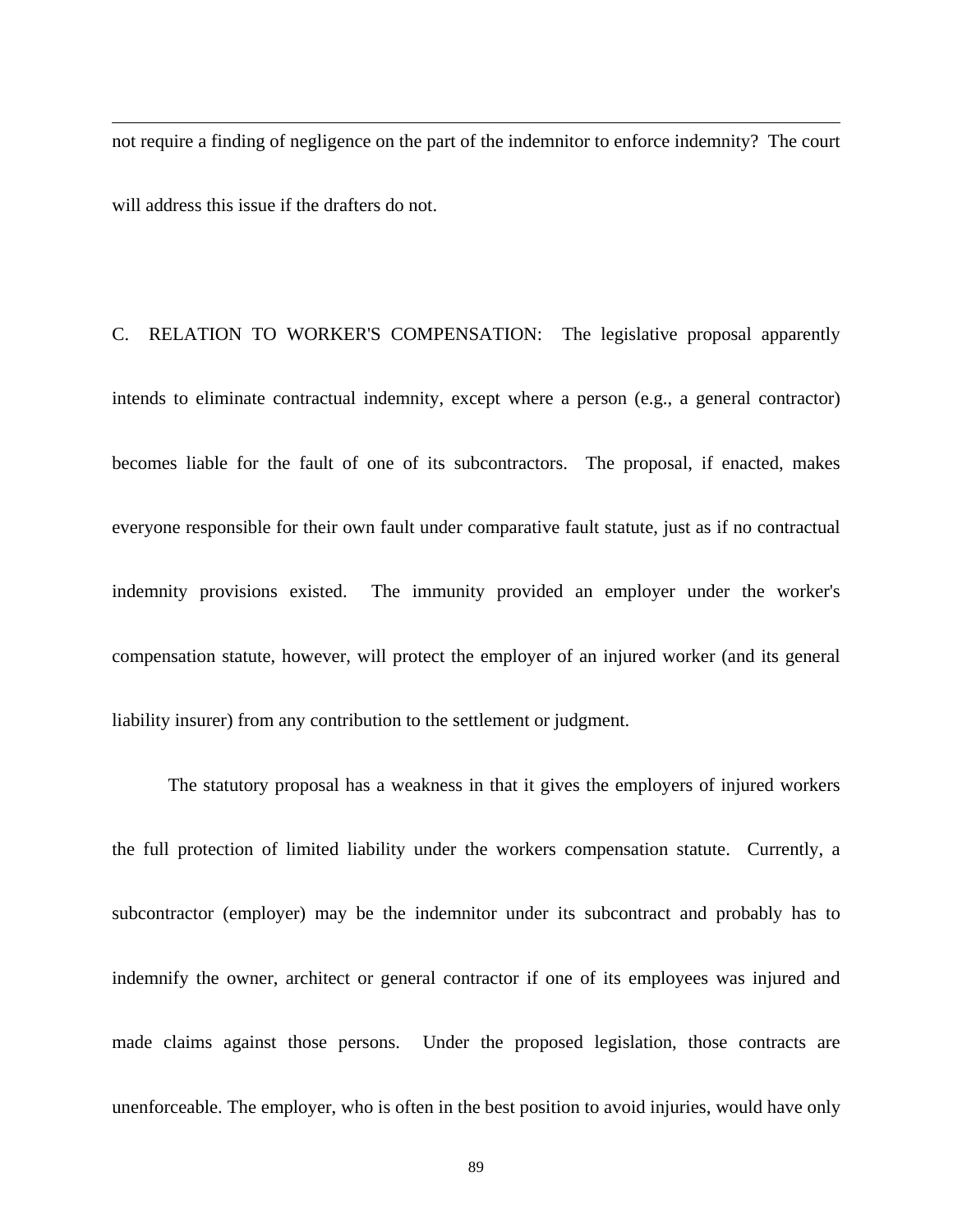not require a finding of negligence on the part of the indemnitor to enforce indemnity? The court will address this issue if the drafters do not.

C. RELATION TO WORKER'S COMPENSATION: The legislative proposal apparently intends to eliminate contractual indemnity, except where a person (e.g., a general contractor) becomes liable for the fault of one of its subcontractors. The proposal, if enacted, makes everyone responsible for their own fault under comparative fault statute, just as if no contractual indemnity provisions existed. The immunity provided an employer under the worker's compensation statute, however, will protect the employer of an injured worker (and its general liability insurer) from any contribution to the settlement or judgment.

The statutory proposal has a weakness in that it gives the employers of injured workers the full protection of limited liability under the workers compensation statute. Currently, a subcontractor (employer) may be the indemnitor under its subcontract and probably has to indemnify the owner, architect or general contractor if one of its employees was injured and made claims against those persons. Under the proposed legislation, those contracts are unenforceable. The employer, who is often in the best position to avoid injuries, would have only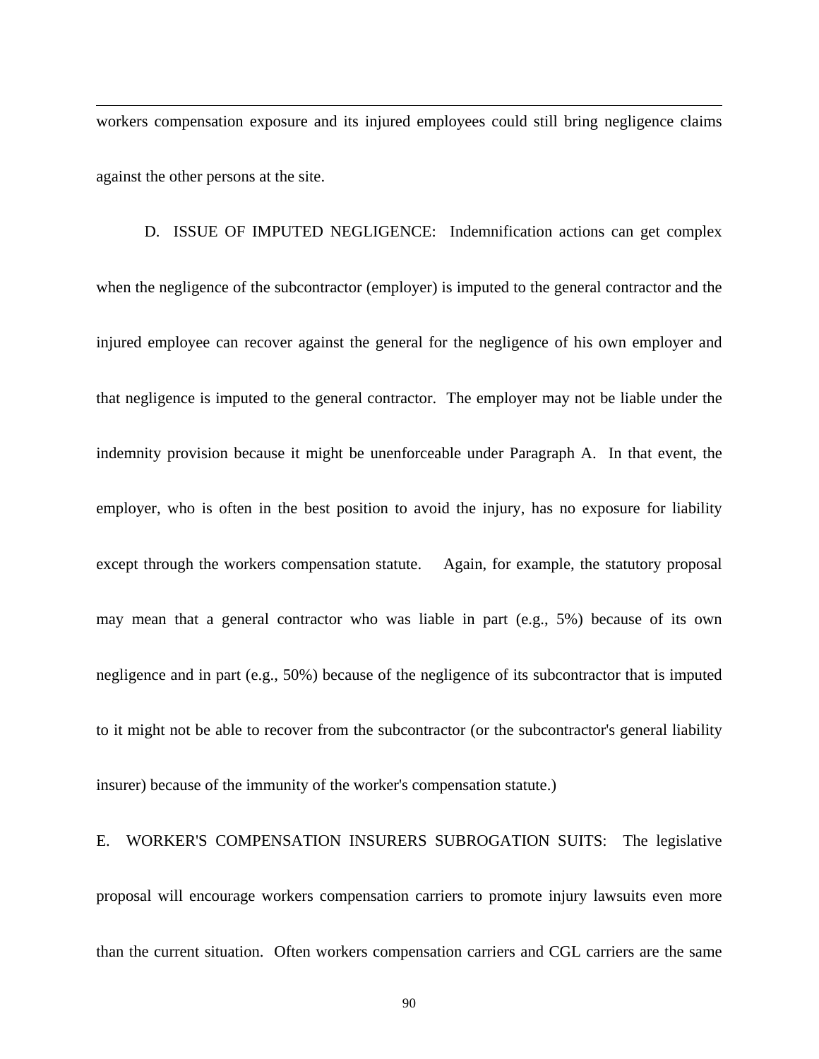workers compensation exposure and its injured employees could still bring negligence claims against the other persons at the site.

D. ISSUE OF IMPUTED NEGLIGENCE: Indemnification actions can get complex when the negligence of the subcontractor (employer) is imputed to the general contractor and the injured employee can recover against the general for the negligence of his own employer and that negligence is imputed to the general contractor. The employer may not be liable under the indemnity provision because it might be unenforceable under Paragraph A. In that event, the employer, who is often in the best position to avoid the injury, has no exposure for liability except through the workers compensation statute. Again, for example, the statutory proposal may mean that a general contractor who was liable in part (e.g., 5%) because of its own negligence and in part (e.g., 50%) because of the negligence of its subcontractor that is imputed to it might not be able to recover from the subcontractor (or the subcontractor's general liability insurer) because of the immunity of the worker's compensation statute.)

E. WORKER'S COMPENSATION INSURERS SUBROGATION SUITS: The legislative proposal will encourage workers compensation carriers to promote injury lawsuits even more than the current situation. Often workers compensation carriers and CGL carriers are the same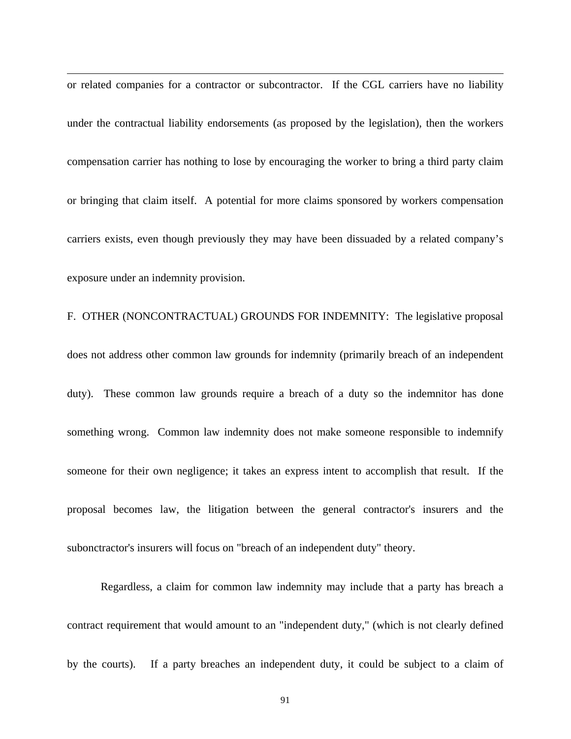or related companies for a contractor or subcontractor. If the CGL carriers have no liability under the contractual liability endorsements (as proposed by the legislation), then the workers compensation carrier has nothing to lose by encouraging the worker to bring a third party claim or bringing that claim itself. A potential for more claims sponsored by workers compensation carriers exists, even though previously they may have been dissuaded by a related company's exposure under an indemnity provision.

F. OTHER (NONCONTRACTUAL) GROUNDS FOR INDEMNITY: The legislative proposal does not address other common law grounds for indemnity (primarily breach of an independent duty). These common law grounds require a breach of a duty so the indemnitor has done something wrong. Common law indemnity does not make someone responsible to indemnify someone for their own negligence; it takes an express intent to accomplish that result. If the proposal becomes law, the litigation between the general contractor's insurers and the subonctractor's insurers will focus on "breach of an independent duty" theory.

Regardless, a claim for common law indemnity may include that a party has breach a contract requirement that would amount to an "independent duty," (which is not clearly defined by the courts). If a party breaches an independent duty, it could be subject to a claim of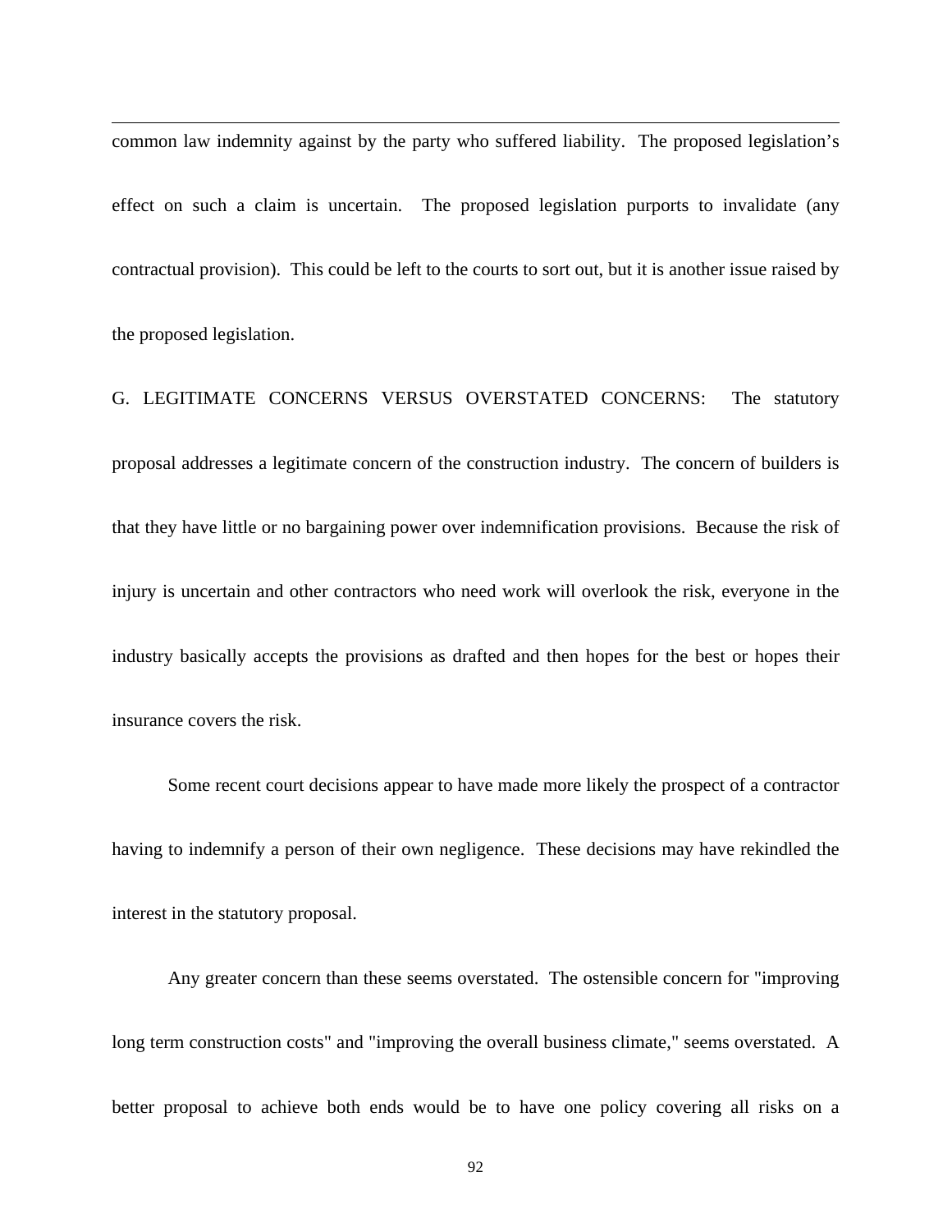common law indemnity against by the party who suffered liability. The proposed legislation's effect on such a claim is uncertain. The proposed legislation purports to invalidate (any contractual provision). This could be left to the courts to sort out, but it is another issue raised by the proposed legislation.

G. LEGITIMATE CONCERNS VERSUS OVERSTATED CONCERNS: The statutory proposal addresses a legitimate concern of the construction industry. The concern of builders is that they have little or no bargaining power over indemnification provisions. Because the risk of injury is uncertain and other contractors who need work will overlook the risk, everyone in the industry basically accepts the provisions as drafted and then hopes for the best or hopes their insurance covers the risk.

Some recent court decisions appear to have made more likely the prospect of a contractor having to indemnify a person of their own negligence. These decisions may have rekindled the interest in the statutory proposal.

Any greater concern than these seems overstated. The ostensible concern for "improving long term construction costs" and "improving the overall business climate," seems overstated. A better proposal to achieve both ends would be to have one policy covering all risks on a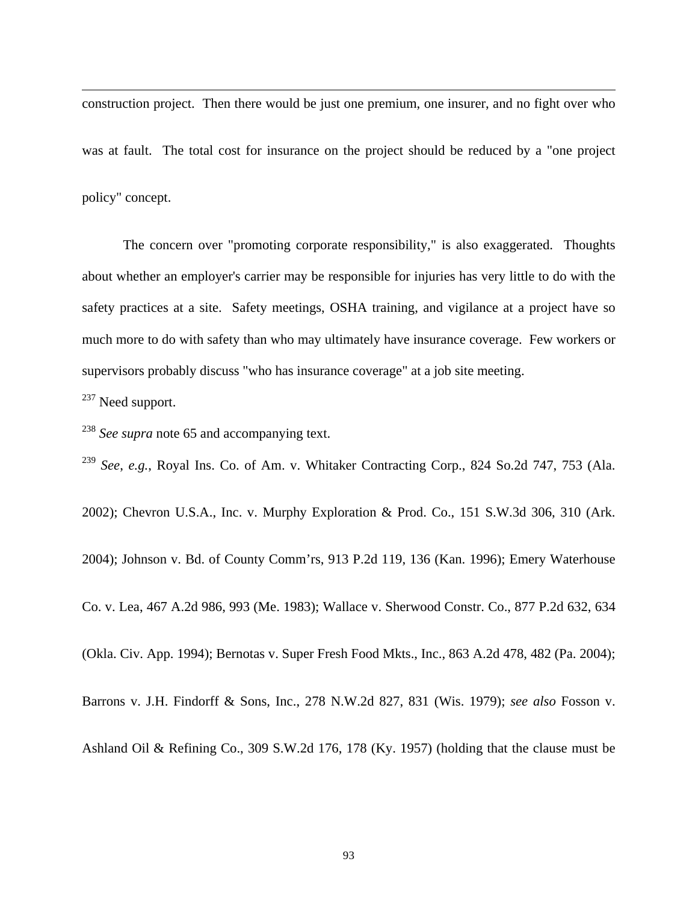construction project. Then there would be just one premium, one insurer, and no fight over who was at fault. The total cost for insurance on the project should be reduced by a "one project policy" concept.

The concern over "promoting corporate responsibility," is also exaggerated. Thoughts about whether an employer's carrier may be responsible for injuries has very little to do with the safety practices at a site. Safety meetings, OSHA training, and vigilance at a project have so much more to do with safety than who may ultimately have insurance coverage. Few workers or supervisors probably discuss "who has insurance coverage" at a job site meeting.

[237] Need support.

[238] *See supra* note 65 and accompanying text.

[239] *See*, *e.g.*, Royal Ins. Co. of Am. v. Whitaker Contracting Corp., 824 So.2d 747, 753 (Ala. 2002); Chevron U.S.A., Inc. v. Murphy Exploration & Prod. Co., 151 S.W.3d 306, 310 (Ark. 2004); Johnson v. Bd. of County Comm'rs, 913 P.2d 119, 136 (Kan. 1996); Emery Waterhouse Co. v. Lea, 467 A.2d 986, 993 (Me. 1983); Wallace v. Sherwood Constr. Co., 877 P.2d 632, 634 (Okla. Civ. App. 1994); Bernotas v. Super Fresh Food Mkts., Inc., 863 A.2d 478, 482 (Pa. 2004); Barrons v. J.H. Findorff & Sons, Inc., 278 N.W.2d 827, 831 (Wis. 1979); *see also* Fosson v. Ashland Oil & Refining Co., 309 S.W.2d 176, 178 (Ky. 1957) (holding that the clause must be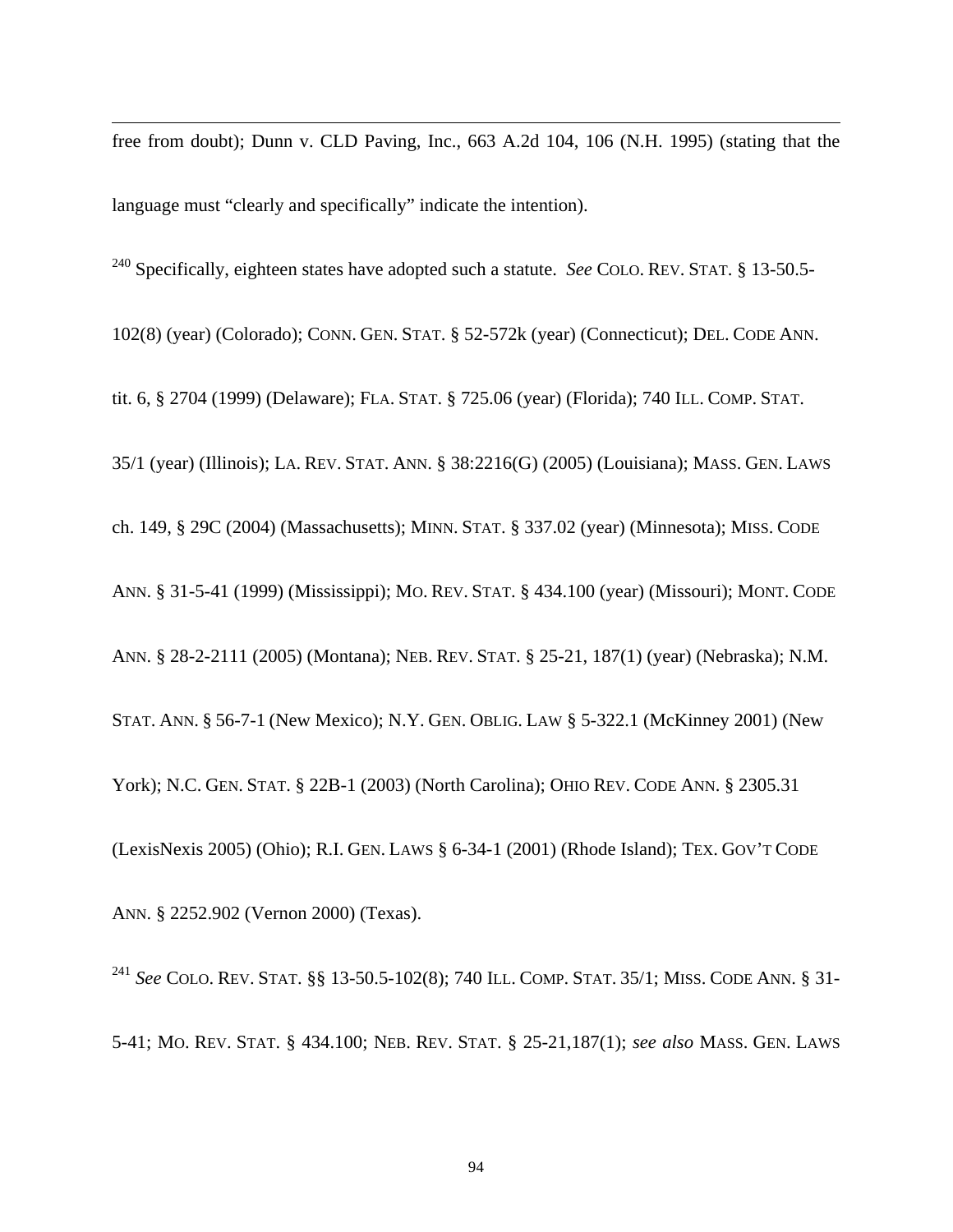free from doubt); Dunn v. CLD Paving, Inc., 663 A.2d 104, 106 (N.H. 1995) (stating that the language must "clearly and specifically" indicate the intention).

[240] Specifically, eighteen states have adopted such a statute. *See* COLO. REV. STAT. § 13-50.5-102(8) (year) (Colorado); CONN. GEN. STAT. § 52-572k (year) (Connecticut); DEL. CODE ANN. tit. 6, § 2704 (1999) (Delaware); FLA. STAT. § 725.06 (year) (Florida); 740 ILL. COMP. STAT. 35/1 (year) (Illinois); LA. REV. STAT. ANN. § 38:2216(G) (2005) (Louisiana); MASS. GEN. LAWS ch. 149, § 29C (2004) (Massachusetts); MINN. STAT. § 337.02 (year) (Minnesota); MISS. CODE ANN. § 31-5-41 (1999) (Mississippi); MO. REV. STAT. § 434.100 (year) (Missouri); MONT. CODE ANN. § 28-2-2111 (2005) (Montana); NEB. REV. STAT. § 25-21, 187(1) (year) (Nebraska); N.M. STAT. ANN. § 56-7-1 (New Mexico); N.Y. GEN. OBLIG. LAW § 5-322.1 (McKinney 2001) (New York); N.C. GEN. STAT. § 22B-1 (2003) (North Carolina); OHIO REV. CODE ANN. § 2305.31 (LexisNexis 2005) (Ohio); R.I. GEN. LAWS § 6-34-1 (2001) (Rhode Island); TEX. GOV'T CODE ANN. § 2252.902 (Vernon 2000) (Texas).

[241] *See* COLO. REV. STAT. §§ 13-50.5-102(8); 740 ILL. COMP. STAT. 35/1; MISS. CODE ANN. § 31-5-41; MO. REV. STAT. § 434.100; NEB. REV. STAT. § 25-21,187(1); *see also* MASS. GEN. LAWS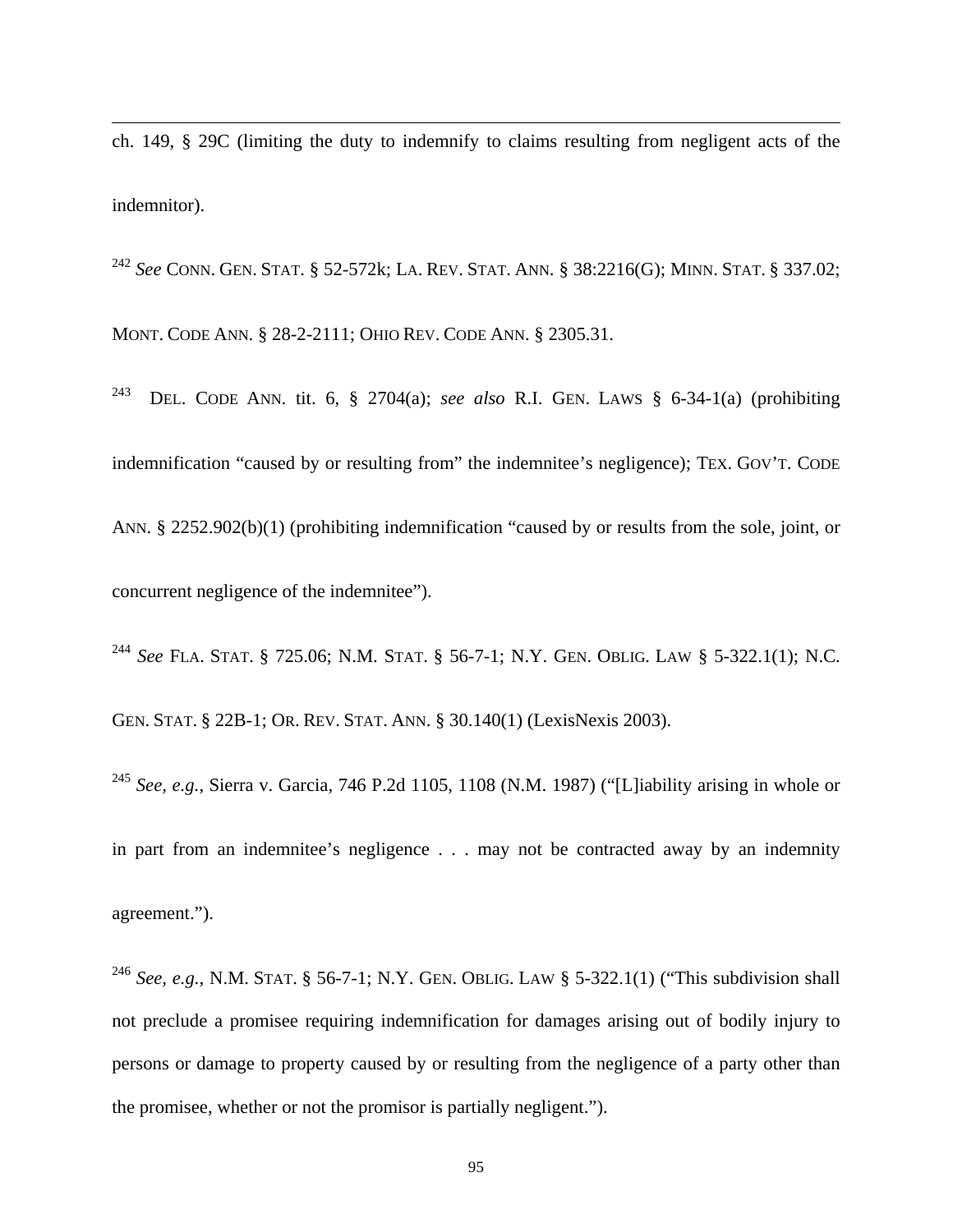ch. 149, § 29C (limiting the duty to indemnify to claims resulting from negligent acts of the indemnitor).

[242] *See* CONN. GEN. STAT. § 52-572k; LA. REV. STAT. ANN. § 38:2216(G); MINN. STAT. § 337.02; MONT. CODE ANN. § 28-2-2111; OHIO REV. CODE ANN. § 2305.31.

[243] DEL. CODE ANN. tit. 6, § 2704(a); *see also* R.I. GEN. LAWS § 6-34-1(a) (prohibiting indemnification "caused by or resulting from" the indemnitee's negligence); TEX. GOV'T. CODE ANN. § 2252.902(b)(1) (prohibiting indemnification "caused by or results from the sole, joint, or concurrent negligence of the indemnitee").

[244] *See* FLA. STAT. § 725.06; N.M. STAT. § 56-7-1; N.Y. GEN. OBLIG. LAW § 5-322.1(1); N.C. GEN. STAT. § 22B-1; OR. REV. STAT. ANN. § 30.140(1) (LexisNexis 2003).

[245] *See, e.g.*, Sierra v. Garcia, 746 P.2d 1105, 1108 (N.M. 1987) ("[L]iability arising in whole or in part from an indemnitee's negligence . . . may not be contracted away by an indemnity agreement.").

[246] *See, e.g.*, N.M. STAT. § 56-7-1; N.Y. GEN. OBLIG. LAW § 5-322.1(1) ("This subdivision shall not preclude a promisee requiring indemnification for damages arising out of bodily injury to persons or damage to property caused by or resulting from the negligence of a party other than the promisee, whether or not the promisor is partially negligent.").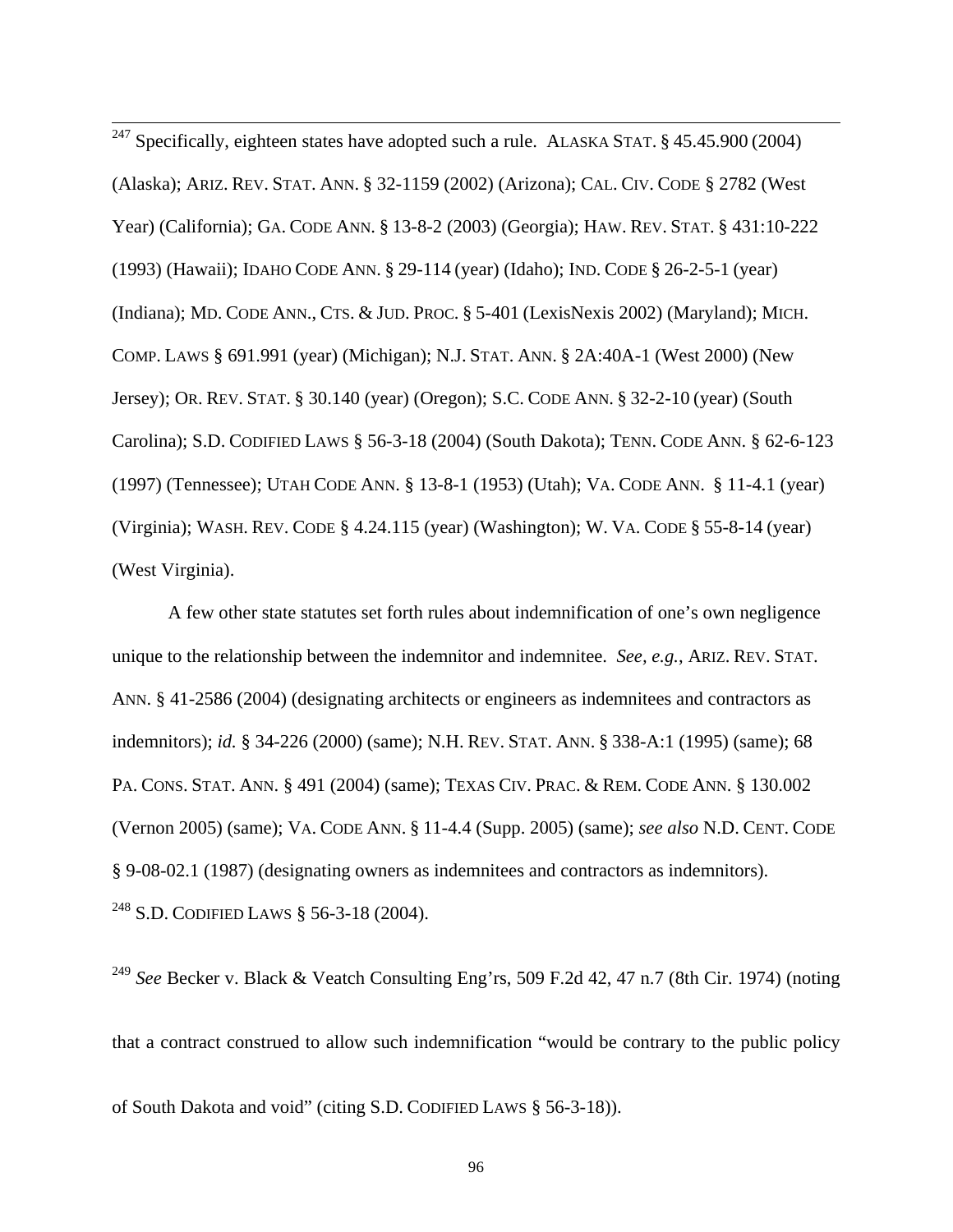[247] Specifically, eighteen states have adopted such a rule. ALASKA STAT. § 45.45.900 (2004) (Alaska); ARIZ. REV. STAT. ANN. § 32-1159 (2002) (Arizona); CAL. CIV. CODE § 2782 (West Year) (California); GA. CODE ANN. § 13-8-2 (2003) (Georgia); HAW. REV. STAT. § 431:10-222 (1993) (Hawaii); IDAHO CODE ANN. § 29-114 (year) (Idaho); IND. CODE § 26-2-5-1 (year) (Indiana); MD. CODE ANN., CTS. & JUD. PROC. § 5-401 (LexisNexis 2002) (Maryland); MICH. COMP. LAWS § 691.991 (year) (Michigan); N.J. STAT. ANN. § 2A:40A-1 (West 2000) (New Jersey); OR. REV. STAT. § 30.140 (year) (Oregon); S.C. CODE ANN. § 32-2-10 (year) (South Carolina); S.D. CODIFIED LAWS § 56-3-18 (2004) (South Dakota); TENN. CODE ANN. § 62-6-123 (1997) (Tennessee); UTAH CODE ANN. § 13-8-1 (1953) (Utah); VA. CODE ANN. § 11-4.1 (year) (Virginia); WASH. REV. CODE § 4.24.115 (year) (Washington); W. VA. CODE § 55-8-14 (year) (West Virginia).

A few other state statutes set forth rules about indemnification of one's own negligence unique to the relationship between the indemnitor and indemnitee. *See, e.g.*, ARIZ. REV. STAT. ANN. § 41-2586 (2004) (designating architects or engineers as indemnitees and contractors as indemnitors); *id.* § 34-226 (2000) (same); N.H. REV. STAT. ANN. § 338-A:1 (1995) (same); 68 PA. CONS. STAT. ANN. § 491 (2004) (same); TEXAS CIV. PRAC. & REM. CODE ANN. § 130.002 (Vernon 2005) (same); VA. CODE ANN. § 11-4.4 (Supp. 2005) (same); *see also* N.D. CENT. CODE § 9-08-02.1 (1987) (designating owners as indemnitees and contractors as indemnitors).

[248] S.D. CODIFIED LAWS § 56-3-18 (2004).

[249] *See* Becker v. Black & Veatch Consulting Eng'rs, 509 F.2d 42, 47 n.7 (8th Cir. 1974) (noting that a contract construed to allow such indemnification "would be contrary to the public policy of South Dakota and void" (citing S.D. CODIFIED LAWS § 56-3-18)).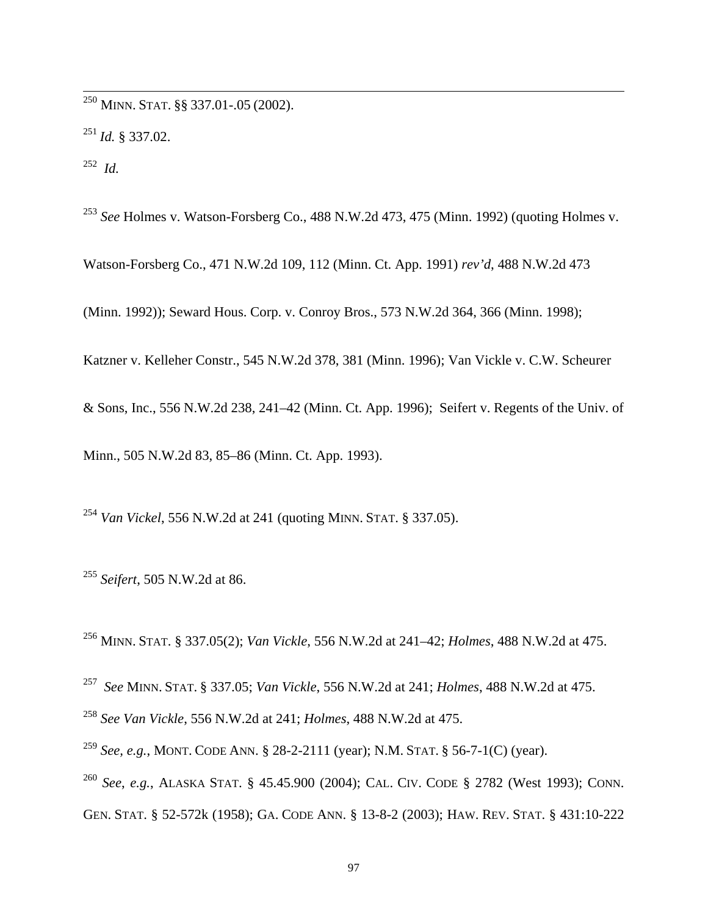[250] MINN. STAT. §§ 337.01-.05 (2002).

[251] *Id.* § 337.02.

[252] *Id.*

[253] *See* Holmes v. Watson-Forsberg Co., 488 N.W.2d 473, 475 (Minn. 1992) (quoting Holmes v. Watson-Forsberg Co., 471 N.W.2d 109, 112 (Minn. Ct. App. 1991) *rev'd*, 488 N.W.2d 473 (Minn. 1992)); Seward Hous. Corp. v. Conroy Bros., 573 N.W.2d 364, 366 (Minn. 1998); Katzner v. Kelleher Constr., 545 N.W.2d 378, 381 (Minn. 1996); Van Vickle v. C.W. Scheurer & Sons, Inc., 556 N.W.2d 238, 241–42 (Minn. Ct. App. 1996); Seifert v. Regents of the Univ. of Minn., 505 N.W.2d 83, 85–86 (Minn. Ct. App. 1993).

[254] *Van Vickel*, 556 N.W.2d at 241 (quoting MINN. STAT. § 337.05).

[255] *Seifert*, 505 N.W.2d at 86.

[256] MINN. STAT. § 337.05(2); *Van Vickle*, 556 N.W.2d at 241–42; *Holmes*, 488 N.W.2d at 475.

[257] *See* MINN. STAT. § 337.05; *Van Vickle*, 556 N.W.2d at 241; *Holmes*, 488 N.W.2d at 475.

[258] *See Van Vickle*, 556 N.W.2d at 241; *Holmes*, 488 N.W.2d at 475.

[259] *See, e.g.*, MONT. CODE ANN. § 28-2-2111 (year); N.M. STAT. § 56-7-1(C) (year).

[260] *See*, *e.g.*, ALASKA STAT. § 45.45.900 (2004); CAL. CIV. CODE § 2782 (West 1993); CONN. GEN. STAT. § 52-572k (1958); GA. CODE ANN. § 13-8-2 (2003); HAW. REV. STAT. § 431:10-222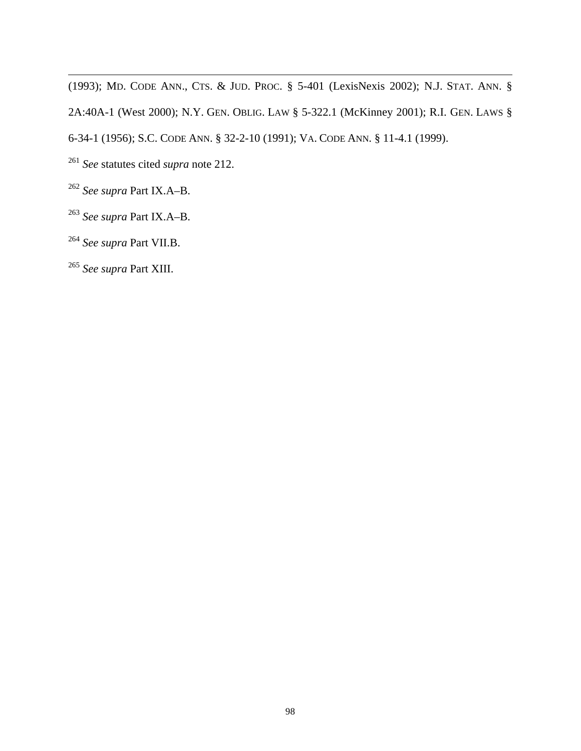(1993); MD. CODE ANN., CTS. & JUD. PROC. § 5-401 (LexisNexis 2002); N.J. STAT. ANN. § 2A:40A-1 (West 2000); N.Y. GEN. OBLIG. LAW § 5-322.1 (McKinney 2001); R.I. GEN. LAWS § 6-34-1 (1956); S.C. CODE ANN. § 32-2-10 (1991); VA. CODE ANN. § 11-4.1 (1999).

[261] *See* statutes cited *supra* note 212.

[262] *See supra* Part IX.A–B.

[263] *See supra* Part IX.A–B.

[264] *See supra* Part VII.B.

[265] *See supra* Part XIII.